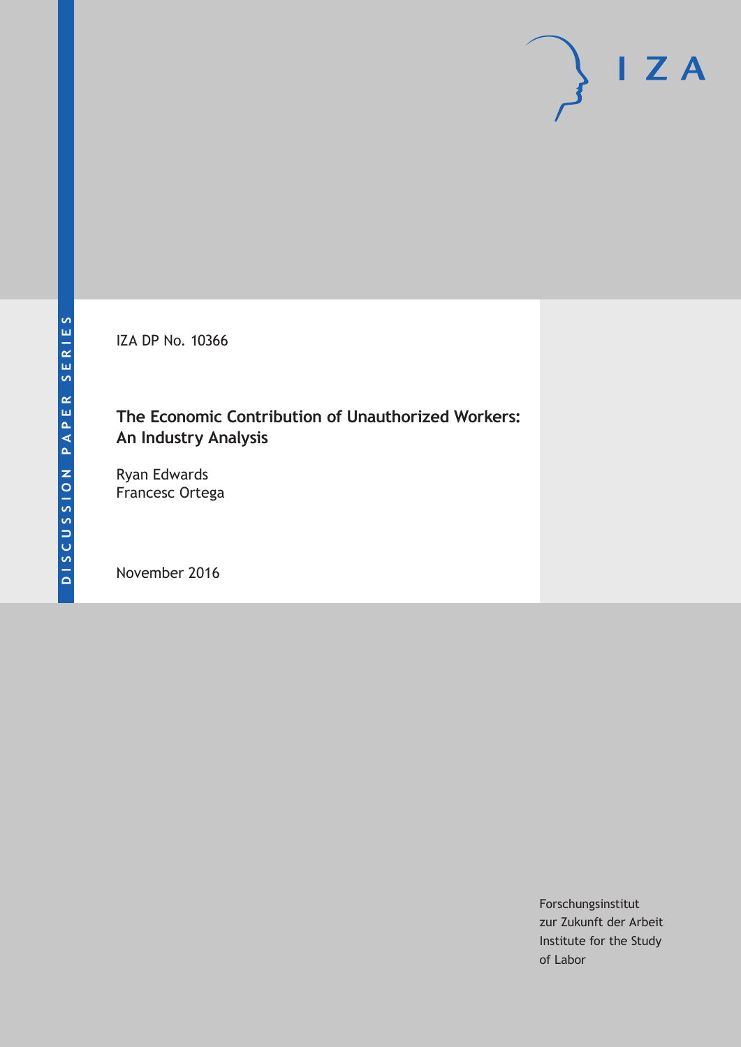DISCUSSION PAPER SERIES

IZA DP No. 10366

# The Economic Contribution of Unauthorized Workers: An Industry Analysis

Ryan Edwards
Francesc Ortega

November 2016

Forschungsinstitut
zur Zukunft der Arbeit
Institute for the Study
of Labor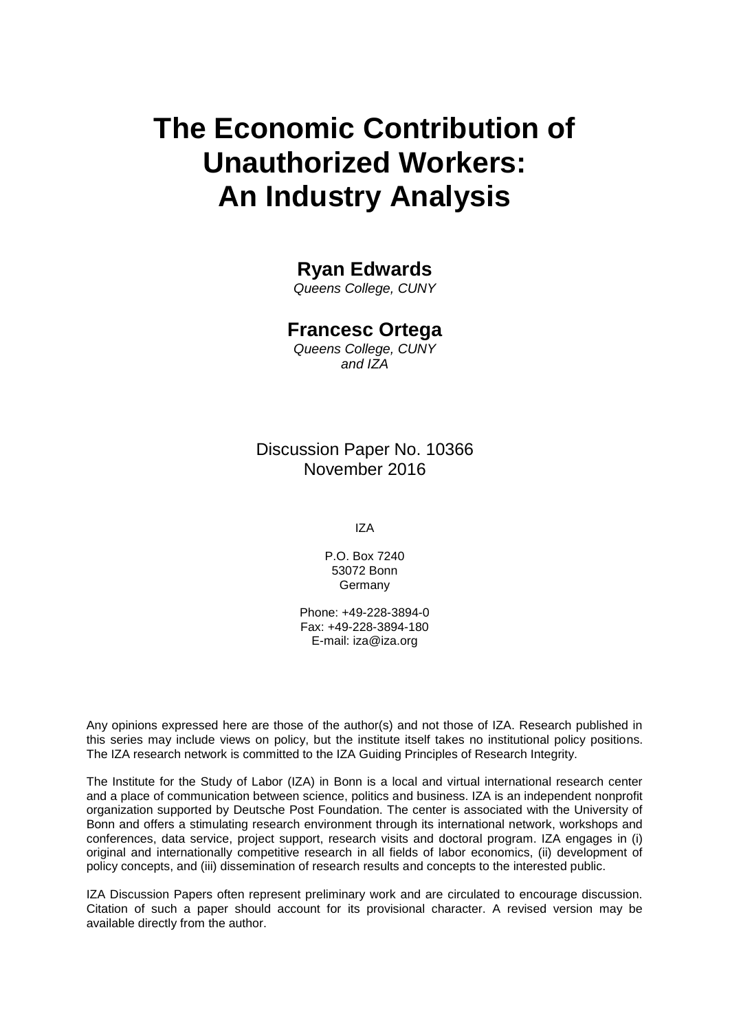# The Economic Contribution of Unauthorized Workers: An Industry Analysis

**Ryan Edwards**

*Queens College, CUNY*

**Francesc Ortega**

*Queens College, CUNY and IZA*

Discussion Paper No. 10366
November 2016

IZA

P.O. Box 7240
53072 Bonn
Germany

Phone: +49-228-3894-0
Fax: +49-228-3894-180
E-mail: iza@iza.org

Any opinions expressed here are those of the author(s) and not those of IZA. Research published in this series may include views on policy, but the institute itself takes no institutional policy positions. The IZA research network is committed to the IZA Guiding Principles of Research Integrity.

The Institute for the Study of Labor (IZA) in Bonn is a local and virtual international research center and a place of communication between science, politics and business. IZA is an independent nonprofit organization supported by Deutsche Post Foundation. The center is associated with the University of Bonn and offers a stimulating research environment through its international network, workshops and conferences, data service, project support, research visits and doctoral program. IZA engages in (i) original and internationally competitive research in all fields of labor economics, (ii) development of policy concepts, and (iii) dissemination of research results and concepts to the interested public.

IZA Discussion Papers often represent preliminary work and are circulated to encourage discussion. Citation of such a paper should account for its provisional character. A revised version may be available directly from the author.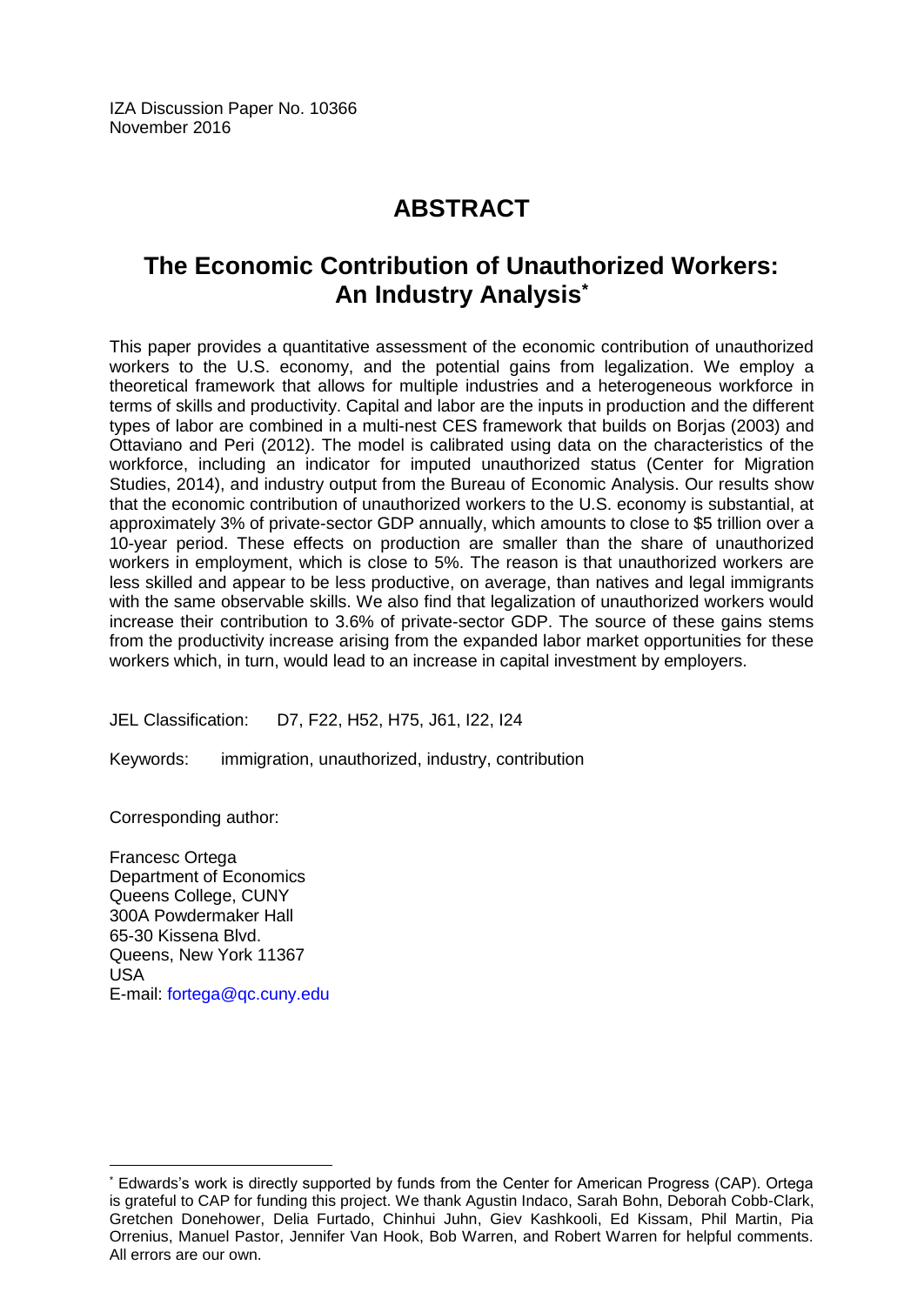IZA Discussion Paper No. 10366
November 2016

# ABSTRACT

## The Economic Contribution of Unauthorized Workers: An Industry Analysis*

This paper provides a quantitative assessment of the economic contribution of unauthorized workers to the U.S. economy, and the potential gains from legalization. We employ a theoretical framework that allows for multiple industries and a heterogeneous workforce in terms of skills and productivity. Capital and labor are the inputs in production and the different types of labor are combined in a multi-nest CES framework that builds on Borjas (2003) and Ottaviano and Peri (2012). The model is calibrated using data on the characteristics of the workforce, including an indicator for imputed unauthorized status (Center for Migration Studies, 2014), and industry output from the Bureau of Economic Analysis. Our results show that the economic contribution of unauthorized workers to the U.S. economy is substantial, at approximately 3% of private-sector GDP annually, which amounts to close to $5 trillion over a 10-year period. These effects on production are smaller than the share of unauthorized workers in employment, which is close to 5%. The reason is that unauthorized workers are less skilled and appear to be less productive, on average, than natives and legal immigrants with the same observable skills. We also find that legalization of unauthorized workers would increase their contribution to 3.6% of private-sector GDP. The source of these gains stems from the productivity increase arising from the expanded labor market opportunities for these workers which, in turn, would lead to an increase in capital investment by employers.

JEL Classification: D7, F22, H52, H75, J61, I22, I24

Keywords: immigration, unauthorized, industry, contribution

Corresponding author:

Francesc Ortega
Department of Economics
Queens College, CUNY
300A Powdermaker Hall
65-30 Kissena Blvd.
Queens, New York 11367
USA
E-mail: fortega@qc.cuny.edu

---

* Edwards's work is directly supported by funds from the Center for American Progress (CAP). Ortega is grateful to CAP for funding this project. We thank Agustin Indaco, Sarah Bohn, Deborah Cobb-Clark, Gretchen Donehower, Delia Furtado, Chinhui Juhn, Giev Kashkooli, Ed Kissam, Phil Martin, Pia Orrenius, Manuel Pastor, Jennifer Van Hook, Bob Warren, and Robert Warren for helpful comments. All errors are our own.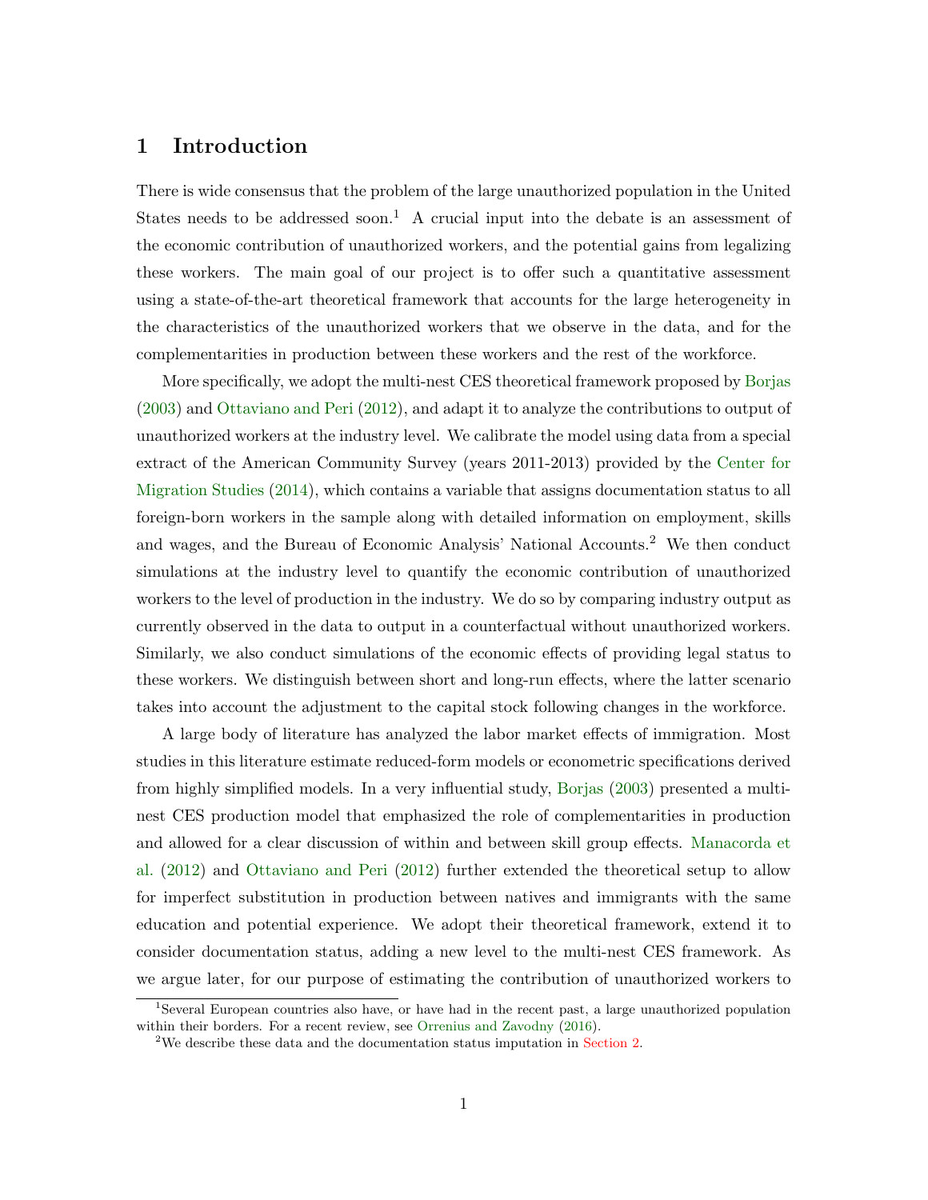# 1 Introduction

There is wide consensus that the problem of the large unauthorized population in the United States needs to be addressed soon.[1] A crucial input into the debate is an assessment of the economic contribution of unauthorized workers, and the potential gains from legalizing these workers. The main goal of our project is to offer such a quantitative assessment using a state-of-the-art theoretical framework that accounts for the large heterogeneity in the characteristics of the unauthorized workers that we observe in the data, and for the complementarities in production between these workers and the rest of the workforce.

More specifically, we adopt the multi-nest CES theoretical framework proposed by Borjas (2003) and Ottaviano and Peri (2012), and adapt it to analyze the contributions to output of unauthorized workers at the industry level. We calibrate the model using data from a special extract of the American Community Survey (years 2011-2013) provided by the Center for Migration Studies (2014), which contains a variable that assigns documentation status to all foreign-born workers in the sample along with detailed information on employment, skills and wages, and the Bureau of Economic Analysis' National Accounts.[2] We then conduct simulations at the industry level to quantify the economic contribution of unauthorized workers to the level of production in the industry. We do so by comparing industry output as currently observed in the data to output in a counterfactual without unauthorized workers. Similarly, we also conduct simulations of the economic effects of providing legal status to these workers. We distinguish between short and long-run effects, where the latter scenario takes into account the adjustment to the capital stock following changes in the workforce.

A large body of literature has analyzed the labor market effects of immigration. Most studies in this literature estimate reduced-form models or econometric specifications derived from highly simplified models. In a very influential study, Borjas (2003) presented a multi-nest CES production model that emphasized the role of complementarities in production and allowed for a clear discussion of within and between skill group effects. Manacorda et al. (2012) and Ottaviano and Peri (2012) further extended the theoretical setup to allow for imperfect substitution in production between natives and immigrants with the same education and potential experience. We adopt their theoretical framework, extend it to consider documentation status, adding a new level to the multi-nest CES framework. As we argue later, for our purpose of estimating the contribution of unauthorized workers to

[1] Several European countries also have, or have had in the recent past, a large unauthorized population within their borders. For a recent review, see Orrenius and Zavodny (2016).

[2] We describe these data and the documentation status imputation in Section 2.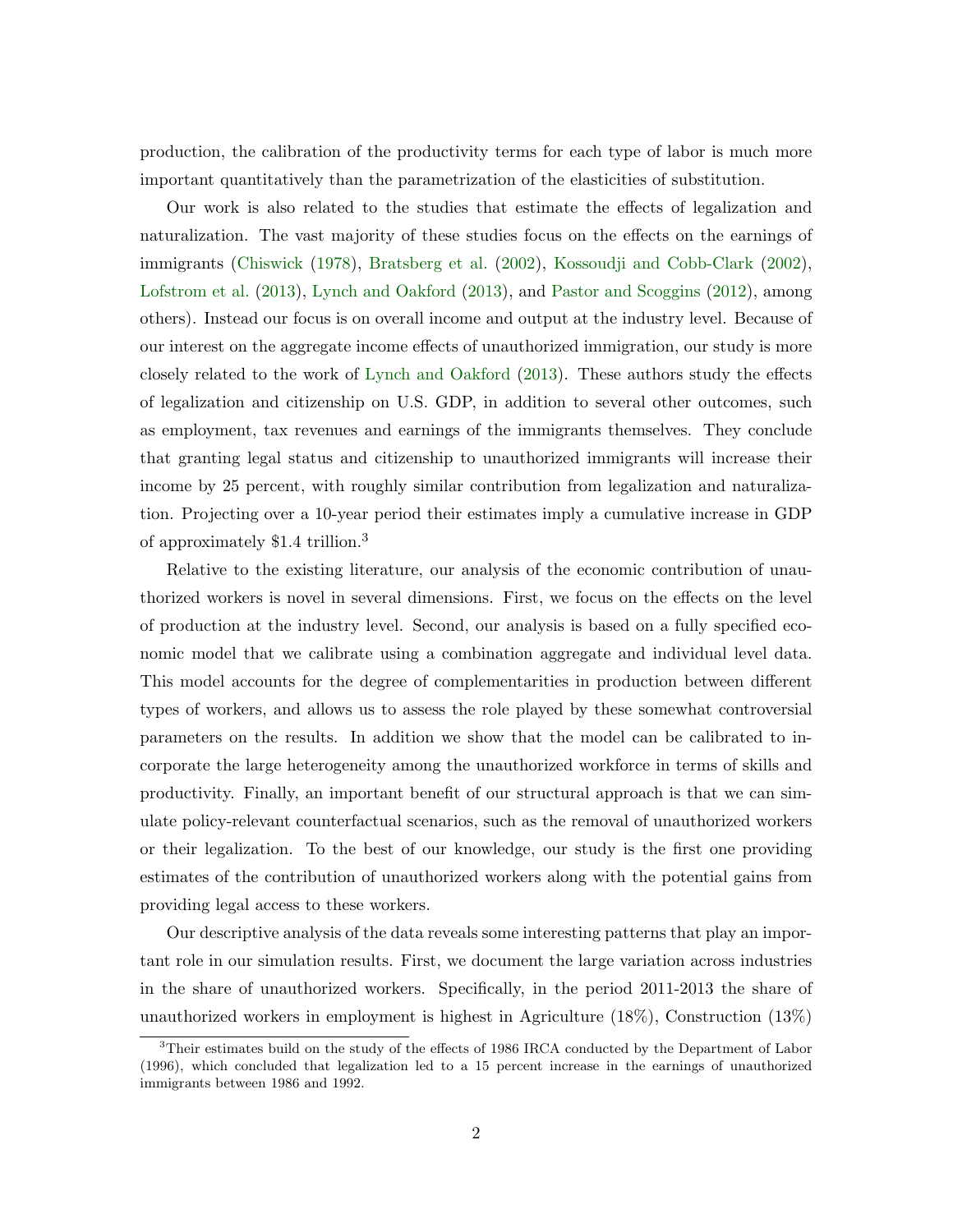production, the calibration of the productivity terms for each type of labor is much more important quantitatively than the parametrization of the elasticities of substitution.

Our work is also related to the studies that estimate the effects of legalization and naturalization. The vast majority of these studies focus on the effects on the earnings of immigrants (Chiswick (1978), Bratsberg et al. (2002), Kossoudji and Cobb-Clark (2002), Lofstrom et al. (2013), Lynch and Oakford (2013), and Pastor and Scoggins (2012), among others). Instead our focus is on overall income and output at the industry level. Because of our interest on the aggregate income effects of unauthorized immigration, our study is more closely related to the work of Lynch and Oakford (2013). These authors study the effects of legalization and citizenship on U.S. GDP, in addition to several other outcomes, such as employment, tax revenues and earnings of the immigrants themselves. They conclude that granting legal status and citizenship to unauthorized immigrants will increase their income by 25 percent, with roughly similar contribution from legalization and naturalization. Projecting over a 10-year period their estimates imply a cumulative increase in GDP of approximately \$1.4 trillion.[3]

Relative to the existing literature, our analysis of the economic contribution of unauthorized workers is novel in several dimensions. First, we focus on the effects on the level of production at the industry level. Second, our analysis is based on a fully specified economic model that we calibrate using a combination aggregate and individual level data. This model accounts for the degree of complementarities in production between different types of workers, and allows us to assess the role played by these somewhat controversial parameters on the results. In addition we show that the model can be calibrated to incorporate the large heterogeneity among the unauthorized workforce in terms of skills and productivity. Finally, an important benefit of our structural approach is that we can simulate policy-relevant counterfactual scenarios, such as the removal of unauthorized workers or their legalization. To the best of our knowledge, our study is the first one providing estimates of the contribution of unauthorized workers along with the potential gains from providing legal access to these workers.

Our descriptive analysis of the data reveals some interesting patterns that play an important role in our simulation results. First, we document the large variation across industries in the share of unauthorized workers. Specifically, in the period 2011-2013 the share of unauthorized workers in employment is highest in Agriculture (18%), Construction (13%)

[3] Their estimates build on the study of the effects of 1986 IRCA conducted by the Department of Labor (1996), which concluded that legalization led to a 15 percent increase in the earnings of unauthorized immigrants between 1986 and 1992.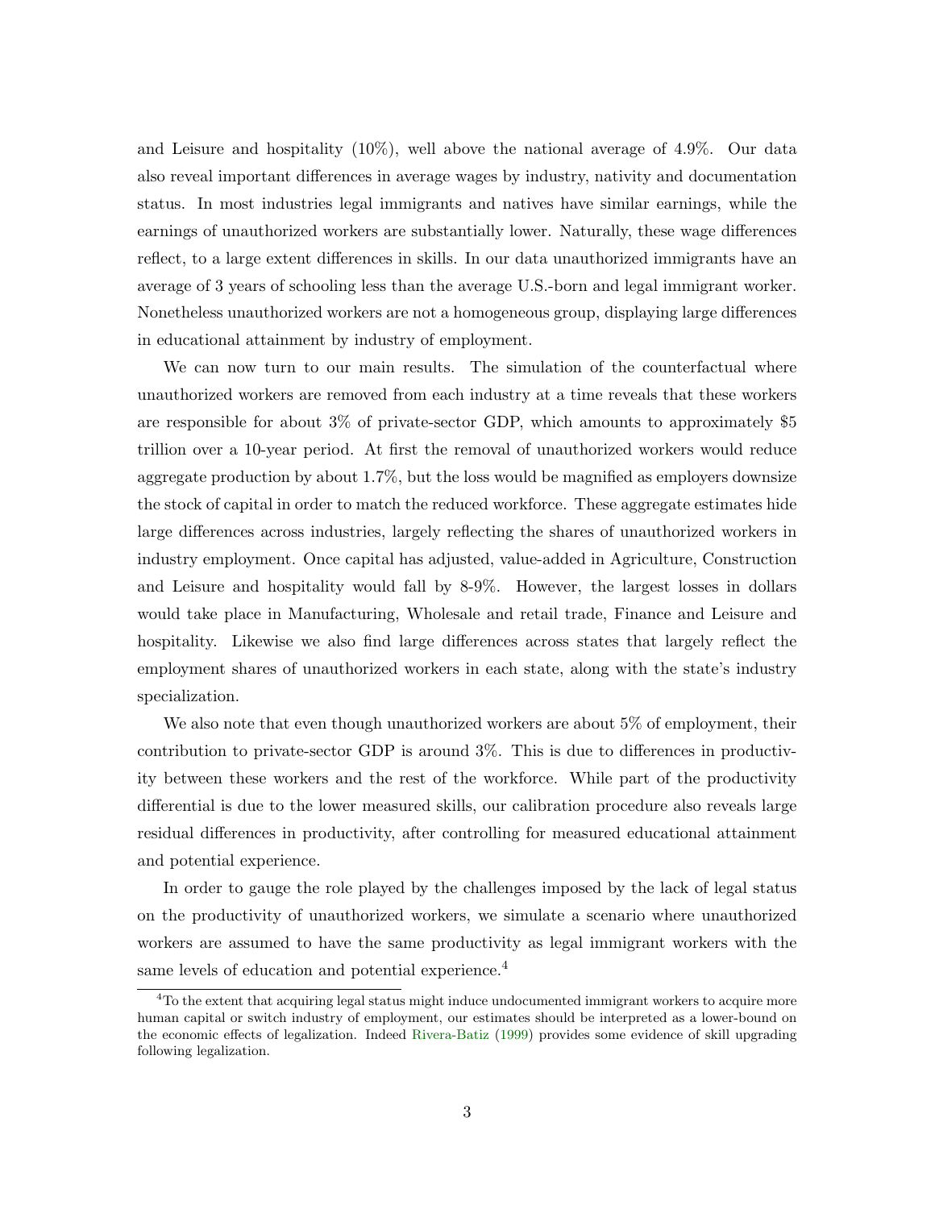and Leisure and hospitality (10%), well above the national average of 4.9%. Our data also reveal important differences in average wages by industry, nativity and documentation status. In most industries legal immigrants and natives have similar earnings, while the earnings of unauthorized workers are substantially lower. Naturally, these wage differences reflect, to a large extent differences in skills. In our data unauthorized immigrants have an average of 3 years of schooling less than the average U.S.-born and legal immigrant worker. Nonetheless unauthorized workers are not a homogeneous group, displaying large differences in educational attainment by industry of employment.

We can now turn to our main results. The simulation of the counterfactual where unauthorized workers are removed from each industry at a time reveals that these workers are responsible for about 3% of private-sector GDP, which amounts to approximately $5 trillion over a 10-year period. At first the removal of unauthorized workers would reduce aggregate production by about 1.7%, but the loss would be magnified as employers downsize the stock of capital in order to match the reduced workforce. These aggregate estimates hide large differences across industries, largely reflecting the shares of unauthorized workers in industry employment. Once capital has adjusted, value-added in Agriculture, Construction and Leisure and hospitality would fall by 8-9%. However, the largest losses in dollars would take place in Manufacturing, Wholesale and retail trade, Finance and Leisure and hospitality. Likewise we also find large differences across states that largely reflect the employment shares of unauthorized workers in each state, along with the state's industry specialization.

We also note that even though unauthorized workers are about 5% of employment, their contribution to private-sector GDP is around 3%. This is due to differences in productivity between these workers and the rest of the workforce. While part of the productivity differential is due to the lower measured skills, our calibration procedure also reveals large residual differences in productivity, after controlling for measured educational attainment and potential experience.

In order to gauge the role played by the challenges imposed by the lack of legal status on the productivity of unauthorized workers, we simulate a scenario where unauthorized workers are assumed to have the same productivity as legal immigrant workers with the same levels of education and potential experience.[4]

[4] To the extent that acquiring legal status might induce undocumented immigrant workers to acquire more human capital or switch industry of employment, our estimates should be interpreted as a lower-bound on the economic effects of legalization. Indeed Rivera-Batiz (1999) provides some evidence of skill upgrading following legalization.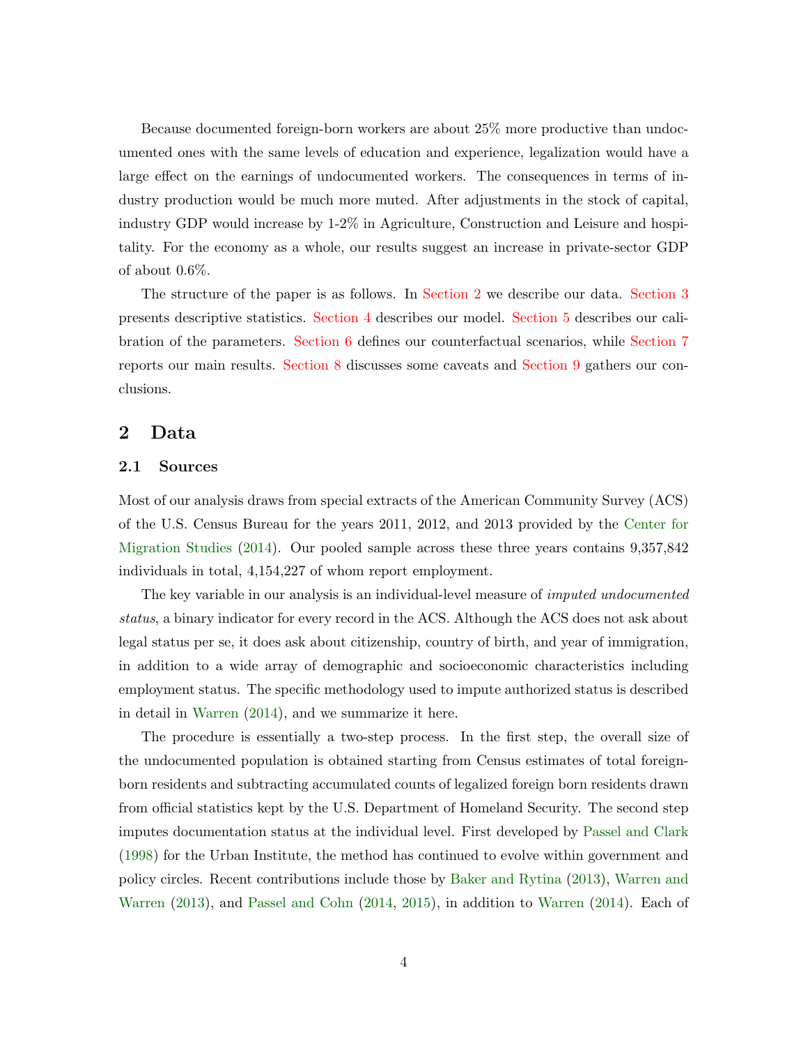Because documented foreign-born workers are about 25% more productive than undocumented ones with the same levels of education and experience, legalization would have a large effect on the earnings of undocumented workers. The consequences in terms of industry production would be much more muted. After adjustments in the stock of capital, industry GDP would increase by 1-2% in Agriculture, Construction and Leisure and hospitality. For the economy as a whole, our results suggest an increase in private-sector GDP of about 0.6%.

The structure of the paper is as follows. In Section 2 we describe our data. Section 3 presents descriptive statistics. Section 4 describes our model. Section 5 describes our calibration of the parameters. Section 6 defines our counterfactual scenarios, while Section 7 reports our main results. Section 8 discusses some caveats and Section 9 gathers our conclusions.

## 2 Data

### 2.1 Sources

Most of our analysis draws from special extracts of the American Community Survey (ACS) of the U.S. Census Bureau for the years 2011, 2012, and 2013 provided by the Center for Migration Studies (2014). Our pooled sample across these three years contains 9,357,842 individuals in total, 4,154,227 of whom report employment.

The key variable in our analysis is an individual-level measure of *imputed undocumented status*, a binary indicator for every record in the ACS. Although the ACS does not ask about legal status per se, it does ask about citizenship, country of birth, and year of immigration, in addition to a wide array of demographic and socioeconomic characteristics including employment status. The specific methodology used to impute authorized status is described in detail in Warren (2014), and we summarize it here.

The procedure is essentially a two-step process. In the first step, the overall size of the undocumented population is obtained starting from Census estimates of total foreign-born residents and subtracting accumulated counts of legalized foreign born residents drawn from official statistics kept by the U.S. Department of Homeland Security. The second step imputes documentation status at the individual level. First developed by Passel and Clark (1998) for the Urban Institute, the method has continued to evolve within government and policy circles. Recent contributions include those by Baker and Rytina (2013), Warren and Warren (2013), and Passel and Cohn (2014, 2015), in addition to Warren (2014). Each of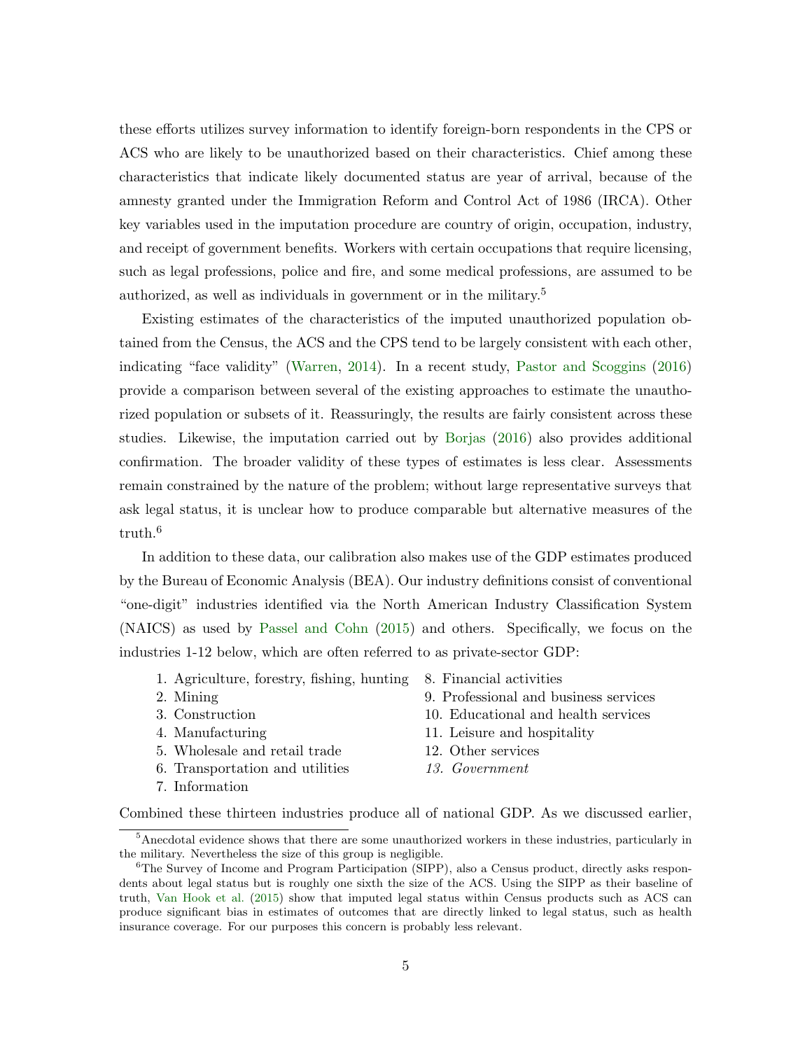these efforts utilizes survey information to identify foreign-born respondents in the CPS or ACS who are likely to be unauthorized based on their characteristics. Chief among these characteristics that indicate likely documented status are year of arrival, because of the amnesty granted under the Immigration Reform and Control Act of 1986 (IRCA). Other key variables used in the imputation procedure are country of origin, occupation, industry, and receipt of government benefits. Workers with certain occupations that require licensing, such as legal professions, police and fire, and some medical professions, are assumed to be authorized, as well as individuals in government or in the military.[5]

Existing estimates of the characteristics of the imputed unauthorized population obtained from the Census, the ACS and the CPS tend to be largely consistent with each other, indicating "face validity" (Warren, 2014). In a recent study, Pastor and Scoggins (2016) provide a comparison between several of the existing approaches to estimate the unauthorized population or subsets of it. Reassuringly, the results are fairly consistent across these studies. Likewise, the imputation carried out by Borjas (2016) also provides additional confirmation. The broader validity of these types of estimates is less clear. Assessments remain constrained by the nature of the problem; without large representative surveys that ask legal status, it is unclear how to produce comparable but alternative measures of the truth.[6]

In addition to these data, our calibration also makes use of the GDP estimates produced by the Bureau of Economic Analysis (BEA). Our industry definitions consist of conventional "one-digit" industries identified via the North American Industry Classification System (NAICS) as used by Passel and Cohn (2015) and others. Specifically, we focus on the industries 1-12 below, which are often referred to as private-sector GDP:

1. Agriculture, forestry, fishing, hunting
2. Mining
3. Construction
4. Manufacturing
5. Wholesale and retail trade
6. Transportation and utilities
7. Information
8. Financial activities
9. Professional and business services
10. Educational and health services
11. Leisure and hospitality
12. Other services
13. *Government*

Combined these thirteen industries produce all of national GDP. As we discussed earlier,

[5] Anecdotal evidence shows that there are some unauthorized workers in these industries, particularly in the military. Nevertheless the size of this group is negligible.

[6] The Survey of Income and Program Participation (SIPP), also a Census product, directly asks respondents about legal status but is roughly one sixth the size of the ACS. Using the SIPP as their baseline of truth, Van Hook et al. (2015) show that imputed legal status within Census products such as ACS can produce significant bias in estimates of outcomes that are directly linked to legal status, such as health insurance coverage. For our purposes this concern is probably less relevant.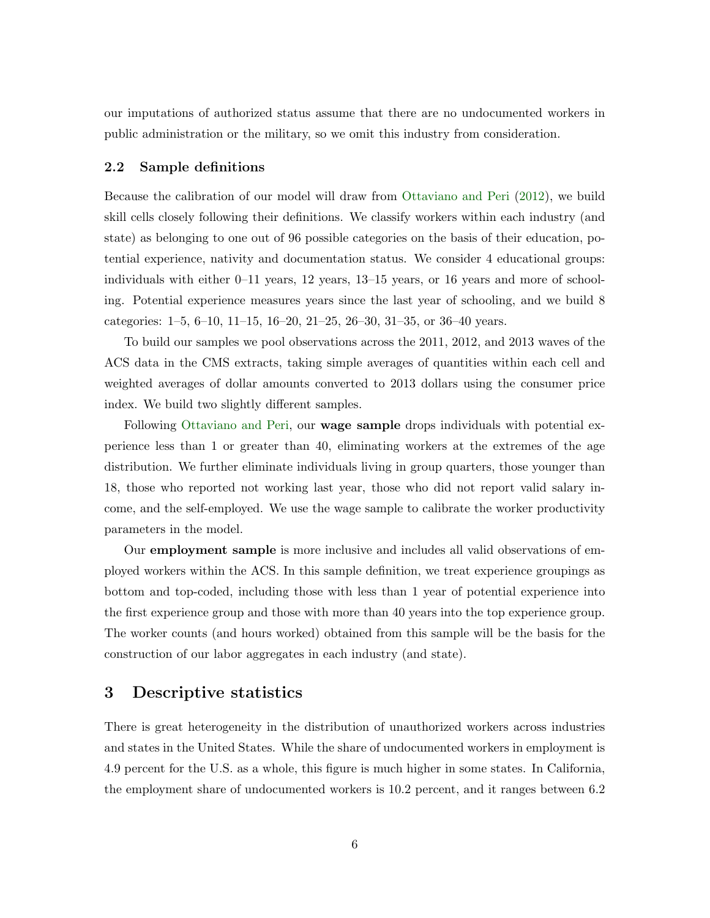our imputations of authorized status assume that there are no undocumented workers in public administration or the military, so we omit this industry from consideration.

### 2.2 Sample definitions

Because the calibration of our model will draw from Ottaviano and Peri (2012), we build skill cells closely following their definitions. We classify workers within each industry (and state) as belonging to one out of 96 possible categories on the basis of their education, potential experience, nativity and documentation status. We consider 4 educational groups: individuals with either 0–11 years, 12 years, 13–15 years, or 16 years and more of schooling. Potential experience measures years since the last year of schooling, and we build 8 categories: 1–5, 6–10, 11–15, 16–20, 21–25, 26–30, 31–35, or 36–40 years.

To build our samples we pool observations across the 2011, 2012, and 2013 waves of the ACS data in the CMS extracts, taking simple averages of quantities within each cell and weighted averages of dollar amounts converted to 2013 dollars using the consumer price index. We build two slightly different samples.

Following Ottaviano and Peri, our **wage sample** drops individuals with potential experience less than 1 or greater than 40, eliminating workers at the extremes of the age distribution. We further eliminate individuals living in group quarters, those younger than 18, those who reported not working last year, those who did not report valid salary income, and the self-employed. We use the wage sample to calibrate the worker productivity parameters in the model.

Our **employment sample** is more inclusive and includes all valid observations of employed workers within the ACS. In this sample definition, we treat experience groupings as bottom and top-coded, including those with less than 1 year of potential experience into the first experience group and those with more than 40 years into the top experience group. The worker counts (and hours worked) obtained from this sample will be the basis for the construction of our labor aggregates in each industry (and state).

## 3 Descriptive statistics

There is great heterogeneity in the distribution of unauthorized workers across industries and states in the United States. While the share of undocumented workers in employment is 4.9 percent for the U.S. as a whole, this figure is much higher in some states. In California, the employment share of undocumented workers is 10.2 percent, and it ranges between 6.2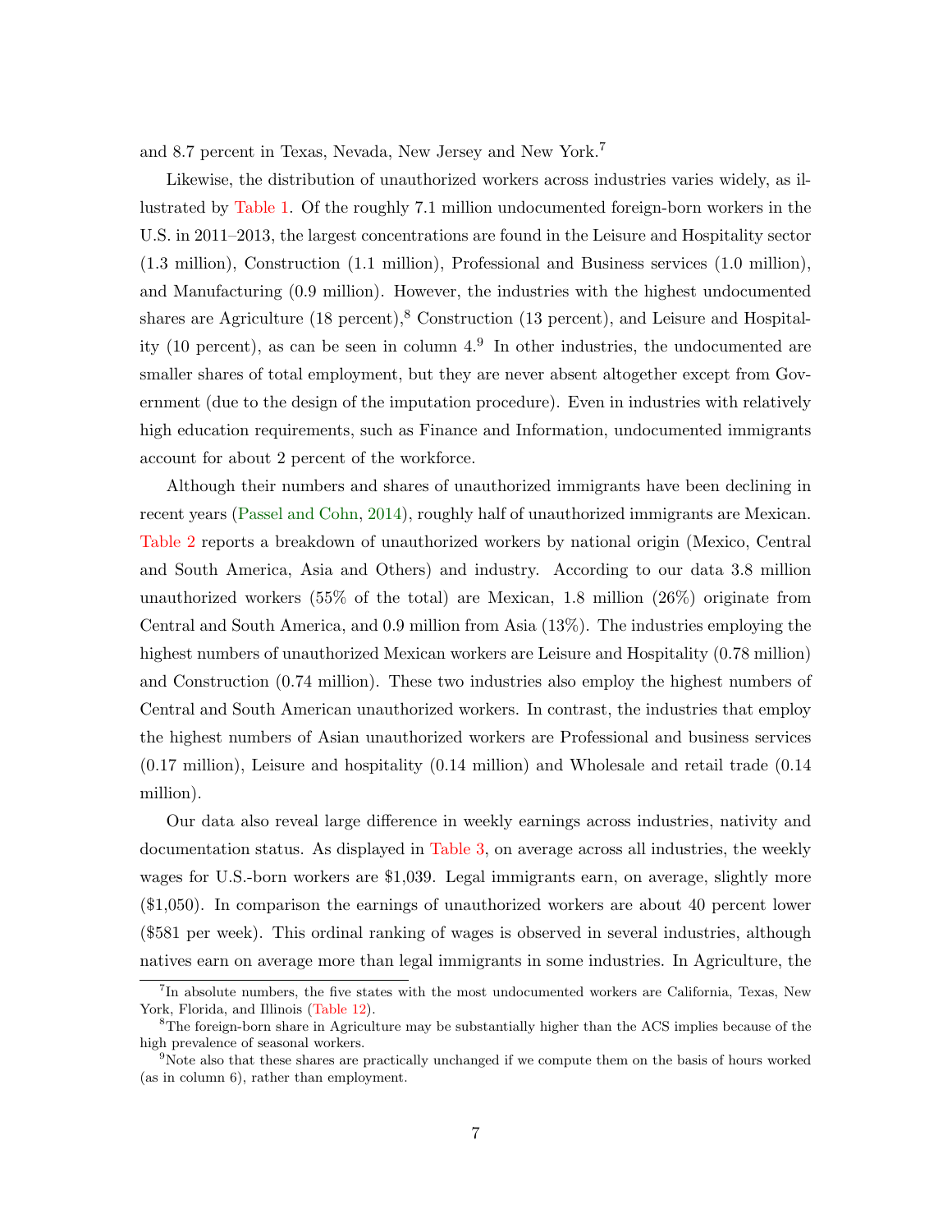and 8.7 percent in Texas, Nevada, New Jersey and New York.[7]

Likewise, the distribution of unauthorized workers across industries varies widely, as illustrated by Table 1. Of the roughly 7.1 million undocumented foreign-born workers in the U.S. in 2011–2013, the largest concentrations are found in the Leisure and Hospitality sector (1.3 million), Construction (1.1 million), Professional and Business services (1.0 million), and Manufacturing (0.9 million). However, the industries with the highest undocumented shares are Agriculture (18 percent),[8] Construction (13 percent), and Leisure and Hospitality (10 percent), as can be seen in column 4.[9] In other industries, the undocumented are smaller shares of total employment, but they are never absent altogether except from Government (due to the design of the imputation procedure). Even in industries with relatively high education requirements, such as Finance and Information, undocumented immigrants account for about 2 percent of the workforce.

Although their numbers and shares of unauthorized immigrants have been declining in recent years (Passel and Cohn, 2014), roughly half of unauthorized immigrants are Mexican. Table 2 reports a breakdown of unauthorized workers by national origin (Mexico, Central and South America, Asia and Others) and industry. According to our data 3.8 million unauthorized workers (55% of the total) are Mexican, 1.8 million (26%) originate from Central and South America, and 0.9 million from Asia (13%). The industries employing the highest numbers of unauthorized Mexican workers are Leisure and Hospitality (0.78 million) and Construction (0.74 million). These two industries also employ the highest numbers of Central and South American unauthorized workers. In contrast, the industries that employ the highest numbers of Asian unauthorized workers are Professional and business services (0.17 million), Leisure and hospitality (0.14 million) and Wholesale and retail trade (0.14 million).

Our data also reveal large difference in weekly earnings across industries, nativity and documentation status. As displayed in Table 3, on average across all industries, the weekly wages for U.S.-born workers are $1,039. Legal immigrants earn, on average, slightly more ($1,050). In comparison the earnings of unauthorized workers are about 40 percent lower ($581 per week). This ordinal ranking of wages is observed in several industries, although natives earn on average more than legal immigrants in some industries. In Agriculture, the

[7] In absolute numbers, the five states with the most undocumented workers are California, Texas, New York, Florida, and Illinois (Table 12).

[8] The foreign-born share in Agriculture may be substantially higher than the ACS implies because of the high prevalence of seasonal workers.

[9] Note also that these shares are practically unchanged if we compute them on the basis of hours worked (as in column 6), rather than employment.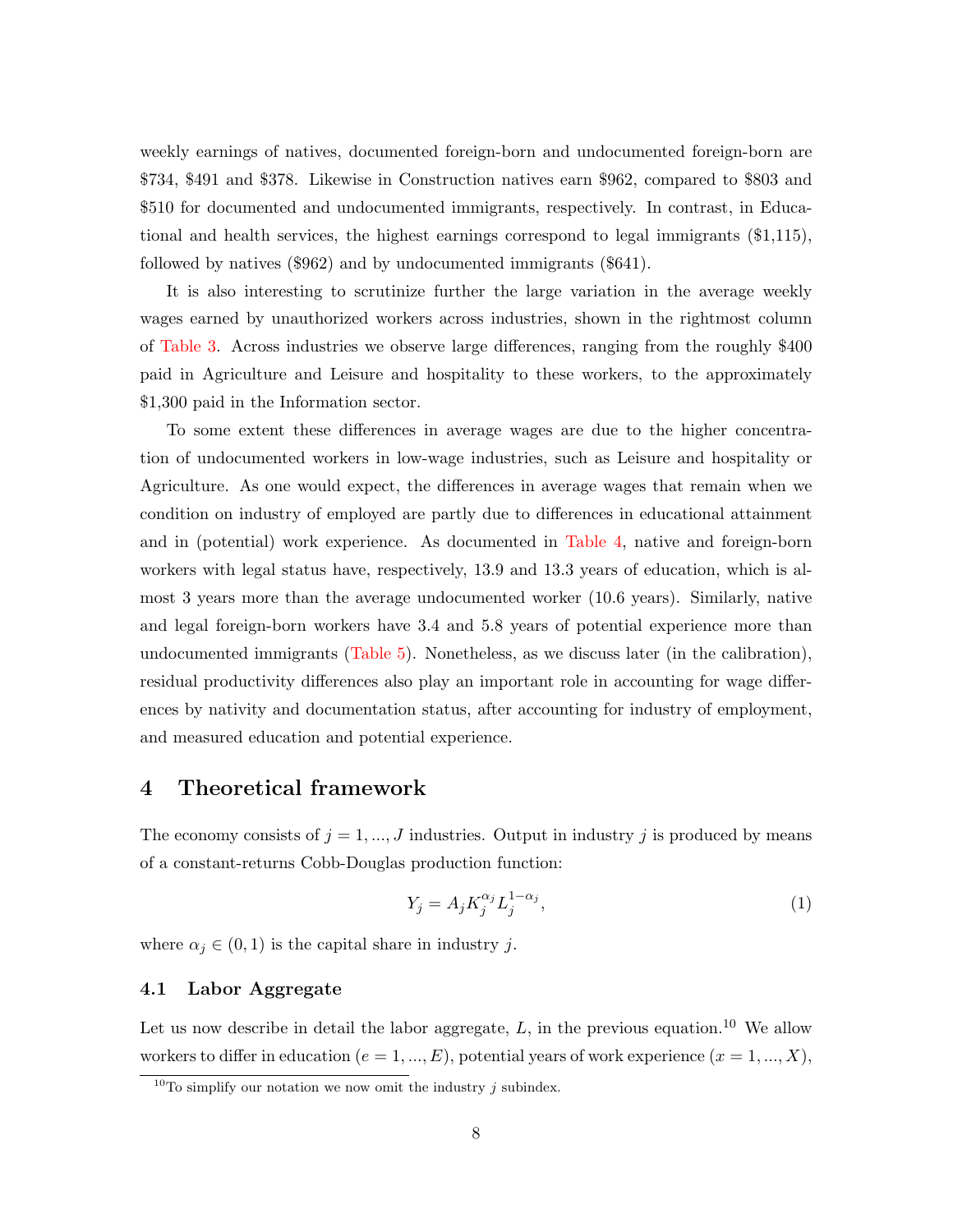weekly earnings of natives, documented foreign-born and undocumented foreign-born are \$734, \$491 and \$378. Likewise in Construction natives earn \$962, compared to \$803 and \$510 for documented and undocumented immigrants, respectively. In contrast, in Educational and health services, the highest earnings correspond to legal immigrants (\$1,115), followed by natives (\$962) and by undocumented immigrants (\$641).

It is also interesting to scrutinize further the large variation in the average weekly wages earned by unauthorized workers across industries, shown in the rightmost column of Table 3. Across industries we observe large differences, ranging from the roughly \$400 paid in Agriculture and Leisure and hospitality to these workers, to the approximately \$1,300 paid in the Information sector.

To some extent these differences in average wages are due to the higher concentration of undocumented workers in low-wage industries, such as Leisure and hospitality or Agriculture. As one would expect, the differences in average wages that remain when we condition on industry of employed are partly due to differences in educational attainment and in (potential) work experience. As documented in Table 4, native and foreign-born workers with legal status have, respectively, 13.9 and 13.3 years of education, which is almost 3 years more than the average undocumented worker (10.6 years). Similarly, native and legal foreign-born workers have 3.4 and 5.8 years of potential experience more than undocumented immigrants (Table 5). Nonetheless, as we discuss later (in the calibration), residual productivity differences also play an important role in accounting for wage differences by nativity and documentation status, after accounting for industry of employment, and measured education and potential experience.

# 4 Theoretical framework

The economy consists of $j = 1, ..., J$ industries. Output in industry $j$ is produced by means of a constant-returns Cobb-Douglas production function:

$$Y_j = A_j K_j^{\alpha_j} L_j^{1-\alpha_j}, \tag{1}$$

where $\alpha_j \in (0, 1)$ is the capital share in industry $j$.

## 4.1 Labor Aggregate

Let us now describe in detail the labor aggregate, $L$, in the previous equation.[10] We allow workers to differ in education ($e = 1, ..., E$), potential years of work experience ($x = 1, ..., X$),

[10] To simplify our notation we now omit the industry $j$ subindex.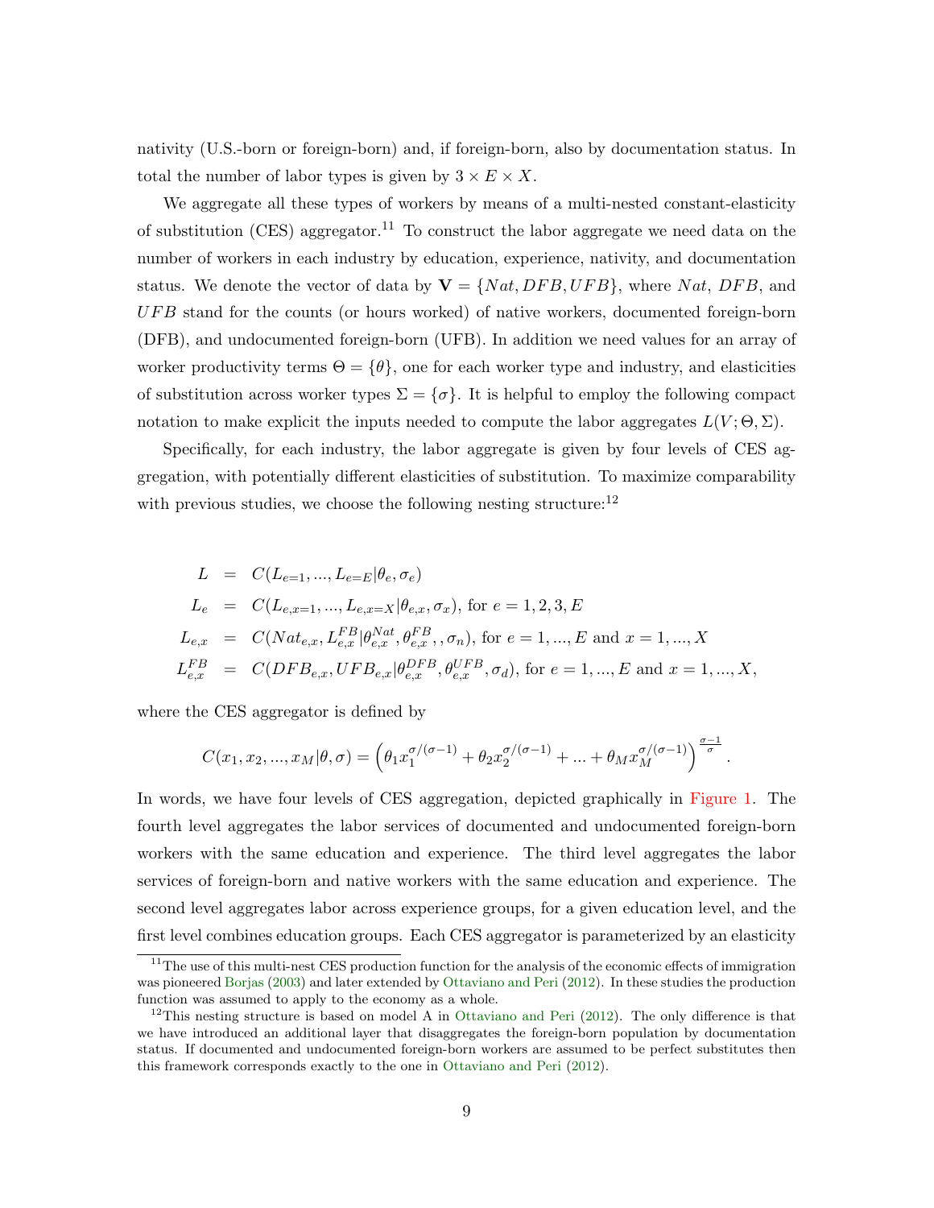nativity (U.S.-born or foreign-born) and, if foreign-born, also by documentation status. In total the number of labor types is given by $3 \times E \times X$.

We aggregate all these types of workers by means of a multi-nested constant-elasticity of substitution (CES) aggregator.[11] To construct the labor aggregate we need data on the number of workers in each industry by education, experience, nativity, and documentation status. We denote the vector of data by $\mathbf{V} = \{Nat, DFB, UFB\}$, where $Nat$, $DFB$, and $UFB$ stand for the counts (or hours worked) of native workers, documented foreign-born (DFB), and undocumented foreign-born (UFB). In addition we need values for an array of worker productivity terms $\Theta = \{\theta\}$, one for each worker type and industry, and elasticities of substitution across worker types $\Sigma = \{\sigma\}$. It is helpful to employ the following compact notation to make explicit the inputs needed to compute the labor aggregates $L(V; \Theta, \Sigma)$.

Specifically, for each industry, the labor aggregate is given by four levels of CES aggregation, with potentially different elasticities of substitution. To maximize comparability with previous studies, we choose the following nesting structure:[12]

$$
\begin{aligned}
L &= C(L_{e=1}, ..., L_{e=E} | \theta_e, \sigma_e) \\
L_e &= C(L_{e,x=1}, ..., L_{e,x=X} | \theta_{e,x}, \sigma_x), \text{ for } e = 1, 2, 3, E \\
L_{e,x} &= C(Nat_{e,x}, L^{FB}_{e,x} | \theta^{Nat}_{e,x}, \theta^{FB}_{e,x}, , \sigma_n), \text{ for } e = 1, ..., E \text{ and } x = 1, ..., X \\
L^{FB}_{e,x} &= C(DFB_{e,x}, UFB_{e,x} | \theta^{DFB}_{e,x}, \theta^{UFB}_{e,x}, \sigma_d), \text{ for } e = 1, ..., E \text{ and } x = 1, ..., X,
\end{aligned}
$$

where the CES aggregator is defined by

$$
C(x_1, x_2, ..., x_M | \theta, \sigma) = \left( \theta_1 x_1^{\sigma/(\sigma-1)} + \theta_2 x_2^{\sigma/(\sigma-1)} + ... + \theta_M x_M^{\sigma/(\sigma-1)} \right)^{\frac{\sigma-1}{\sigma}}.
$$

In words, we have four levels of CES aggregation, depicted graphically in Figure 1. The fourth level aggregates the labor services of documented and undocumented foreign-born workers with the same education and experience. The third level aggregates the labor services of foreign-born and native workers with the same education and experience. The second level aggregates labor across experience groups, for a given education level, and the first level combines education groups. Each CES aggregator is parameterized by an elasticity

[11] The use of this multi-nest CES production function for the analysis of the economic effects of immigration was pioneered Borjas (2003) and later extended by Ottaviano and Peri (2012). In these studies the production function was assumed to apply to the economy as a whole.

[12] This nesting structure is based on model A in Ottaviano and Peri (2012). The only difference is that we have introduced an additional layer that disaggregates the foreign-born population by documentation status. If documented and undocumented foreign-born workers are assumed to be perfect substitutes then this framework corresponds exactly to the one in Ottaviano and Peri (2012).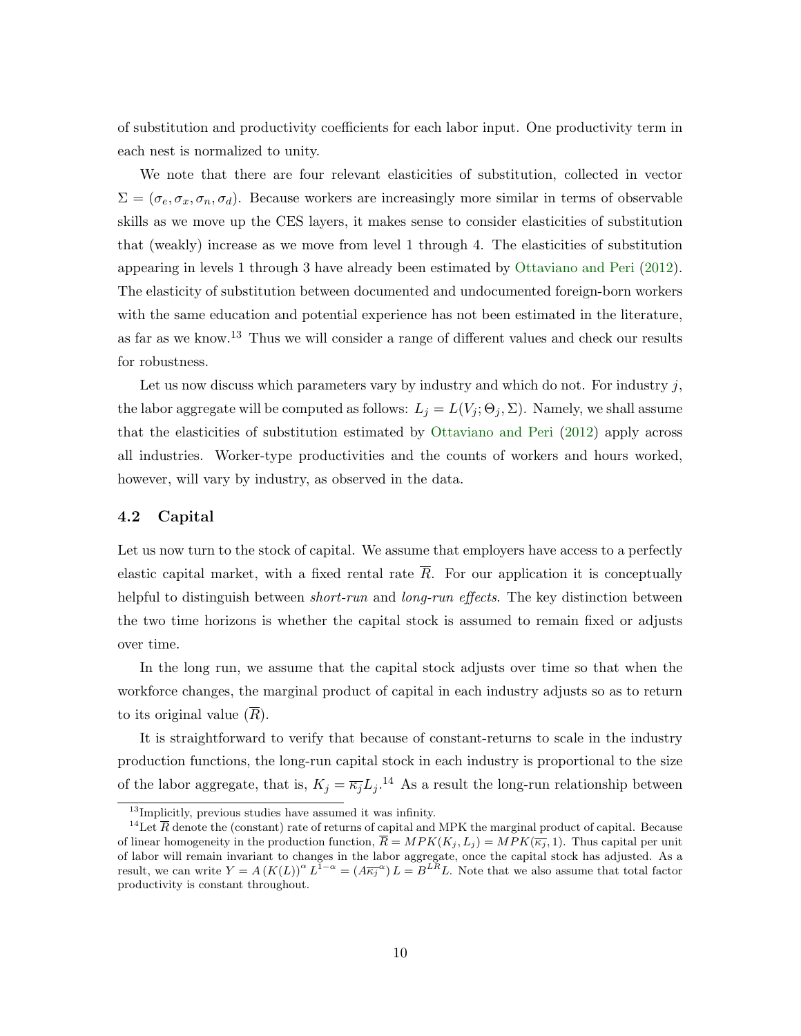of substitution and productivity coefficients for each labor input. One productivity term in each nest is normalized to unity.

We note that there are four relevant elasticities of substitution, collected in vector $\Sigma = (\sigma_e, \sigma_x, \sigma_n, \sigma_d)$. Because workers are increasingly more similar in terms of observable skills as we move up the CES layers, it makes sense to consider elasticities of substitution that (weakly) increase as we move from level 1 through 4. The elasticities of substitution appearing in levels 1 through 3 have already been estimated by Ottaviano and Peri (2012). The elasticity of substitution between documented and undocumented foreign-born workers with the same education and potential experience has not been estimated in the literature, as far as we know.[13] Thus we will consider a range of different values and check our results for robustness.

Let us now discuss which parameters vary by industry and which do not. For industry $j$, the labor aggregate will be computed as follows: $L_j = L(V_j; \Theta_j, \Sigma)$. Namely, we shall assume that the elasticities of substitution estimated by Ottaviano and Peri (2012) apply across all industries. Worker-type productivities and the counts of workers and hours worked, however, will vary by industry, as observed in the data.

### 4.2 Capital

Let us now turn to the stock of capital. We assume that employers have access to a perfectly elastic capital market, with a fixed rental rate $\overline{R}$. For our application it is conceptually helpful to distinguish between *short-run* and *long-run effects*. The key distinction between the two time horizons is whether the capital stock is assumed to remain fixed or adjusts over time.

In the long run, we assume that the capital stock adjusts over time so that when the workforce changes, the marginal product of capital in each industry adjusts so as to return to its original value ($\overline{R}$).

It is straightforward to verify that because of constant-returns to scale in the industry production functions, the long-run capital stock in each industry is proportional to the size of the labor aggregate, that is, $K_j = \overline{\kappa_j} L_j$.[14] As a result the long-run relationship between

[13] Implicitly, previous studies have assumed it was infinity.

[14] Let $\overline{R}$ denote the (constant) rate of returns of capital and MPK the marginal product of capital. Because of linear homogeneity in the production function, $\overline{R} = MPK(K_j, L_j) = MPK(\overline{\kappa_j}, 1)$. Thus capital per unit of labor will remain invariant to changes in the labor aggregate, once the capital stock has adjusted. As a result, we can write $Y = A\,(K(L))^{\alpha}\, L^{1-\alpha} = (A\overline{\kappa_j}^{\alpha})\, L = B^{LR} L$. Note that we also assume that total factor productivity is constant throughout.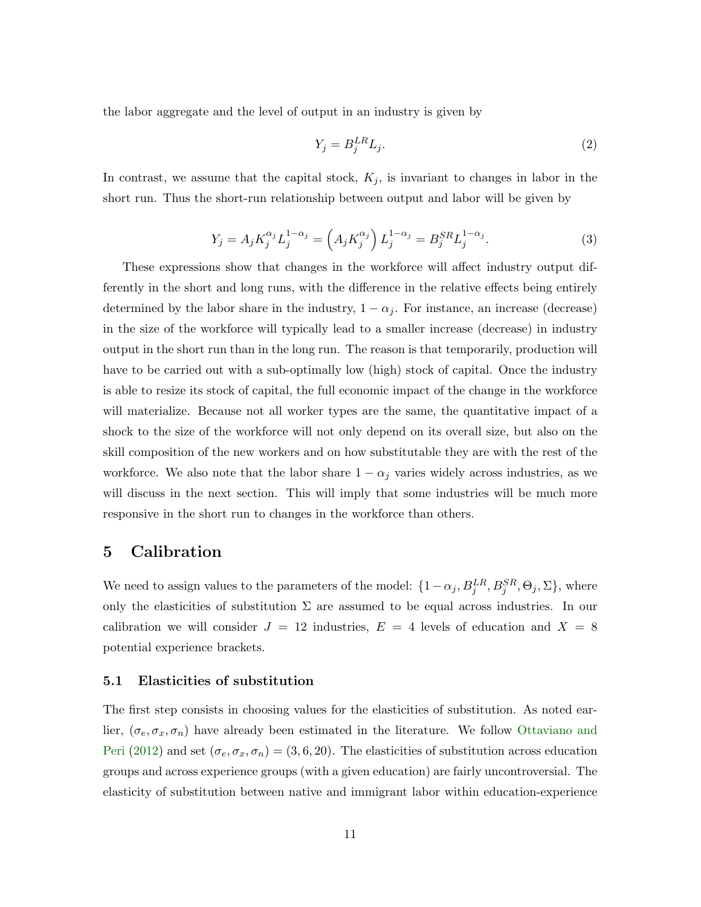the labor aggregate and the level of output in an industry is given by

$$Y_j = B_j^{LR} L_j. \tag{2}$$

In contrast, we assume that the capital stock, $K_j$, is invariant to changes in labor in the short run. Thus the short-run relationship between output and labor will be given by

$$Y_j = A_j K_j^{\alpha_j} L_j^{1-\alpha_j} = \left(A_j K_j^{\alpha_j}\right) L_j^{1-\alpha_j} = B_j^{SR} L_j^{1-\alpha_j}. \tag{3}$$

These expressions show that changes in the workforce will affect industry output differently in the short and long runs, with the difference in the relative effects being entirely determined by the labor share in the industry, $1-\alpha_j$. For instance, an increase (decrease) in the size of the workforce will typically lead to a smaller increase (decrease) in industry output in the short run than in the long run. The reason is that temporarily, production will have to be carried out with a sub-optimally low (high) stock of capital. Once the industry is able to resize its stock of capital, the full economic impact of the change in the workforce will materialize. Because not all worker types are the same, the quantitative impact of a shock to the size of the workforce will not only depend on its overall size, but also on the skill composition of the new workers and on how substitutable they are with the rest of the workforce. We also note that the labor share $1-\alpha_j$ varies widely across industries, as we will discuss in the next section. This will imply that some industries will be much more responsive in the short run to changes in the workforce than others.

## 5 Calibration

We need to assign values to the parameters of the model: $\{1-\alpha_j, B_j^{LR}, B_j^{SR}, \Theta_j, \Sigma\}$, where only the elasticities of substitution $\Sigma$ are assumed to be equal across industries. In our calibration we will consider $J = 12$ industries, $E = 4$ levels of education and $X = 8$ potential experience brackets.

### 5.1 Elasticities of substitution

The first step consists in choosing values for the elasticities of substitution. As noted earlier, $(\sigma_e, \sigma_x, \sigma_n)$ have already been estimated in the literature. We follow Ottaviano and Peri (2012) and set $(\sigma_e, \sigma_x, \sigma_n) = (3, 6, 20)$. The elasticities of substitution across education groups and across experience groups (with a given education) are fairly uncontroversial. The elasticity of substitution between native and immigrant labor within education-experience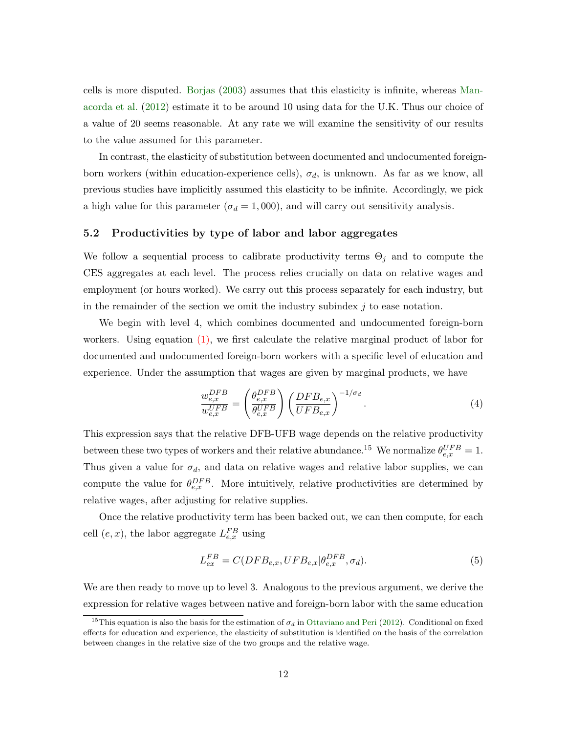cells is more disputed. Borjas (2003) assumes that this elasticity is infinite, whereas Manacorda et al. (2012) estimate it to be around 10 using data for the U.K. Thus our choice of a value of 20 seems reasonable. At any rate we will examine the sensitivity of our results to the value assumed for this parameter.

In contrast, the elasticity of substitution between documented and undocumented foreign-born workers (within education-experience cells), $\sigma_d$, is unknown. As far as we know, all previous studies have implicitly assumed this elasticity to be infinite. Accordingly, we pick a high value for this parameter ($\sigma_d = 1,000$), and will carry out sensitivity analysis.

### 5.2 Productivities by type of labor and labor aggregates

We follow a sequential process to calibrate productivity terms $\Theta_j$ and to compute the CES aggregates at each level. The process relies crucially on data on relative wages and employment (or hours worked). We carry out this process separately for each industry, but in the remainder of the section we omit the industry subindex $j$ to ease notation.

We begin with level 4, which combines documented and undocumented foreign-born workers. Using equation (1), we first calculate the relative marginal product of labor for documented and undocumented foreign-born workers with a specific level of education and experience. Under the assumption that wages are given by marginal products, we have

$$\frac{w^{DFB}_{e,x}}{w^{UFB}_{e,x}} = \left(\frac{\theta^{DFB}_{e,x}}{\theta^{UFB}_{e,x}}\right)\left(\frac{DFB_{e,x}}{UFB_{e,x}}\right)^{-1/\sigma_d}. \tag{4}$$

This expression says that the relative DFB-UFB wage depends on the relative productivity between these two types of workers and their relative abundance.[15] We normalize $\theta^{UFB}_{e,x} = 1$. Thus given a value for $\sigma_d$, and data on relative wages and relative labor supplies, we can compute the value for $\theta^{DFB}_{e,x}$. More intuitively, relative productivities are determined by relative wages, after adjusting for relative supplies.

Once the relative productivity term has been backed out, we can then compute, for each cell $(e,x)$, the labor aggregate $L^{FB}_{e,x}$ using

$$L^{FB}_{ex} = C(DFB_{e,x}, UFB_{e,x} | \theta^{DFB}_{e,x}, \sigma_d). \tag{5}$$

We are then ready to move up to level 3. Analogous to the previous argument, we derive the expression for relative wages between native and foreign-born labor with the same education

[15] This equation is also the basis for the estimation of $\sigma_d$ in Ottaviano and Peri (2012). Conditional on fixed effects for education and experience, the elasticity of substitution is identified on the basis of the correlation between changes in the relative size of the two groups and the relative wage.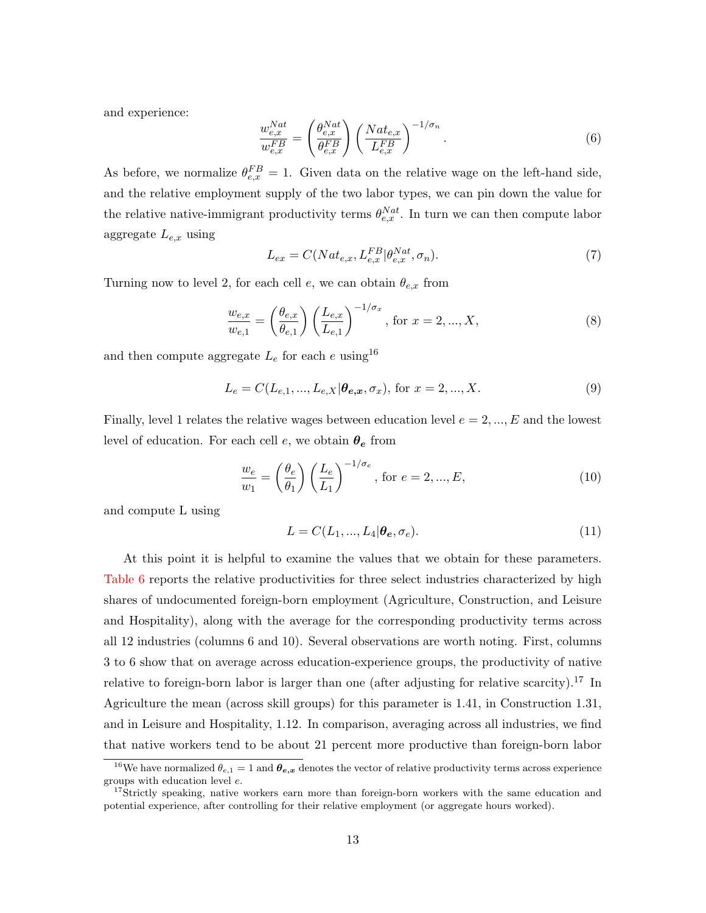and experience:

$$\frac{w_{e,x}^{Nat}}{w_{e,x}^{FB}} = \left(\frac{\theta_{e,x}^{Nat}}{\theta_{e,x}^{FB}}\right)\left(\frac{Nat_{e,x}}{L_{e,x}^{FB}}\right)^{-1/\sigma_n}. \tag{6}$$

As before, we normalize $\theta_{e,x}^{FB} = 1$. Given data on the relative wage on the left-hand side, and the relative employment supply of the two labor types, we can pin down the value for the relative native-immigrant productivity terms $\theta_{e,x}^{Nat}$. In turn we can then compute labor aggregate $L_{e,x}$ using

$$L_{ex} = C(Nat_{e,x}, L_{e,x}^{FB}|\theta_{e,x}^{Nat}, \sigma_n). \tag{7}$$

Turning now to level 2, for each cell $e$, we can obtain $\theta_{e,x}$ from

$$\frac{w_{e,x}}{w_{e,1}} = \left(\frac{\theta_{e,x}}{\theta_{e,1}}\right)\left(\frac{L_{e,x}}{L_{e,1}}\right)^{-1/\sigma_x}, \text{ for } x = 2, ..., X, \tag{8}$$

and then compute aggregate $L_e$ for each $e$ using[16]

$$L_e = C(L_{e,1}, ..., L_{e,X}|\boldsymbol{\theta_{e,x}}, \sigma_x), \text{ for } x = 2, ..., X. \tag{9}$$

Finally, level 1 relates the relative wages between education level $e = 2, ..., E$ and the lowest level of education. For each cell $e$, we obtain $\boldsymbol{\theta_e}$ from

$$\frac{w_e}{w_1} = \left(\frac{\theta_e}{\theta_1}\right)\left(\frac{L_e}{L_1}\right)^{-1/\sigma_e}, \text{ for } e = 2, ..., E, \tag{10}$$

and compute L using

$$L = C(L_1, ..., L_4|\boldsymbol{\theta_e}, \sigma_e). \tag{11}$$

At this point it is helpful to examine the values that we obtain for these parameters. Table 6 reports the relative productivities for three select industries characterized by high shares of undocumented foreign-born employment (Agriculture, Construction, and Leisure and Hospitality), along with the average for the corresponding productivity terms across all 12 industries (columns 6 and 10). Several observations are worth noting. First, columns 3 to 6 show that on average across education-experience groups, the productivity of native relative to foreign-born labor is larger than one (after adjusting for relative scarcity).[17] In Agriculture the mean (across skill groups) for this parameter is 1.41, in Construction 1.31, and in Leisure and Hospitality, 1.12. In comparison, averaging across all industries, we find that native workers tend to be about 21 percent more productive than foreign-born labor

[16] We have normalized $\theta_{e,1} = 1$ and $\boldsymbol{\theta_{e,x}}$ denotes the vector of relative productivity terms across experience groups with education level $e$.

[17] Strictly speaking, native workers earn more than foreign-born workers with the same education and potential experience, after controlling for their relative employment (or aggregate hours worked).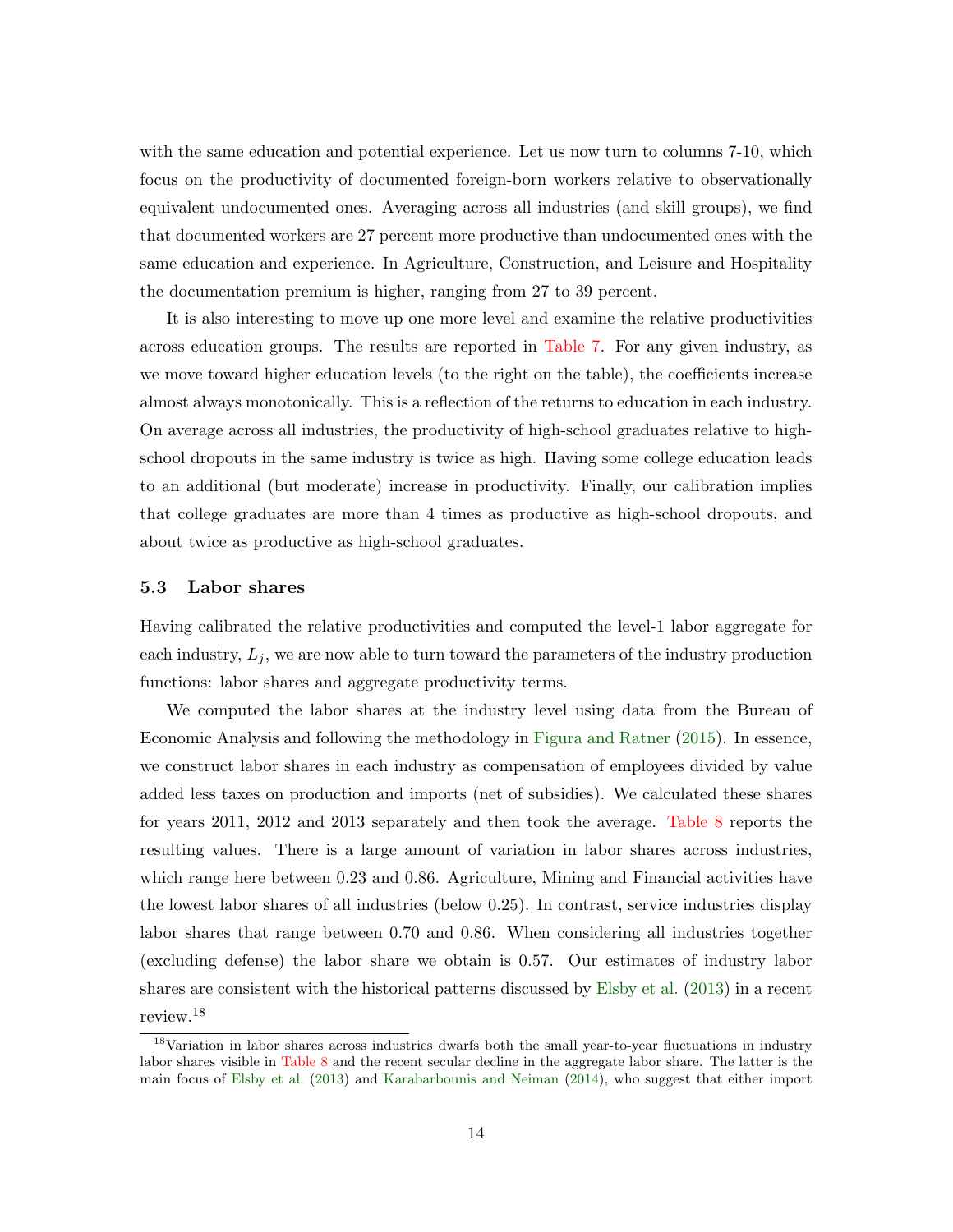with the same education and potential experience. Let us now turn to columns 7-10, which focus on the productivity of documented foreign-born workers relative to observationally equivalent undocumented ones. Averaging across all industries (and skill groups), we find that documented workers are 27 percent more productive than undocumented ones with the same education and experience. In Agriculture, Construction, and Leisure and Hospitality the documentation premium is higher, ranging from 27 to 39 percent.

It is also interesting to move up one more level and examine the relative productivities across education groups. The results are reported in Table 7. For any given industry, as we move toward higher education levels (to the right on the table), the coefficients increase almost always monotonically. This is a reflection of the returns to education in each industry. On average across all industries, the productivity of high-school graduates relative to high-school dropouts in the same industry is twice as high. Having some college education leads to an additional (but moderate) increase in productivity. Finally, our calibration implies that college graduates are more than 4 times as productive as high-school dropouts, and about twice as productive as high-school graduates.

### 5.3 Labor shares

Having calibrated the relative productivities and computed the level-1 labor aggregate for each industry, $L_j$, we are now able to turn toward the parameters of the industry production functions: labor shares and aggregate productivity terms.

We computed the labor shares at the industry level using data from the Bureau of Economic Analysis and following the methodology in Figura and Ratner (2015). In essence, we construct labor shares in each industry as compensation of employees divided by value added less taxes on production and imports (net of subsidies). We calculated these shares for years 2011, 2012 and 2013 separately and then took the average. Table 8 reports the resulting values. There is a large amount of variation in labor shares across industries, which range here between 0.23 and 0.86. Agriculture, Mining and Financial activities have the lowest labor shares of all industries (below 0.25). In contrast, service industries display labor shares that range between 0.70 and 0.86. When considering all industries together (excluding defense) the labor share we obtain is 0.57. Our estimates of industry labor shares are consistent with the historical patterns discussed by Elsby et al. (2013) in a recent review.[18]

[18] Variation in labor shares across industries dwarfs both the small year-to-year fluctuations in industry labor shares visible in Table 8 and the recent secular decline in the aggregate labor share. The latter is the main focus of Elsby et al. (2013) and Karabarbounis and Neiman (2014), who suggest that either import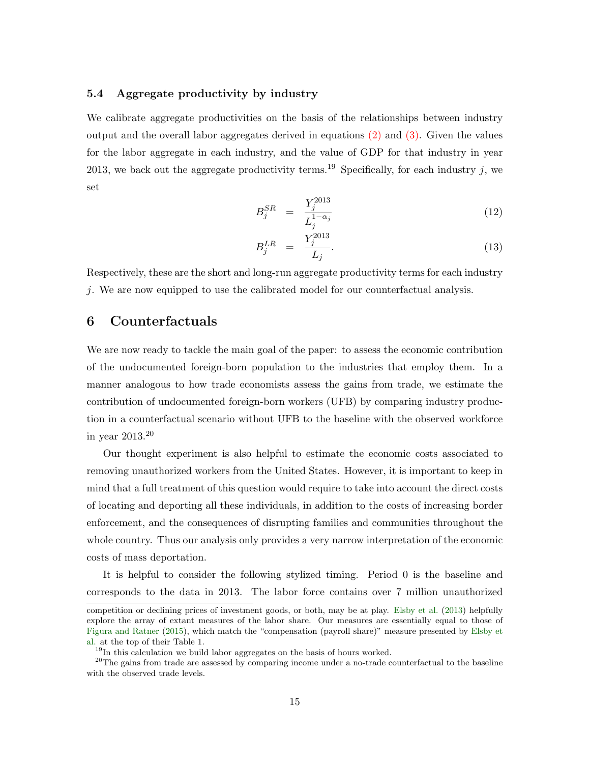### 5.4 Aggregate productivity by industry

We calibrate aggregate productivities on the basis of the relationships between industry output and the overall labor aggregates derived in equations (2) and (3). Given the values for the labor aggregate in each industry, and the value of GDP for that industry in year 2013, we back out the aggregate productivity terms.[19] Specifically, for each industry $j$, we set

$$B_j^{SR} = \frac{Y_j^{2013}}{L_j^{1-\alpha_j}} \tag{12}$$

$$B_j^{LR} = \frac{Y_j^{2013}}{L_j}. \tag{13}$$

Respectively, these are the short and long-run aggregate productivity terms for each industry $j$. We are now equipped to use the calibrated model for our counterfactual analysis.

## 6 Counterfactuals

We are now ready to tackle the main goal of the paper: to assess the economic contribution of the undocumented foreign-born population to the industries that employ them. In a manner analogous to how trade economists assess the gains from trade, we estimate the contribution of undocumented foreign-born workers (UFB) by comparing industry production in a counterfactual scenario without UFB to the baseline with the observed workforce in year 2013.[20]

Our thought experiment is also helpful to estimate the economic costs associated to removing unauthorized workers from the United States. However, it is important to keep in mind that a full treatment of this question would require to take into account the direct costs of locating and deporting all these individuals, in addition to the costs of increasing border enforcement, and the consequences of disrupting families and communities throughout the whole country. Thus our analysis only provides a very narrow interpretation of the economic costs of mass deportation.

It is helpful to consider the following stylized timing. Period 0 is the baseline and corresponds to the data in 2013. The labor force contains over 7 million unauthorized

---

competition or declining prices of investment goods, or both, may be at play. Elsby et al. (2013) helpfully explore the array of extant measures of the labor share. Our measures are essentially equal to those of Figura and Ratner (2015), which match the "compensation (payroll share)" measure presented by Elsby et al. at the top of their Table 1.

[19] In this calculation we build labor aggregates on the basis of hours worked.

[20] The gains from trade are assessed by comparing income under a no-trade counterfactual to the baseline with the observed trade levels.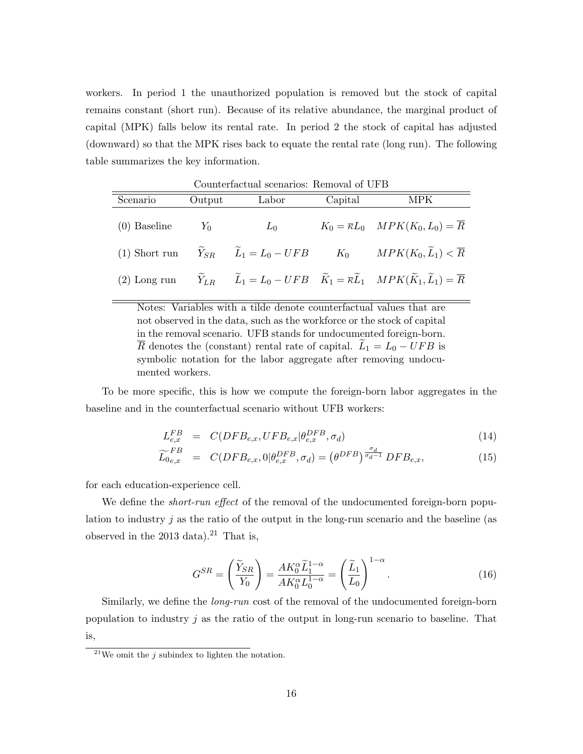workers. In period 1 the unauthorized population is removed but the stock of capital remains constant (short run). Because of its relative abundance, the marginal product of capital (MPK) falls below its rental rate. In period 2 the stock of capital has adjusted (downward) so that the MPK rises back to equate the rental rate (long run). The following table summarizes the key information.

Counterfactual scenarios: Removal of UFB

| Scenario | Output | Labor | Capital | MPK |
|---|---|---|---|---|
| (0) Baseline | $Y_0$ | $L_0$ | $K_0 = \overline{\kappa} L_0$ | $MPK(K_0, L_0) = \overline{R}$ |
| (1) Short run | $\widetilde{Y}_{SR}$ | $\widetilde{L}_1 = L_0 - UFB$ | $K_0$ | $MPK(K_0, \widetilde{L}_1) < \overline{R}$ |
| (2) Long run | $\widetilde{Y}_{LR}$ | $\widetilde{L}_1 = L_0 - UFB$ | $\widetilde{K}_1 = \overline{\kappa}\widetilde{L}_1$ | $MPK(\widetilde{K}_1, \widetilde{L}_1) = \overline{R}$ |

Notes: Variables with a tilde denote counterfactual values that are not observed in the data, such as the workforce or the stock of capital in the removal scenario. UFB stands for undocumented foreign-born. $\overline{R}$ denotes the (constant) rental rate of capital. $\widetilde{L}_1 = L_0 - UFB$ is symbolic notation for the labor aggregate after removing undocumented workers.

To be more specific, this is how we compute the foreign-born labor aggregates in the baseline and in the counterfactual scenario without UFB workers:

$$L_{e,x}^{FB} = C(DFB_{e,x}, UFB_{e,x} | \theta_{e,x}^{DFB}, \sigma_d) \tag{14}$$

$$\widetilde{L0}_{e,x}^{FB} = C(DFB_{e,x}, 0 | \theta_{e,x}^{DFB}, \sigma_d) = \left(\theta^{DFB}\right)^{\frac{\sigma_d}{\sigma_d - 1}} DFB_{e,x}, \tag{15}$$

for each education-experience cell.

We define the *short-run effect* of the removal of the undocumented foreign-born population to industry $j$ as the ratio of the output in the long-run scenario and the baseline (as observed in the 2013 data).[21] That is,

$$G^{SR} = \left(\frac{\widetilde{Y}_{SR}}{Y_0}\right) = \frac{AK_0^{\alpha}\widetilde{L}_1^{1-\alpha}}{AK_0^{\alpha}L_0^{1-\alpha}} = \left(\frac{\widetilde{L}_1}{L_0}\right)^{1-\alpha}. \tag{16}$$

Similarly, we define the *long-run* cost of the removal of the undocumented foreign-born population to industry $j$ as the ratio of the output in long-run scenario to baseline. That is,

[21] We omit the $j$ subindex to lighten the notation.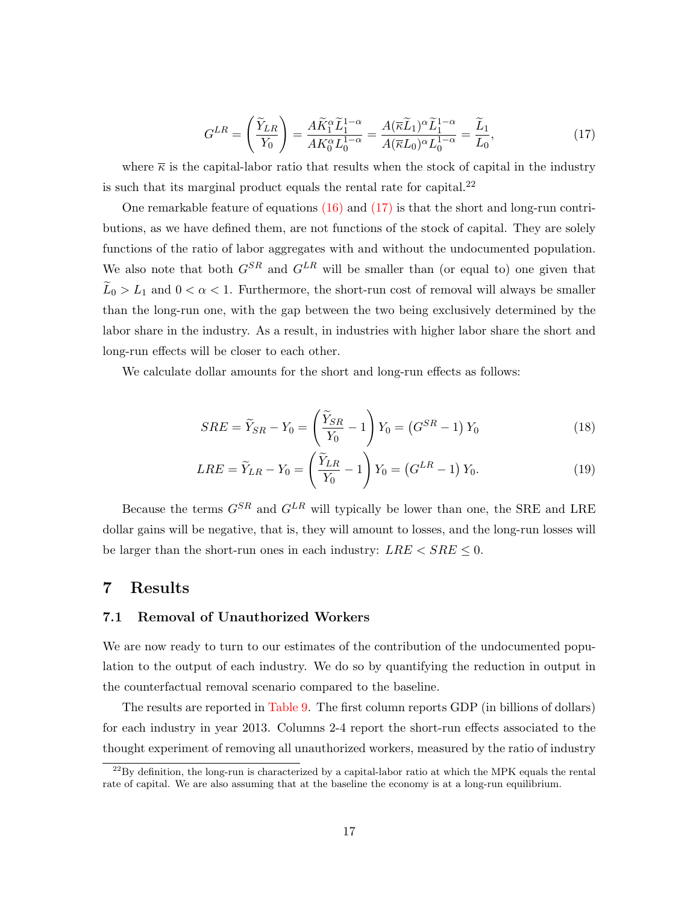$$G^{LR} = \left( \frac{\widetilde{Y}_{LR}}{Y_0} \right) = \frac{A\widetilde{K}_1^{\alpha} \widetilde{L}_1^{1-\alpha}}{AK_0^{\alpha} L_0^{1-\alpha}} = \frac{A(\overline{\kappa}\widetilde{L}_1)^{\alpha} \widetilde{L}_1^{1-\alpha}}{A(\overline{\kappa}L_0)^{\alpha} L_0^{1-\alpha}} = \frac{\widetilde{L}_1}{L_0}, \tag{17}$$

where $\overline{\kappa}$ is the capital-labor ratio that results when the stock of capital in the industry is such that its marginal product equals the rental rate for capital.[22]

One remarkable feature of equations (16) and (17) is that the short and long-run contributions, as we have defined them, are not functions of the stock of capital. They are solely functions of the ratio of labor aggregates with and without the undocumented population. We also note that both $G^{SR}$ and $G^{LR}$ will be smaller than (or equal to) one given that $\widetilde{L}_0 > L_1$ and $0 < \alpha < 1$. Furthermore, the short-run cost of removal will always be smaller than the long-run one, with the gap between the two being exclusively determined by the labor share in the industry. As a result, in industries with higher labor share the short and long-run effects will be closer to each other.

We calculate dollar amounts for the short and long-run effects as follows:

$$SRE = \widetilde{Y}_{SR} - Y_0 = \left( \frac{\widetilde{Y}_{SR}}{Y_0} - 1 \right) Y_0 = \left( G^{SR} - 1 \right) Y_0 \tag{18}$$

$$LRE = \widetilde{Y}_{LR} - Y_0 = \left( \frac{\widetilde{Y}_{LR}}{Y_0} - 1 \right) Y_0 = \left( G^{LR} - 1 \right) Y_0. \tag{19}$$

Because the terms $G^{SR}$ and $G^{LR}$ will typically be lower than one, the SRE and LRE dollar gains will be negative, that is, they will amount to losses, and the long-run losses will be larger than the short-run ones in each industry: $LRE < SRE \leq 0$.

## 7 Results

### 7.1 Removal of Unauthorized Workers

We are now ready to turn to our estimates of the contribution of the undocumented population to the output of each industry. We do so by quantifying the reduction in output in the counterfactual removal scenario compared to the baseline.

The results are reported in Table 9. The first column reports GDP (in billions of dollars) for each industry in year 2013. Columns 2-4 report the short-run effects associated to the thought experiment of removing all unauthorized workers, measured by the ratio of industry

[22] By definition, the long-run is characterized by a capital-labor ratio at which the MPK equals the rental rate of capital. We are also assuming that at the baseline the economy is at a long-run equilibrium.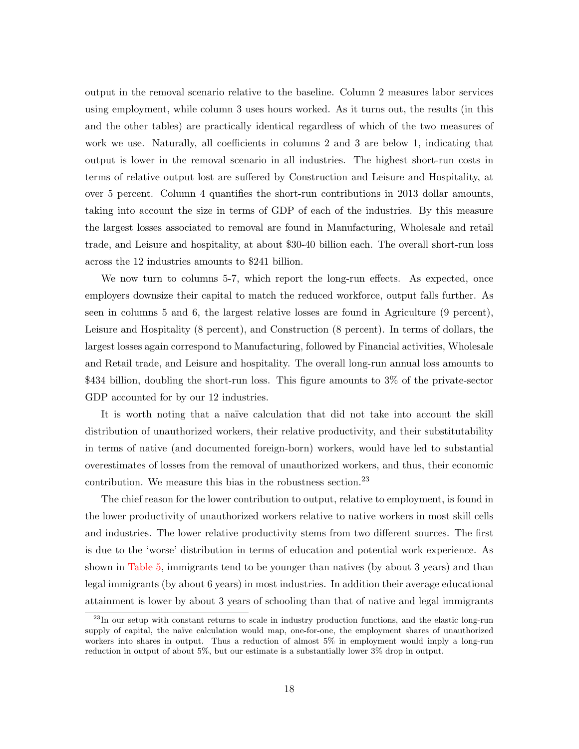output in the removal scenario relative to the baseline. Column 2 measures labor services using employment, while column 3 uses hours worked. As it turns out, the results (in this and the other tables) are practically identical regardless of which of the two measures of work we use. Naturally, all coefficients in columns 2 and 3 are below 1, indicating that output is lower in the removal scenario in all industries. The highest short-run costs in terms of relative output lost are suffered by Construction and Leisure and Hospitality, at over 5 percent. Column 4 quantifies the short-run contributions in 2013 dollar amounts, taking into account the size in terms of GDP of each of the industries. By this measure the largest losses associated to removal are found in Manufacturing, Wholesale and retail trade, and Leisure and hospitality, at about $30-40 billion each. The overall short-run loss across the 12 industries amounts to $241 billion.

We now turn to columns 5-7, which report the long-run effects. As expected, once employers downsize their capital to match the reduced workforce, output falls further. As seen in columns 5 and 6, the largest relative losses are found in Agriculture (9 percent), Leisure and Hospitality (8 percent), and Construction (8 percent). In terms of dollars, the largest losses again correspond to Manufacturing, followed by Financial activities, Wholesale and Retail trade, and Leisure and hospitality. The overall long-run annual loss amounts to $434 billion, doubling the short-run loss. This figure amounts to 3% of the private-sector GDP accounted for by our 12 industries.

It is worth noting that a naïve calculation that did not take into account the skill distribution of unauthorized workers, their relative productivity, and their substitutability in terms of native (and documented foreign-born) workers, would have led to substantial overestimates of losses from the removal of unauthorized workers, and thus, their economic contribution. We measure this bias in the robustness section.[23]

The chief reason for the lower contribution to output, relative to employment, is found in the lower productivity of unauthorized workers relative to native workers in most skill cells and industries. The lower relative productivity stems from two different sources. The first is due to the 'worse' distribution in terms of education and potential work experience. As shown in Table 5, immigrants tend to be younger than natives (by about 3 years) and than legal immigrants (by about 6 years) in most industries. In addition their average educational attainment is lower by about 3 years of schooling than that of native and legal immigrants

[23] In our setup with constant returns to scale in industry production functions, and the elastic long-run supply of capital, the naïve calculation would map, one-for-one, the employment shares of unauthorized workers into shares in output. Thus a reduction of almost 5% in employment would imply a long-run reduction in output of about 5%, but our estimate is a substantially lower 3% drop in output.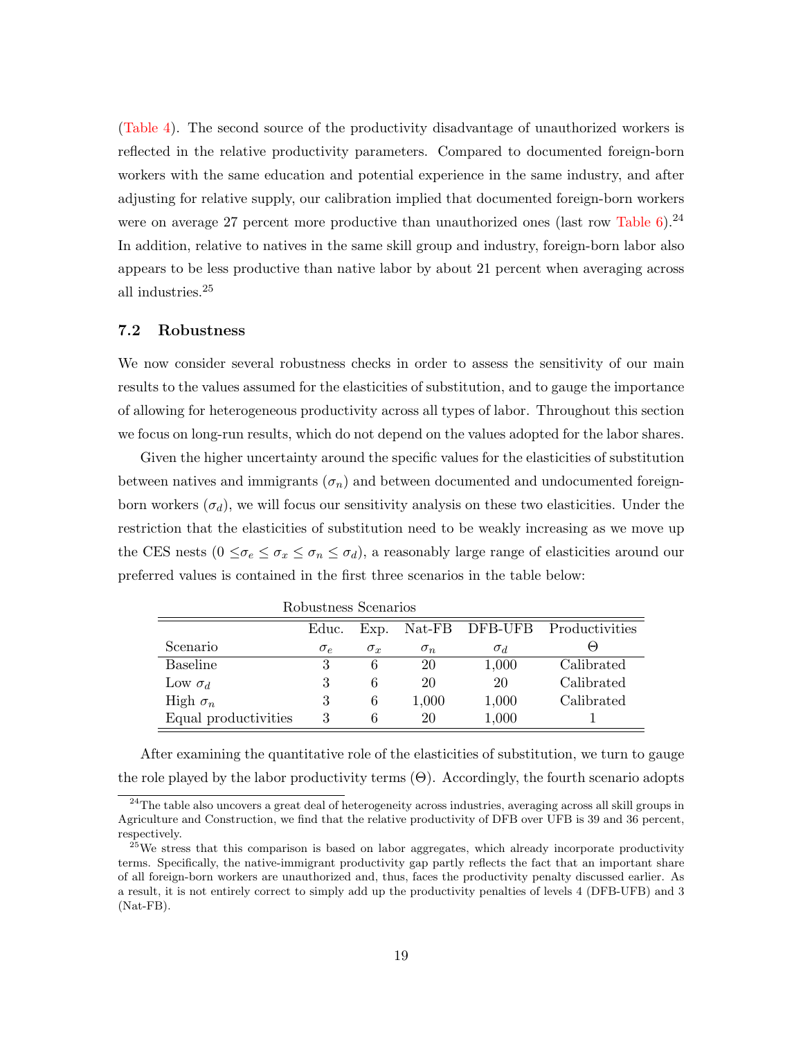(Table 4). The second source of the productivity disadvantage of unauthorized workers is reflected in the relative productivity parameters. Compared to documented foreign-born workers with the same education and potential experience in the same industry, and after adjusting for relative supply, our calibration implied that documented foreign-born workers were on average 27 percent more productive than unauthorized ones (last row Table 6).[24] In addition, relative to natives in the same skill group and industry, foreign-born labor also appears to be less productive than native labor by about 21 percent when averaging across all industries.[25]

### 7.2 Robustness

We now consider several robustness checks in order to assess the sensitivity of our main results to the values assumed for the elasticities of substitution, and to gauge the importance of allowing for heterogeneous productivity across all types of labor. Throughout this section we focus on long-run results, which do not depend on the values adopted for the labor shares.

Given the higher uncertainty around the specific values for the elasticities of substitution between natives and immigrants ($\sigma_n$) and between documented and undocumented foreign-born workers ($\sigma_d$), we will focus our sensitivity analysis on these two elasticities. Under the restriction that the elasticities of substitution need to be weakly increasing as we move up the CES nests ($0 \leq \sigma_e \leq \sigma_x \leq \sigma_n \leq \sigma_d$), a reasonably large range of elasticities around our preferred values is contained in the first three scenarios in the table below:

Robustness Scenarios

| | Educ. | Exp. | Nat-FB | DFB-UFB | Productivities |
|---|---|---|---|---|---|
| Scenario | $\sigma_e$ | $\sigma_x$ | $\sigma_n$ | $\sigma_d$ | $\Theta$ |
| Baseline | 3 | 6 | 20 | 1,000 | Calibrated |
| Low $\sigma_d$ | 3 | 6 | 20 | 20 | Calibrated |
| High $\sigma_n$ | 3 | 6 | 1,000 | 1,000 | Calibrated |
| Equal productivities | 3 | 6 | 20 | 1,000 | 1 |

After examining the quantitative role of the elasticities of substitution, we turn to gauge the role played by the labor productivity terms ($\Theta$). Accordingly, the fourth scenario adopts

[24] The table also uncovers a great deal of heterogeneity across industries, averaging across all skill groups in Agriculture and Construction, we find that the relative productivity of DFB over UFB is 39 and 36 percent, respectively.

[25] We stress that this comparison is based on labor aggregates, which already incorporate productivity terms. Specifically, the native-immigrant productivity gap partly reflects the fact that an important share of all foreign-born workers are unauthorized and, thus, faces the productivity penalty discussed earlier. As a result, it is not entirely correct to simply add up the productivity penalties of levels 4 (DFB-UFB) and 3 (Nat-FB).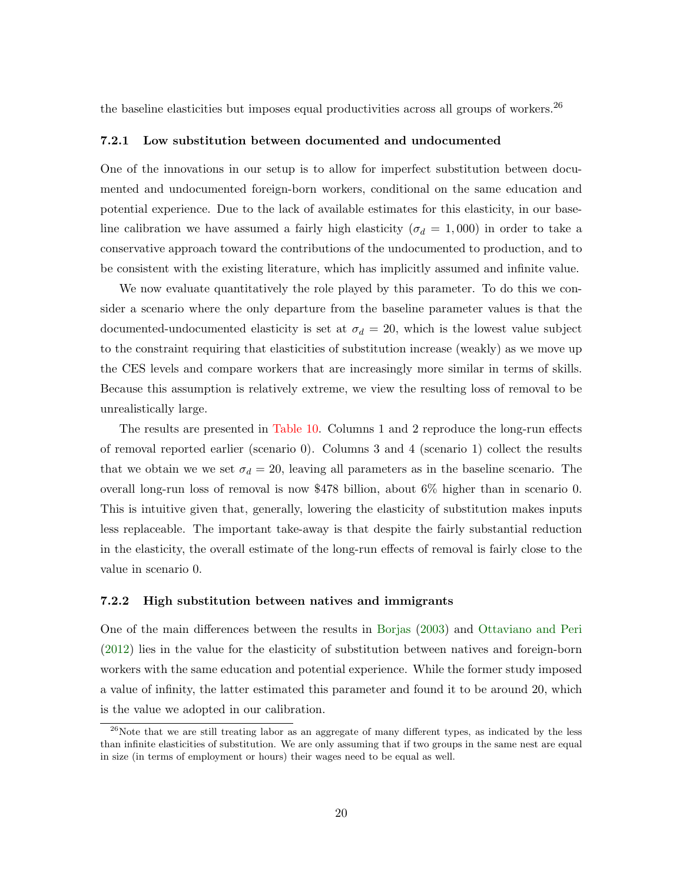the baseline elasticities but imposes equal productivities across all groups of workers.[26]

### 7.2.1 Low substitution between documented and undocumented

One of the innovations in our setup is to allow for imperfect substitution between documented and undocumented foreign-born workers, conditional on the same education and potential experience. Due to the lack of available estimates for this elasticity, in our baseline calibration we have assumed a fairly high elasticity ($\sigma_d = 1,000$) in order to take a conservative approach toward the contributions of the undocumented to production, and to be consistent with the existing literature, which has implicitly assumed and infinite value.

We now evaluate quantitatively the role played by this parameter. To do this we consider a scenario where the only departure from the baseline parameter values is that the documented-undocumented elasticity is set at $\sigma_d = 20$, which is the lowest value subject to the constraint requiring that elasticities of substitution increase (weakly) as we move up the CES levels and compare workers that are increasingly more similar in terms of skills. Because this assumption is relatively extreme, we view the resulting loss of removal to be unrealistically large.

The results are presented in Table 10. Columns 1 and 2 reproduce the long-run effects of removal reported earlier (scenario 0). Columns 3 and 4 (scenario 1) collect the results that we obtain we we set $\sigma_d = 20$, leaving all parameters as in the baseline scenario. The overall long-run loss of removal is now $478 billion, about 6% higher than in scenario 0. This is intuitive given that, generally, lowering the elasticity of substitution makes inputs less replaceable. The important take-away is that despite the fairly substantial reduction in the elasticity, the overall estimate of the long-run effects of removal is fairly close to the value in scenario 0.

### 7.2.2 High substitution between natives and immigrants

One of the main differences between the results in Borjas (2003) and Ottaviano and Peri (2012) lies in the value for the elasticity of substitution between natives and foreign-born workers with the same education and potential experience. While the former study imposed a value of infinity, the latter estimated this parameter and found it to be around 20, which is the value we adopted in our calibration.

[26]Note that we are still treating labor as an aggregate of many different types, as indicated by the less than infinite elasticities of substitution. We are only assuming that if two groups in the same nest are equal in size (in terms of employment or hours) their wages need to be equal as well.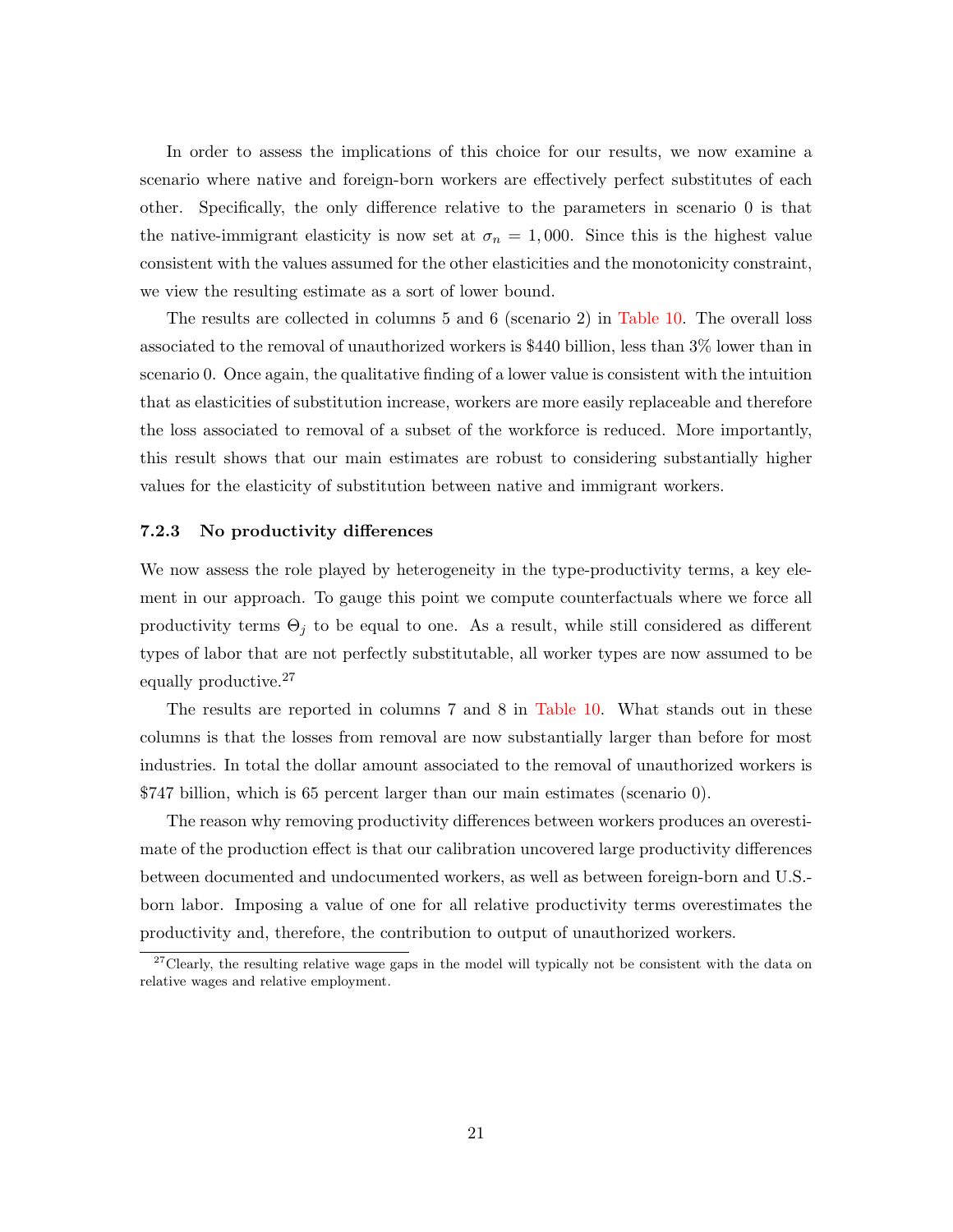In order to assess the implications of this choice for our results, we now examine a scenario where native and foreign-born workers are effectively perfect substitutes of each other. Specifically, the only difference relative to the parameters in scenario 0 is that the native-immigrant elasticity is now set at $\sigma_n = 1,000$. Since this is the highest value consistent with the values assumed for the other elasticities and the monotonicity constraint, we view the resulting estimate as a sort of lower bound.

The results are collected in columns 5 and 6 (scenario 2) in Table 10. The overall loss associated to the removal of unauthorized workers is $440 billion, less than 3% lower than in scenario 0. Once again, the qualitative finding of a lower value is consistent with the intuition that as elasticities of substitution increase, workers are more easily replaceable and therefore the loss associated to removal of a subset of the workforce is reduced. More importantly, this result shows that our main estimates are robust to considering substantially higher values for the elasticity of substitution between native and immigrant workers.

### 7.2.3 No productivity differences

We now assess the role played by heterogeneity in the type-productivity terms, a key element in our approach. To gauge this point we compute counterfactuals where we force all productivity terms $\Theta_j$ to be equal to one. As a result, while still considered as different types of labor that are not perfectly substitutable, all worker types are now assumed to be equally productive.[27]

The results are reported in columns 7 and 8 in Table 10. What stands out in these columns is that the losses from removal are now substantially larger than before for most industries. In total the dollar amount associated to the removal of unauthorized workers is $747 billion, which is 65 percent larger than our main estimates (scenario 0).

The reason why removing productivity differences between workers produces an overestimate of the production effect is that our calibration uncovered large productivity differences between documented and undocumented workers, as well as between foreign-born and U.S.-born labor. Imposing a value of one for all relative productivity terms overestimates the productivity and, therefore, the contribution to output of unauthorized workers.

[27] Clearly, the resulting relative wage gaps in the model will typically not be consistent with the data on relative wages and relative employment.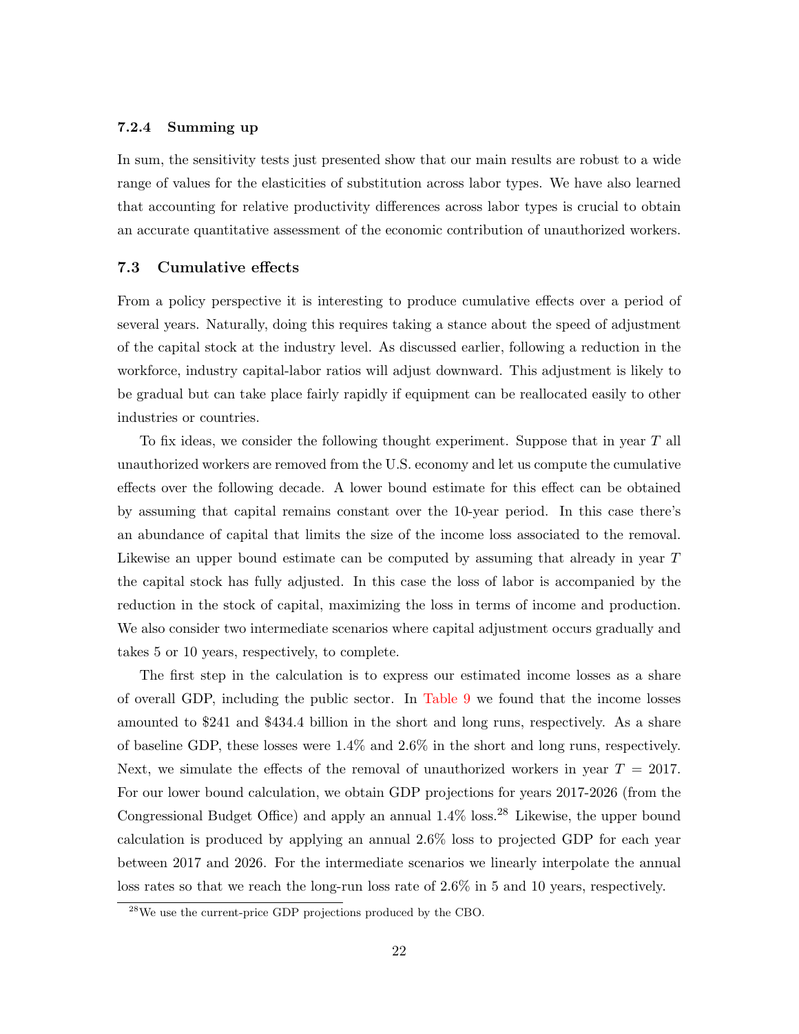#### 7.2.4 Summing up

In sum, the sensitivity tests just presented show that our main results are robust to a wide range of values for the elasticities of substitution across labor types. We have also learned that accounting for relative productivity differences across labor types is crucial to obtain an accurate quantitative assessment of the economic contribution of unauthorized workers.

### 7.3 Cumulative effects

From a policy perspective it is interesting to produce cumulative effects over a period of several years. Naturally, doing this requires taking a stance about the speed of adjustment of the capital stock at the industry level. As discussed earlier, following a reduction in the workforce, industry capital-labor ratios will adjust downward. This adjustment is likely to be gradual but can take place fairly rapidly if equipment can be reallocated easily to other industries or countries.

To fix ideas, we consider the following thought experiment. Suppose that in year $T$ all unauthorized workers are removed from the U.S. economy and let us compute the cumulative effects over the following decade. A lower bound estimate for this effect can be obtained by assuming that capital remains constant over the 10-year period. In this case there's an abundance of capital that limits the size of the income loss associated to the removal. Likewise an upper bound estimate can be computed by assuming that already in year $T$ the capital stock has fully adjusted. In this case the loss of labor is accompanied by the reduction in the stock of capital, maximizing the loss in terms of income and production. We also consider two intermediate scenarios where capital adjustment occurs gradually and takes 5 or 10 years, respectively, to complete.

The first step in the calculation is to express our estimated income losses as a share of overall GDP, including the public sector. In Table 9 we found that the income losses amounted to $241 and $434.4 billion in the short and long runs, respectively. As a share of baseline GDP, these losses were 1.4% and 2.6% in the short and long runs, respectively. Next, we simulate the effects of the removal of unauthorized workers in year $T = 2017$. For our lower bound calculation, we obtain GDP projections for years 2017-2026 (from the Congressional Budget Office) and apply an annual 1.4% loss.[28] Likewise, the upper bound calculation is produced by applying an annual 2.6% loss to projected GDP for each year between 2017 and 2026. For the intermediate scenarios we linearly interpolate the annual loss rates so that we reach the long-run loss rate of 2.6% in 5 and 10 years, respectively.

[28] We use the current-price GDP projections produced by the CBO.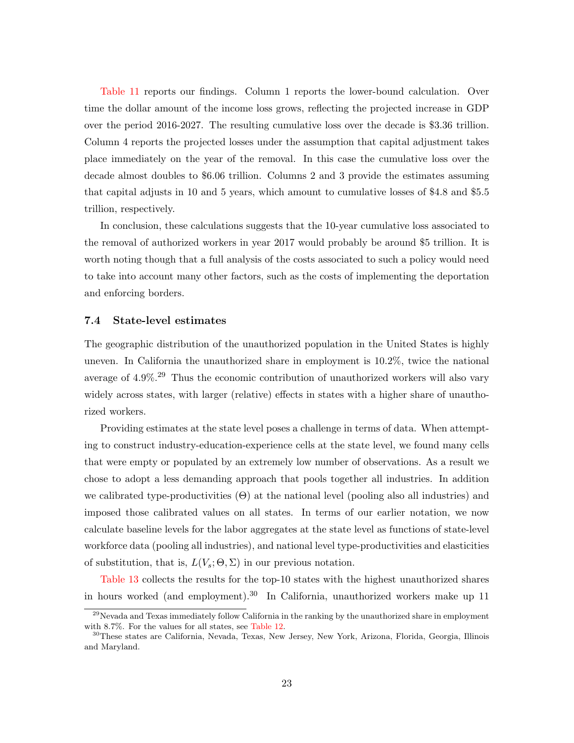Table 11 reports our findings. Column 1 reports the lower-bound calculation. Over time the dollar amount of the income loss grows, reflecting the projected increase in GDP over the period 2016-2027. The resulting cumulative loss over the decade is $3.36 trillion. Column 4 reports the projected losses under the assumption that capital adjustment takes place immediately on the year of the removal. In this case the cumulative loss over the decade almost doubles to $6.06 trillion. Columns 2 and 3 provide the estimates assuming that capital adjusts in 10 and 5 years, which amount to cumulative losses of $4.8 and $5.5 trillion, respectively.

In conclusion, these calculations suggests that the 10-year cumulative loss associated to the removal of authorized workers in year 2017 would probably be around $5 trillion. It is worth noting though that a full analysis of the costs associated to such a policy would need to take into account many other factors, such as the costs of implementing the deportation and enforcing borders.

### 7.4 State-level estimates

The geographic distribution of the unauthorized population in the United States is highly uneven. In California the unauthorized share in employment is 10.2%, twice the national average of 4.9%.[29] Thus the economic contribution of unauthorized workers will also vary widely across states, with larger (relative) effects in states with a higher share of unauthorized workers.

Providing estimates at the state level poses a challenge in terms of data. When attempting to construct industry-education-experience cells at the state level, we found many cells that were empty or populated by an extremely low number of observations. As a result we chose to adopt a less demanding approach that pools together all industries. In addition we calibrated type-productivities ($\Theta$) at the national level (pooling also all industries) and imposed those calibrated values on all states. In terms of our earlier notation, we now calculate baseline levels for the labor aggregates at the state level as functions of state-level workforce data (pooling all industries), and national level type-productivities and elasticities of substitution, that is, $L(V_s; \Theta, \Sigma)$ in our previous notation.

Table 13 collects the results for the top-10 states with the highest unauthorized shares in hours worked (and employment).[30] In California, unauthorized workers make up 11

[29] Nevada and Texas immediately follow California in the ranking by the unauthorized share in employment with 8.7%. For the values for all states, see Table 12.

[30] These states are California, Nevada, Texas, New Jersey, New York, Arizona, Florida, Georgia, Illinois and Maryland.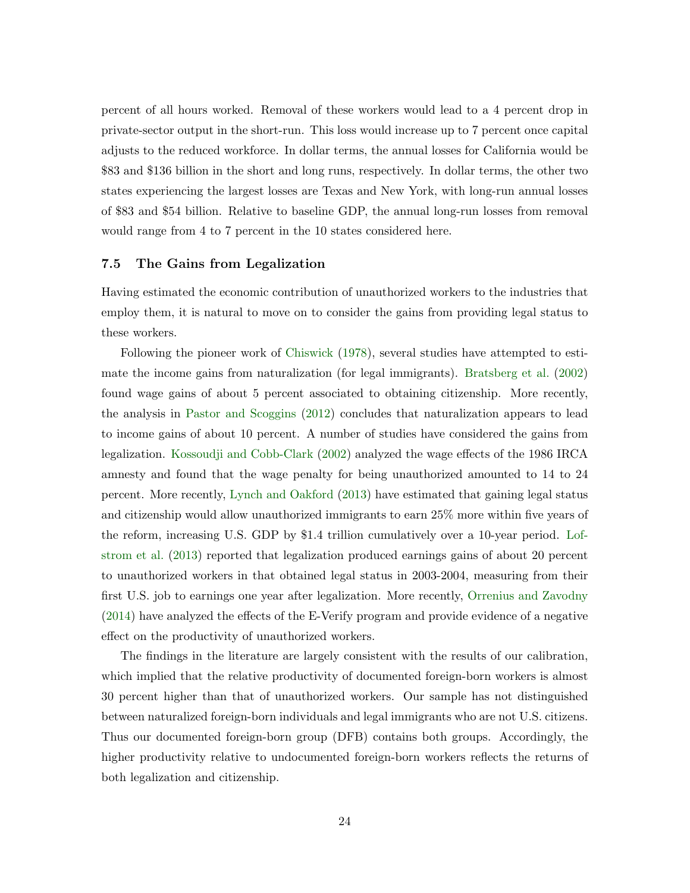percent of all hours worked. Removal of these workers would lead to a 4 percent drop in private-sector output in the short-run. This loss would increase up to 7 percent once capital adjusts to the reduced workforce. In dollar terms, the annual losses for California would be $83 and $136 billion in the short and long runs, respectively. In dollar terms, the other two states experiencing the largest losses are Texas and New York, with long-run annual losses of $83 and $54 billion. Relative to baseline GDP, the annual long-run losses from removal would range from 4 to 7 percent in the 10 states considered here.

### 7.5 The Gains from Legalization

Having estimated the economic contribution of unauthorized workers to the industries that employ them, it is natural to move on to consider the gains from providing legal status to these workers.

Following the pioneer work of Chiswick (1978), several studies have attempted to estimate the income gains from naturalization (for legal immigrants). Bratsberg et al. (2002) found wage gains of about 5 percent associated to obtaining citizenship. More recently, the analysis in Pastor and Scoggins (2012) concludes that naturalization appears to lead to income gains of about 10 percent. A number of studies have considered the gains from legalization. Kossoudji and Cobb-Clark (2002) analyzed the wage effects of the 1986 IRCA amnesty and found that the wage penalty for being unauthorized amounted to 14 to 24 percent. More recently, Lynch and Oakford (2013) have estimated that gaining legal status and citizenship would allow unauthorized immigrants to earn 25% more within five years of the reform, increasing U.S. GDP by $1.4 trillion cumulatively over a 10-year period. Lofstrom et al. (2013) reported that legalization produced earnings gains of about 20 percent to unauthorized workers in that obtained legal status in 2003-2004, measuring from their first U.S. job to earnings one year after legalization. More recently, Orrenius and Zavodny (2014) have analyzed the effects of the E-Verify program and provide evidence of a negative effect on the productivity of unauthorized workers.

The findings in the literature are largely consistent with the results of our calibration, which implied that the relative productivity of documented foreign-born workers is almost 30 percent higher than that of unauthorized workers. Our sample has not distinguished between naturalized foreign-born individuals and legal immigrants who are not U.S. citizens. Thus our documented foreign-born group (DFB) contains both groups. Accordingly, the higher productivity relative to undocumented foreign-born workers reflects the returns of both legalization and citizenship.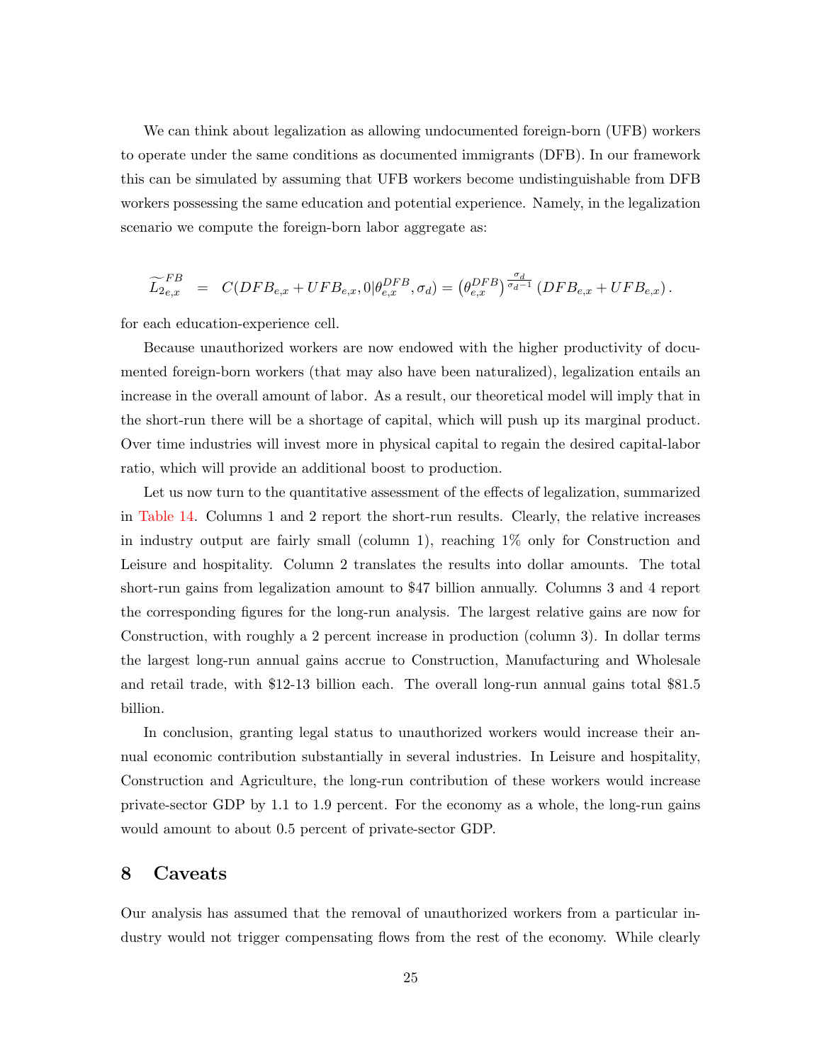We can think about legalization as allowing undocumented foreign-born (UFB) workers to operate under the same conditions as documented immigrants (DFB). In our framework this can be simulated by assuming that UFB workers become undistinguishable from DFB workers possessing the same education and potential experience. Namely, in the legalization scenario we compute the foreign-born labor aggregate as:

$$\widetilde{L}_{2_{e,x}}^{FB} \;\; = \;\; C(DFB_{e,x} + UFB_{e,x}, 0|\theta_{e,x}^{DFB}, \sigma_d) = \left(\theta_{e,x}^{DFB}\right)^{\frac{\sigma_d}{\sigma_d - 1}} \left(DFB_{e,x} + UFB_{e,x}\right).$$

for each education-experience cell.

Because unauthorized workers are now endowed with the higher productivity of documented foreign-born workers (that may also have been naturalized), legalization entails an increase in the overall amount of labor. As a result, our theoretical model will imply that in the short-run there will be a shortage of capital, which will push up its marginal product. Over time industries will invest more in physical capital to regain the desired capital-labor ratio, which will provide an additional boost to production.

Let us now turn to the quantitative assessment of the effects of legalization, summarized in Table 14. Columns 1 and 2 report the short-run results. Clearly, the relative increases in industry output are fairly small (column 1), reaching 1% only for Construction and Leisure and hospitality. Column 2 translates the results into dollar amounts. The total short-run gains from legalization amount to $47 billion annually. Columns 3 and 4 report the corresponding figures for the long-run analysis. The largest relative gains are now for Construction, with roughly a 2 percent increase in production (column 3). In dollar terms the largest long-run annual gains accrue to Construction, Manufacturing and Wholesale and retail trade, with $12-13 billion each. The overall long-run annual gains total $81.5 billion.

In conclusion, granting legal status to unauthorized workers would increase their annual economic contribution substantially in several industries. In Leisure and hospitality, Construction and Agriculture, the long-run contribution of these workers would increase private-sector GDP by 1.1 to 1.9 percent. For the economy as a whole, the long-run gains would amount to about 0.5 percent of private-sector GDP.

# 8 Caveats

Our analysis has assumed that the removal of unauthorized workers from a particular industry would not trigger compensating flows from the rest of the economy. While clearly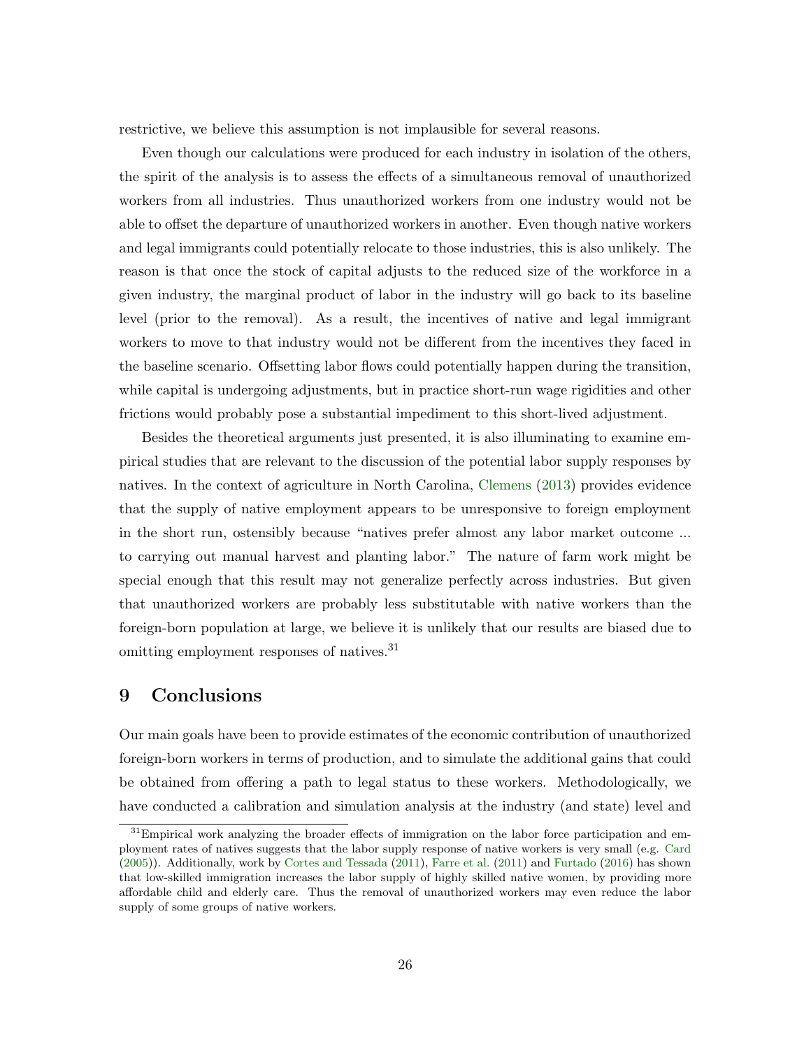restrictive, we believe this assumption is not implausible for several reasons.

Even though our calculations were produced for each industry in isolation of the others, the spirit of the analysis is to assess the effects of a simultaneous removal of unauthorized workers from all industries. Thus unauthorized workers from one industry would not be able to offset the departure of unauthorized workers in another. Even though native workers and legal immigrants could potentially relocate to those industries, this is also unlikely. The reason is that once the stock of capital adjusts to the reduced size of the workforce in a given industry, the marginal product of labor in the industry will go back to its baseline level (prior to the removal). As a result, the incentives of native and legal immigrant workers to move to that industry would not be different from the incentives they faced in the baseline scenario. Offsetting labor flows could potentially happen during the transition, while capital is undergoing adjustments, but in practice short-run wage rigidities and other frictions would probably pose a substantial impediment to this short-lived adjustment.

Besides the theoretical arguments just presented, it is also illuminating to examine empirical studies that are relevant to the discussion of the potential labor supply responses by natives. In the context of agriculture in North Carolina, Clemens (2013) provides evidence that the supply of native employment appears to be unresponsive to foreign employment in the short run, ostensibly because "natives prefer almost any labor market outcome ... to carrying out manual harvest and planting labor." The nature of farm work might be special enough that this result may not generalize perfectly across industries. But given that unauthorized workers are probably less substitutable with native workers than the foreign-born population at large, we believe it is unlikely that our results are biased due to omitting employment responses of natives.[31]

## 9 Conclusions

Our main goals have been to provide estimates of the economic contribution of unauthorized foreign-born workers in terms of production, and to simulate the additional gains that could be obtained from offering a path to legal status to these workers. Methodologically, we have conducted a calibration and simulation analysis at the industry (and state) level and

[31] Empirical work analyzing the broader effects of immigration on the labor force participation and employment rates of natives suggests that the labor supply response of native workers is very small (e.g. Card (2005)). Additionally, work by Cortes and Tessada (2011), Farre et al. (2011) and Furtado (2016) has shown that low-skilled immigration increases the labor supply of highly skilled native women, by providing more affordable child and elderly care. Thus the removal of unauthorized workers may even reduce the labor supply of some groups of native workers.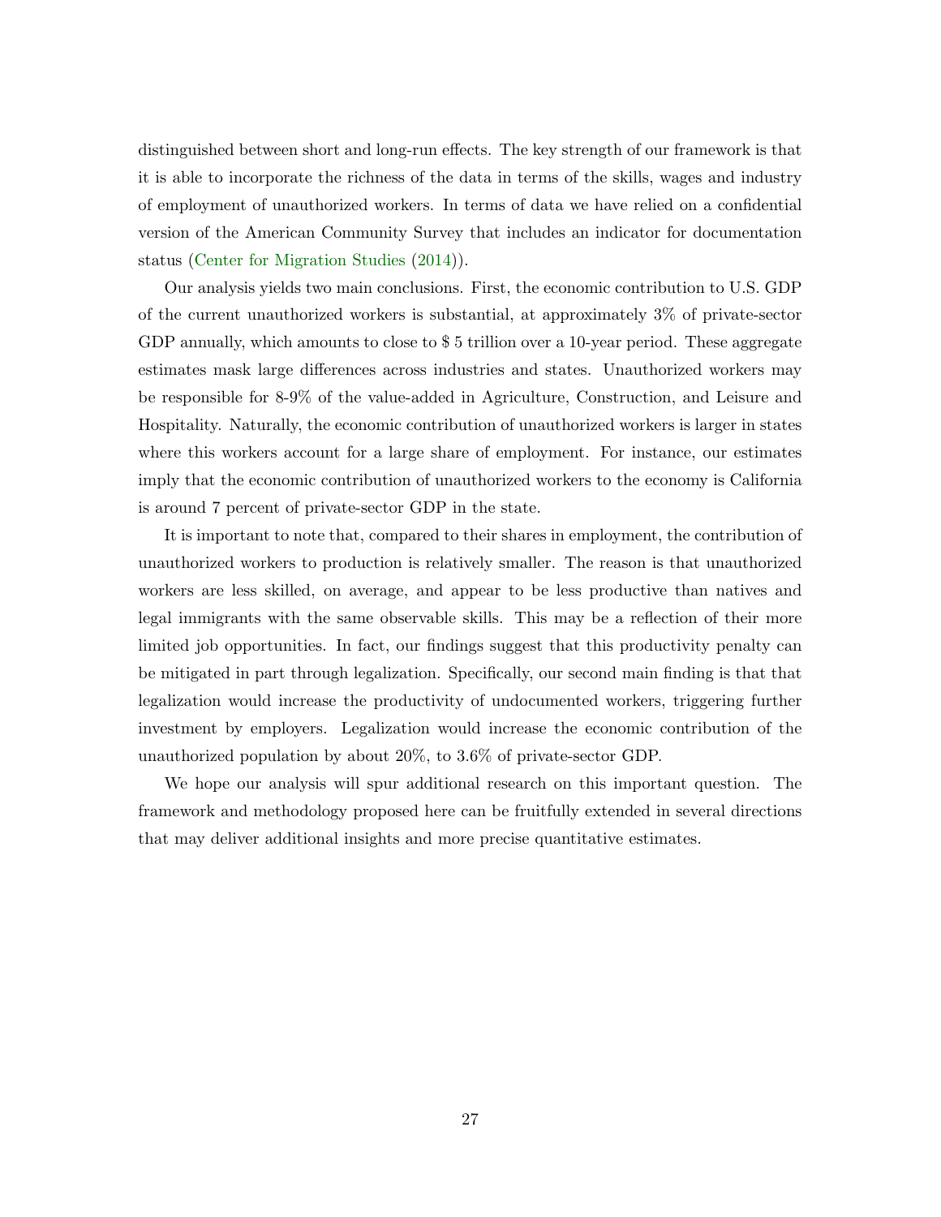distinguished between short and long-run effects. The key strength of our framework is that it is able to incorporate the richness of the data in terms of the skills, wages and industry of employment of unauthorized workers. In terms of data we have relied on a confidential version of the American Community Survey that includes an indicator for documentation status (Center for Migration Studies (2014)).

Our analysis yields two main conclusions. First, the economic contribution to U.S. GDP of the current unauthorized workers is substantial, at approximately 3% of private-sector GDP annually, which amounts to close to $ 5 trillion over a 10-year period. These aggregate estimates mask large differences across industries and states. Unauthorized workers may be responsible for 8-9% of the value-added in Agriculture, Construction, and Leisure and Hospitality. Naturally, the economic contribution of unauthorized workers is larger in states where this workers account for a large share of employment. For instance, our estimates imply that the economic contribution of unauthorized workers to the economy is California is around 7 percent of private-sector GDP in the state.

It is important to note that, compared to their shares in employment, the contribution of unauthorized workers to production is relatively smaller. The reason is that unauthorized workers are less skilled, on average, and appear to be less productive than natives and legal immigrants with the same observable skills. This may be a reflection of their more limited job opportunities. In fact, our findings suggest that this productivity penalty can be mitigated in part through legalization. Specifically, our second main finding is that that legalization would increase the productivity of undocumented workers, triggering further investment by employers. Legalization would increase the economic contribution of the unauthorized population by about 20%, to 3.6% of private-sector GDP.

We hope our analysis will spur additional research on this important question. The framework and methodology proposed here can be fruitfully extended in several directions that may deliver additional insights and more precise quantitative estimates.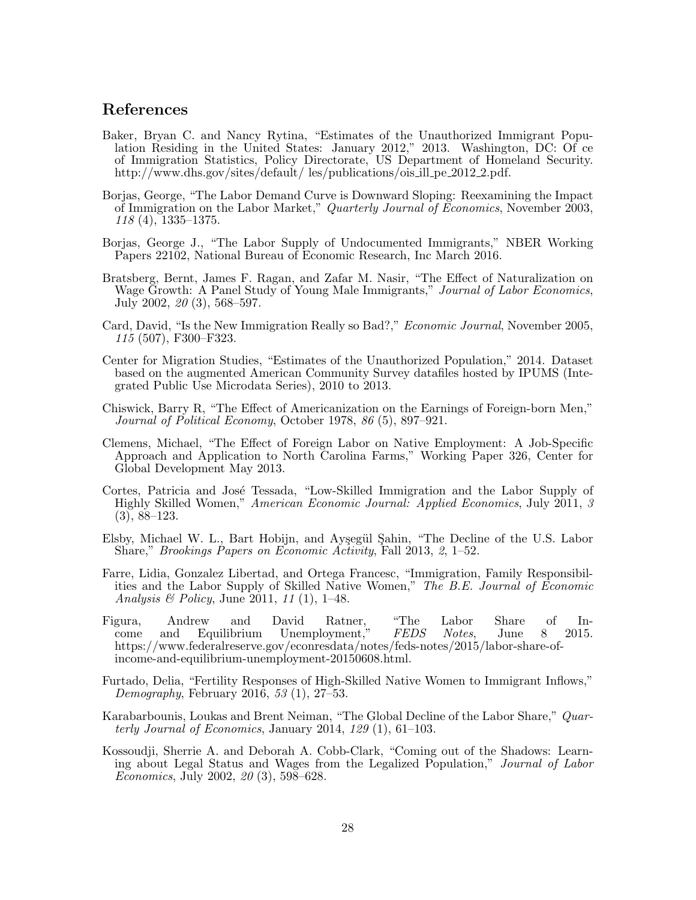## References

Baker, Bryan C. and Nancy Rytina, "Estimates of the Unauthorized Immigrant Population Residing in the United States: January 2012," 2013. Washington, DC: Of ce of Immigration Statistics, Policy Directorate, US Department of Homeland Security. http://www.dhs.gov/sites/default/ les/publications/ois_ill_pe_2012_2.pdf.

Borjas, George, "The Labor Demand Curve is Downward Sloping: Reexamining the Impact of Immigration on the Labor Market," *Quarterly Journal of Economics*, November 2003, *118* (4), 1335–1375.

Borjas, George J., "The Labor Supply of Undocumented Immigrants," NBER Working Papers 22102, National Bureau of Economic Research, Inc March 2016.

Bratsberg, Bernt, James F. Ragan, and Zafar M. Nasir, "The Effect of Naturalization on Wage Growth: A Panel Study of Young Male Immigrants," *Journal of Labor Economics*, July 2002, *20* (3), 568–597.

Card, David, "Is the New Immigration Really so Bad?," *Economic Journal*, November 2005, *115* (507), F300–F323.

Center for Migration Studies, "Estimates of the Unauthorized Population," 2014. Dataset based on the augmented American Community Survey datafiles hosted by IPUMS (Integrated Public Use Microdata Series), 2010 to 2013.

Chiswick, Barry R, "The Effect of Americanization on the Earnings of Foreign-born Men," *Journal of Political Economy*, October 1978, *86* (5), 897–921.

Clemens, Michael, "The Effect of Foreign Labor on Native Employment: A Job-Specific Approach and Application to North Carolina Farms," Working Paper 326, Center for Global Development May 2013.

Cortes, Patricia and José Tessada, "Low-Skilled Immigration and the Labor Supply of Highly Skilled Women," *American Economic Journal: Applied Economics*, July 2011, *3* (3), 88–123.

Elsby, Michael W. L., Bart Hobijn, and Ayşegül Şahin, "The Decline of the U.S. Labor Share," *Brookings Papers on Economic Activity*, Fall 2013, *2*, 1–52.

Farre, Lidia, Gonzalez Libertad, and Ortega Francesc, "Immigration, Family Responsibilities and the Labor Supply of Skilled Native Women," *The B.E. Journal of Economic Analysis & Policy*, June 2011, *11* (1), 1–48.

Figura, Andrew and David Ratner, "The Labor Share of Income and Equilibrium Unemployment," *FEDS Notes*, June 8 2015. https://www.federalreserve.gov/econresdata/notes/feds-notes/2015/labor-share-of-income-and-equilibrium-unemployment-20150608.html.

Furtado, Delia, "Fertility Responses of High-Skilled Native Women to Immigrant Inflows," *Demography*, February 2016, *53* (1), 27–53.

Karabarbounis, Loukas and Brent Neiman, "The Global Decline of the Labor Share," *Quarterly Journal of Economics*, January 2014, *129* (1), 61–103.

Kossoudji, Sherrie A. and Deborah A. Cobb-Clark, "Coming out of the Shadows: Learning about Legal Status and Wages from the Legalized Population," *Journal of Labor Economics*, July 2002, *20* (3), 598–628.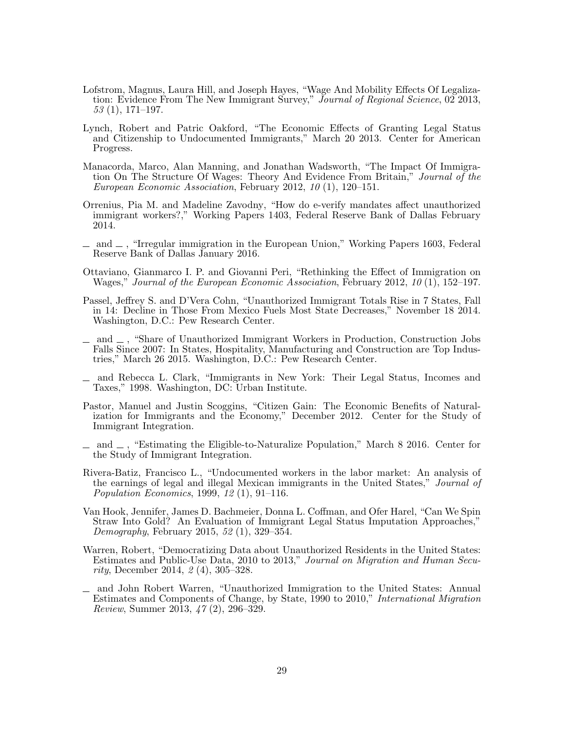Lofstrom, Magnus, Laura Hill, and Joseph Hayes, "Wage And Mobility Effects Of Legalization: Evidence From The New Immigrant Survey," *Journal of Regional Science*, 02 2013, *53* (1), 171–197.

Lynch, Robert and Patric Oakford, "The Economic Effects of Granting Legal Status and Citizenship to Undocumented Immigrants," March 20 2013. Center for American Progress.

Manacorda, Marco, Alan Manning, and Jonathan Wadsworth, "The Impact Of Immigration On The Structure Of Wages: Theory And Evidence From Britain," *Journal of the European Economic Association*, February 2012, *10* (1), 120–151.

Orrenius, Pia M. and Madeline Zavodny, "How do e-verify mandates affect unauthorized immigrant workers?," Working Papers 1403, Federal Reserve Bank of Dallas February 2014.

\_ and \_ , "Irregular immigration in the European Union," Working Papers 1603, Federal Reserve Bank of Dallas January 2016.

Ottaviano, Gianmarco I. P. and Giovanni Peri, "Rethinking the Effect of Immigration on Wages," *Journal of the European Economic Association*, February 2012, *10* (1), 152–197.

Passel, Jeffrey S. and D'Vera Cohn, "Unauthorized Immigrant Totals Rise in 7 States, Fall in 14: Decline in Those From Mexico Fuels Most State Decreases," November 18 2014. Washington, D.C.: Pew Research Center.

\_ and \_ , "Share of Unauthorized Immigrant Workers in Production, Construction Jobs Falls Since 2007: In States, Hospitality, Manufacturing and Construction are Top Industries," March 26 2015. Washington, D.C.: Pew Research Center.

\_ and Rebecca L. Clark, "Immigrants in New York: Their Legal Status, Incomes and Taxes," 1998. Washington, DC: Urban Institute.

Pastor, Manuel and Justin Scoggins, "Citizen Gain: The Economic Benefits of Naturalization for Immigrants and the Economy," December 2012. Center for the Study of Immigrant Integration.

\_ and \_ , "Estimating the Eligible-to-Naturalize Population," March 8 2016. Center for the Study of Immigrant Integration.

Rivera-Batiz, Francisco L., "Undocumented workers in the labor market: An analysis of the earnings of legal and illegal Mexican immigrants in the United States," *Journal of Population Economics*, 1999, *12* (1), 91–116.

Van Hook, Jennifer, James D. Bachmeier, Donna L. Coffman, and Ofer Harel, "Can We Spin Straw Into Gold? An Evaluation of Immigrant Legal Status Imputation Approaches," *Demography*, February 2015, *52* (1), 329–354.

Warren, Robert, "Democratizing Data about Unauthorized Residents in the United States: Estimates and Public-Use Data, 2010 to 2013," *Journal on Migration and Human Security*, December 2014, *2* (4), 305–328.

\_ and John Robert Warren, "Unauthorized Immigration to the United States: Annual Estimates and Components of Change, by State, 1990 to 2010," *International Migration Review*, Summer 2013, *47* (2), 296–329.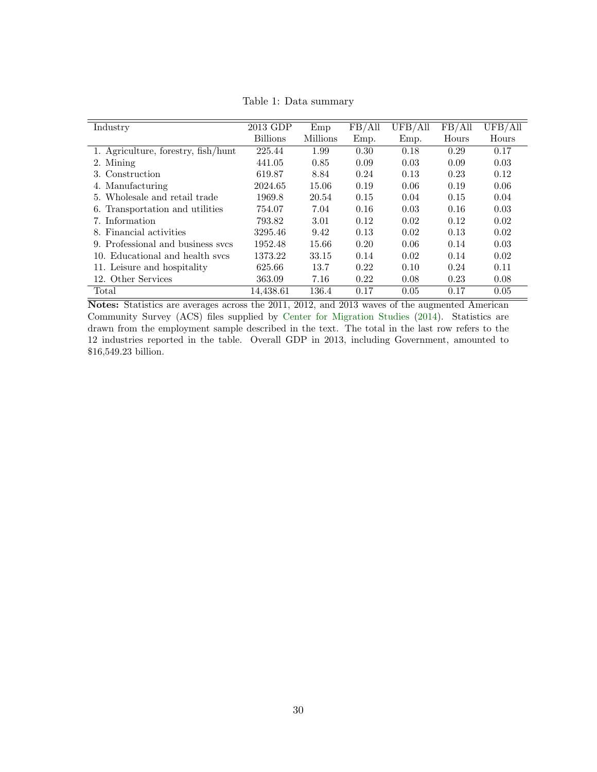Table 1: Data summary

| Industry | 2013 GDP Billions | Emp Millions | FB/All Emp. | UFB/All Emp. | FB/All Hours | UFB/All Hours |
|---|---|---|---|---|---|---|
| 1. Agriculture, forestry, fish/hunt | 225.44 | 1.99 | 0.30 | 0.18 | 0.29 | 0.17 |
| 2. Mining | 441.05 | 0.85 | 0.09 | 0.03 | 0.09 | 0.03 |
| 3. Construction | 619.87 | 8.84 | 0.24 | 0.13 | 0.23 | 0.12 |
| 4. Manufacturing | 2024.65 | 15.06 | 0.19 | 0.06 | 0.19 | 0.06 |
| 5. Wholesale and retail trade | 1969.8 | 20.54 | 0.15 | 0.04 | 0.15 | 0.04 |
| 6. Transportation and utilities | 754.07 | 7.04 | 0.16 | 0.03 | 0.16 | 0.03 |
| 7. Information | 793.82 | 3.01 | 0.12 | 0.02 | 0.12 | 0.02 |
| 8. Financial activities | 3295.46 | 9.42 | 0.13 | 0.02 | 0.13 | 0.02 |
| 9. Professional and business svcs | 1952.48 | 15.66 | 0.20 | 0.06 | 0.14 | 0.03 |
| 10. Educational and health svcs | 1373.22 | 33.15 | 0.14 | 0.02 | 0.14 | 0.02 |
| 11. Leisure and hospitality | 625.66 | 13.7 | 0.22 | 0.10 | 0.24 | 0.11 |
| 12. Other Services | 363.09 | 7.16 | 0.22 | 0.08 | 0.23 | 0.08 |
| Total | 14,438.61 | 136.4 | 0.17 | 0.05 | 0.17 | 0.05 |

**Notes:** Statistics are averages across the 2011, 2012, and 2013 waves of the augmented American Community Survey (ACS) files supplied by Center for Migration Studies (2014). Statistics are drawn from the employment sample described in the text. The total in the last row refers to the 12 industries reported in the table. Overall GDP in 2013, including Government, amounted to $16,549.23 billion.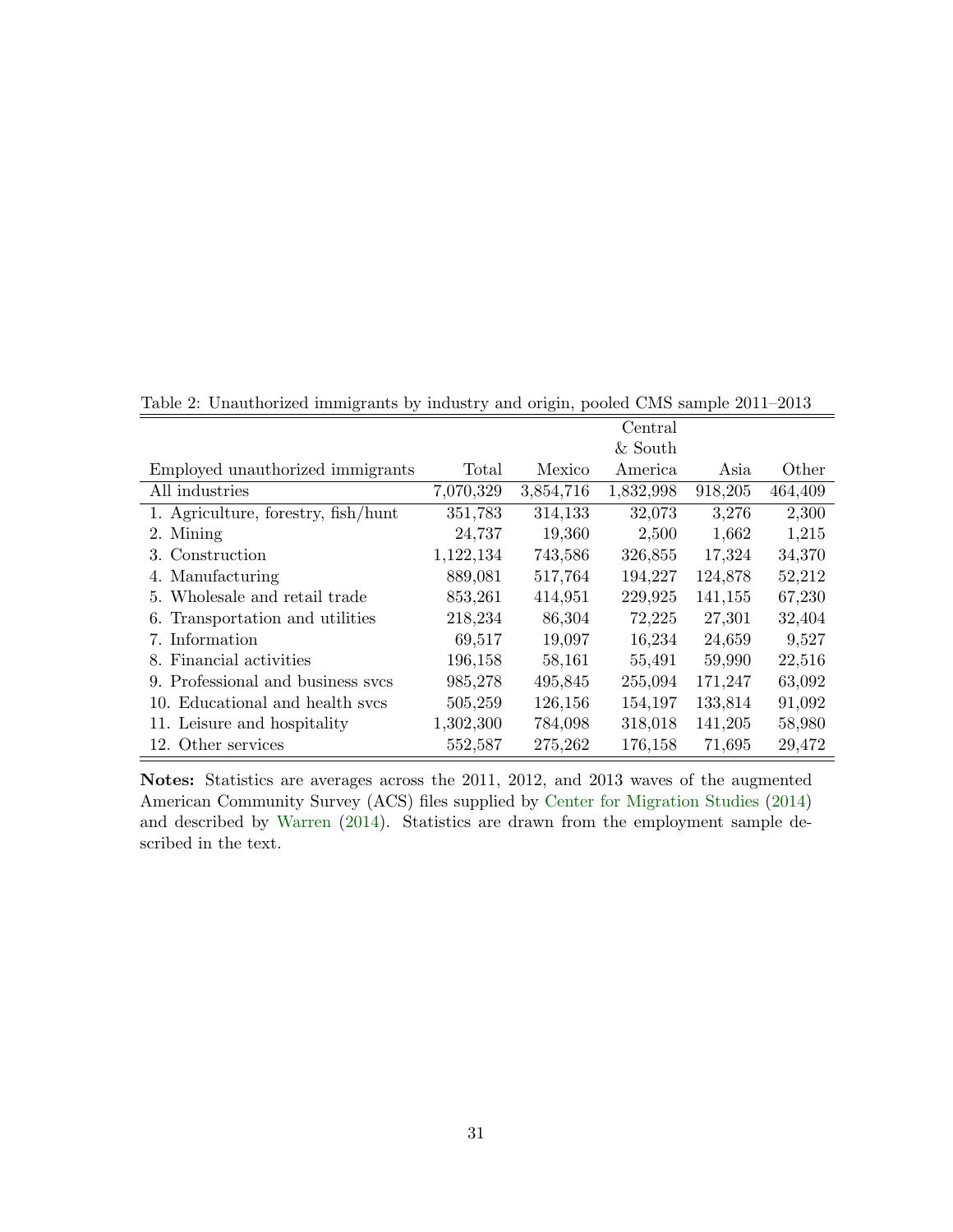Table 2: Unauthorized immigrants by industry and origin, pooled CMS sample 2011–2013

| Employed unauthorized immigrants | Total | Mexico | Central & South America | Asia | Other |
|---|---|---|---|---|---|
| All industries | 7,070,329 | 3,854,716 | 1,832,998 | 918,205 | 464,409 |
| 1. Agriculture, forestry, fish/hunt | 351,783 | 314,133 | 32,073 | 3,276 | 2,300 |
| 2. Mining | 24,737 | 19,360 | 2,500 | 1,662 | 1,215 |
| 3. Construction | 1,122,134 | 743,586 | 326,855 | 17,324 | 34,370 |
| 4. Manufacturing | 889,081 | 517,764 | 194,227 | 124,878 | 52,212 |
| 5. Wholesale and retail trade | 853,261 | 414,951 | 229,925 | 141,155 | 67,230 |
| 6. Transportation and utilities | 218,234 | 86,304 | 72,225 | 27,301 | 32,404 |
| 7. Information | 69,517 | 19,097 | 16,234 | 24,659 | 9,527 |
| 8. Financial activities | 196,158 | 58,161 | 55,491 | 59,990 | 22,516 |
| 9. Professional and business svcs | 985,278 | 495,845 | 255,094 | 171,247 | 63,092 |
| 10. Educational and health svcs | 505,259 | 126,156 | 154,197 | 133,814 | 91,092 |
| 11. Leisure and hospitality | 1,302,300 | 784,098 | 318,018 | 141,205 | 58,980 |
| 12. Other services | 552,587 | 275,262 | 176,158 | 71,695 | 29,472 |

**Notes:** Statistics are averages across the 2011, 2012, and 2013 waves of the augmented American Community Survey (ACS) files supplied by Center for Migration Studies (2014) and described by Warren (2014). Statistics are drawn from the employment sample described in the text.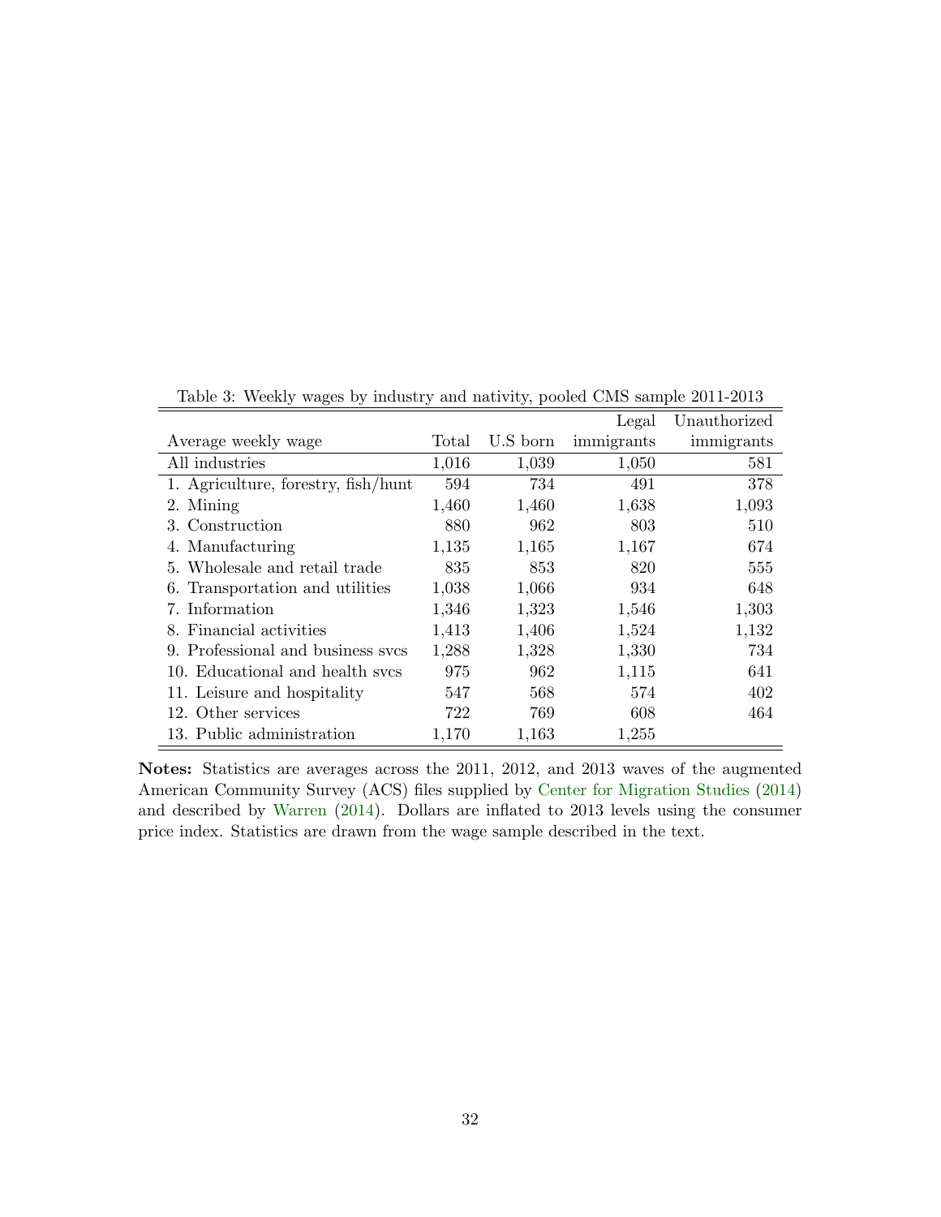Table 3: Weekly wages by industry and nativity, pooled CMS sample 2011-2013

| Average weekly wage | Total | U.S born | Legal immigrants | Unauthorized immigrants |
|---|---|---|---|---|
| All industries | 1,016 | 1,039 | 1,050 | 581 |
| 1. Agriculture, forestry, fish/hunt | 594 | 734 | 491 | 378 |
| 2. Mining | 1,460 | 1,460 | 1,638 | 1,093 |
| 3. Construction | 880 | 962 | 803 | 510 |
| 4. Manufacturing | 1,135 | 1,165 | 1,167 | 674 |
| 5. Wholesale and retail trade | 835 | 853 | 820 | 555 |
| 6. Transportation and utilities | 1,038 | 1,066 | 934 | 648 |
| 7. Information | 1,346 | 1,323 | 1,546 | 1,303 |
| 8. Financial activities | 1,413 | 1,406 | 1,524 | 1,132 |
| 9. Professional and business svcs | 1,288 | 1,328 | 1,330 | 734 |
| 10. Educational and health svcs | 975 | 962 | 1,115 | 641 |
| 11. Leisure and hospitality | 547 | 568 | 574 | 402 |
| 12. Other services | 722 | 769 | 608 | 464 |
| 13. Public administration | 1,170 | 1,163 | 1,255 | |

**Notes:** Statistics are averages across the 2011, 2012, and 2013 waves of the augmented American Community Survey (ACS) files supplied by Center for Migration Studies (2014) and described by Warren (2014). Dollars are inflated to 2013 levels using the consumer price index. Statistics are drawn from the wage sample described in the text.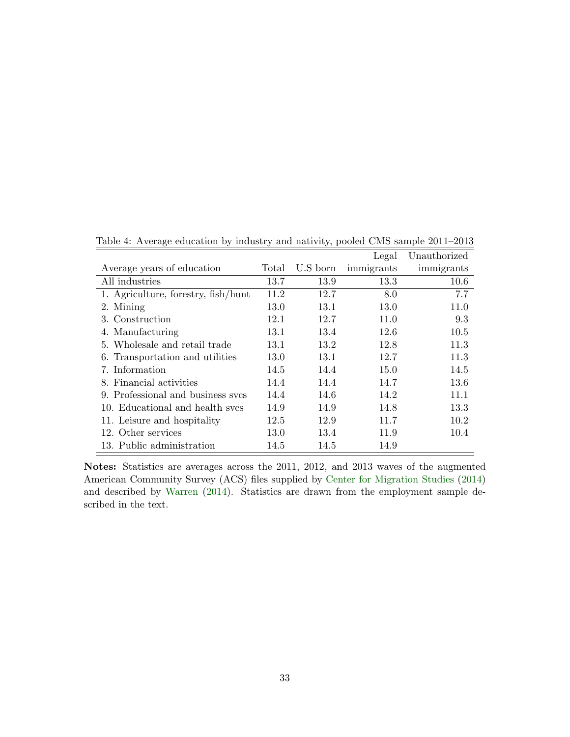Table 4: Average education by industry and nativity, pooled CMS sample 2011–2013

| Average years of education | Total | U.S born | Legal immigrants | Unauthorized immigrants |
|---|---|---|---|---|
| All industries | 13.7 | 13.9 | 13.3 | 10.6 |
| 1. Agriculture, forestry, fish/hunt | 11.2 | 12.7 | 8.0 | 7.7 |
| 2. Mining | 13.0 | 13.1 | 13.0 | 11.0 |
| 3. Construction | 12.1 | 12.7 | 11.0 | 9.3 |
| 4. Manufacturing | 13.1 | 13.4 | 12.6 | 10.5 |
| 5. Wholesale and retail trade | 13.1 | 13.2 | 12.8 | 11.3 |
| 6. Transportation and utilities | 13.0 | 13.1 | 12.7 | 11.3 |
| 7. Information | 14.5 | 14.4 | 15.0 | 14.5 |
| 8. Financial activities | 14.4 | 14.4 | 14.7 | 13.6 |
| 9. Professional and business svcs | 14.4 | 14.6 | 14.2 | 11.1 |
| 10. Educational and health svcs | 14.9 | 14.9 | 14.8 | 13.3 |
| 11. Leisure and hospitality | 12.5 | 12.9 | 11.7 | 10.2 |
| 12. Other services | 13.0 | 13.4 | 11.9 | 10.4 |
| 13. Public administration | 14.5 | 14.5 | 14.9 | |

**Notes:** Statistics are averages across the 2011, 2012, and 2013 waves of the augmented American Community Survey (ACS) files supplied by Center for Migration Studies (2014) and described by Warren (2014). Statistics are drawn from the employment sample described in the text.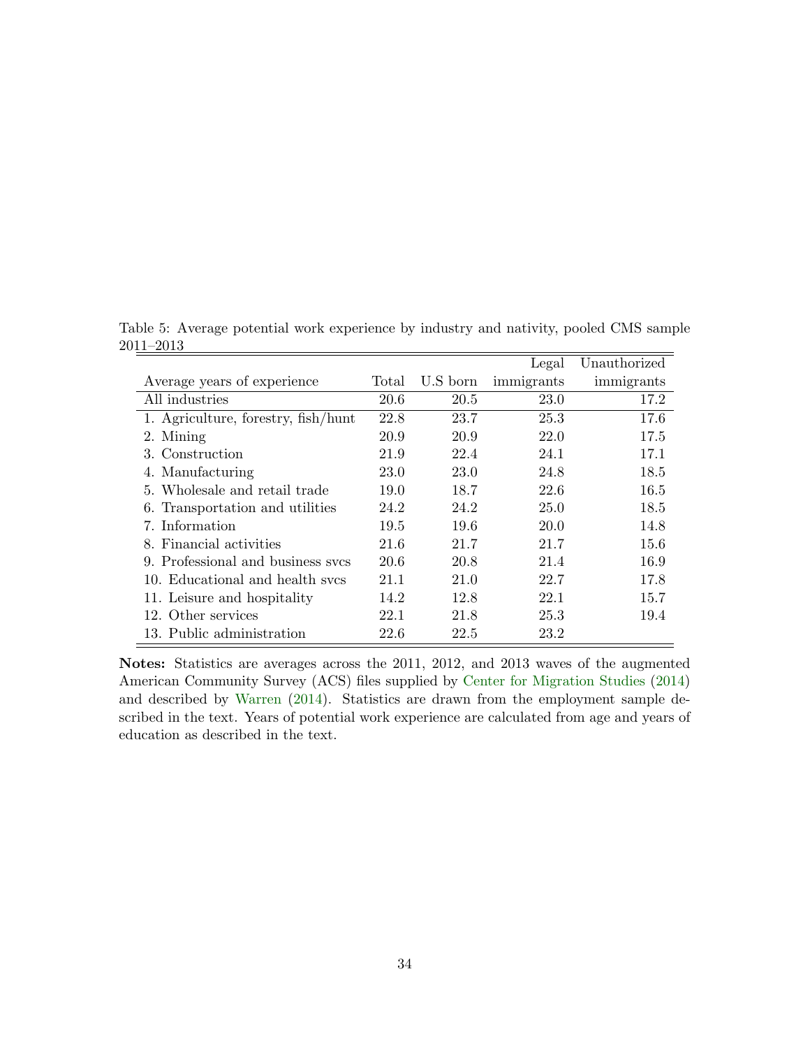Table 5: Average potential work experience by industry and nativity, pooled CMS sample 2011–2013

| Average years of experience | Total | U.S born | Legal immigrants | Unauthorized immigrants |
|---|---|---|---|---|
| All industries | 20.6 | 20.5 | 23.0 | 17.2 |
| 1. Agriculture, forestry, fish/hunt | 22.8 | 23.7 | 25.3 | 17.6 |
| 2. Mining | 20.9 | 20.9 | 22.0 | 17.5 |
| 3. Construction | 21.9 | 22.4 | 24.1 | 17.1 |
| 4. Manufacturing | 23.0 | 23.0 | 24.8 | 18.5 |
| 5. Wholesale and retail trade | 19.0 | 18.7 | 22.6 | 16.5 |
| 6. Transportation and utilities | 24.2 | 24.2 | 25.0 | 18.5 |
| 7. Information | 19.5 | 19.6 | 20.0 | 14.8 |
| 8. Financial activities | 21.6 | 21.7 | 21.7 | 15.6 |
| 9. Professional and business svcs | 20.6 | 20.8 | 21.4 | 16.9 |
| 10. Educational and health svcs | 21.1 | 21.0 | 22.7 | 17.8 |
| 11. Leisure and hospitality | 14.2 | 12.8 | 22.1 | 15.7 |
| 12. Other services | 22.1 | 21.8 | 25.3 | 19.4 |
| 13. Public administration | 22.6 | 22.5 | 23.2 | |

**Notes:** Statistics are averages across the 2011, 2012, and 2013 waves of the augmented American Community Survey (ACS) files supplied by Center for Migration Studies (2014) and described by Warren (2014). Statistics are drawn from the employment sample described in the text. Years of potential work experience are calculated from age and years of education as described in the text.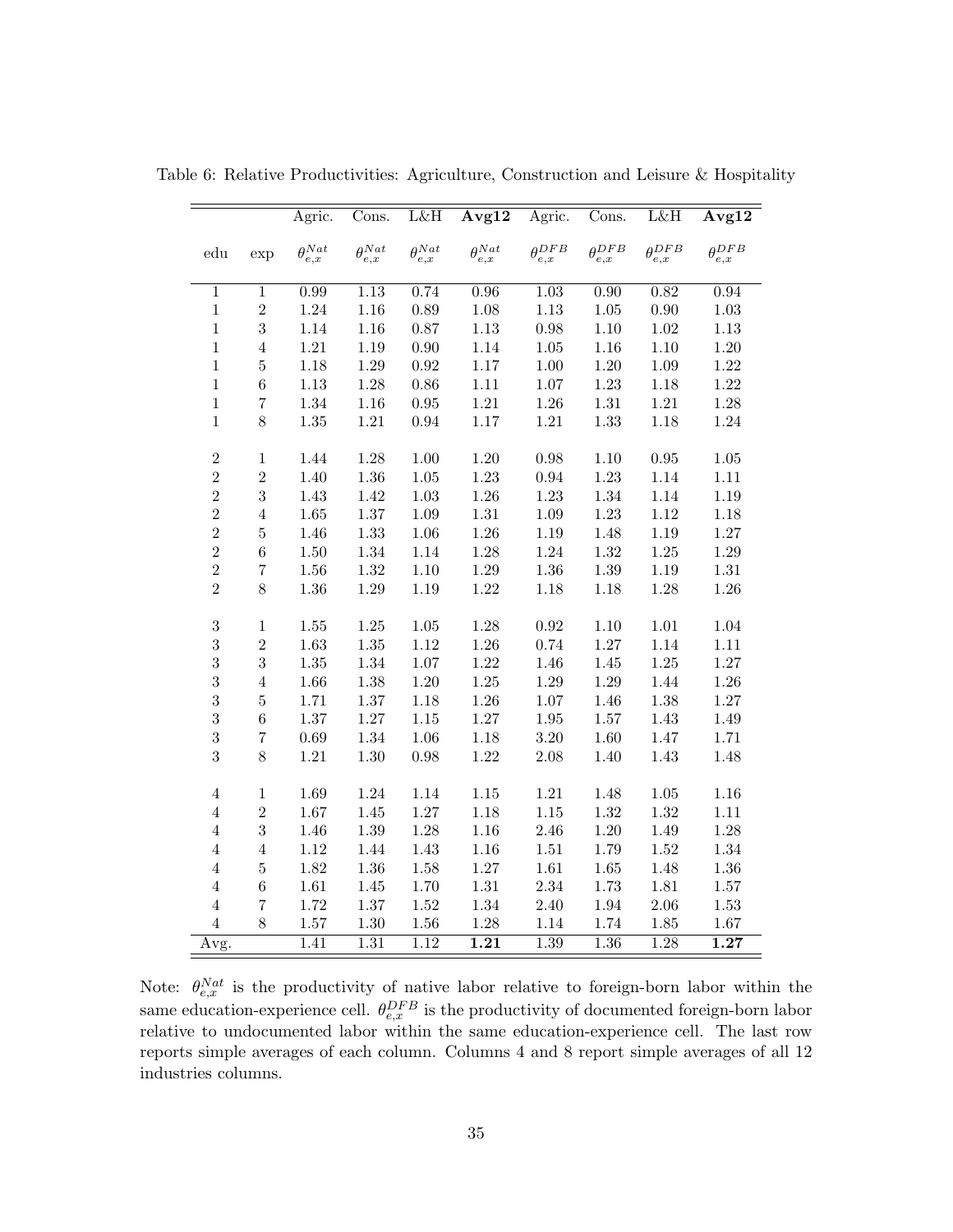Table 6: Relative Productivities: Agriculture, Construction and Leisure & Hospitality

| | | Agric. | Cons. | L&H | **Avg12** | Agric. | Cons. | L&H | **Avg12** |
|---|---|---|---|---|---|---|---|---|---|
| edu | exp | $\theta^{Nat}_{e,x}$ | $\theta^{Nat}_{e,x}$ | $\theta^{Nat}_{e,x}$ | $\theta^{Nat}_{e,x}$ | $\theta^{DFB}_{e,x}$ | $\theta^{DFB}_{e,x}$ | $\theta^{DFB}_{e,x}$ | $\theta^{DFB}_{e,x}$ |
| 1 | 1 | 0.99 | 1.13 | 0.74 | 0.96 | 1.03 | 0.90 | 0.82 | 0.94 |
| 1 | 2 | 1.24 | 1.16 | 0.89 | 1.08 | 1.13 | 1.05 | 0.90 | 1.03 |
| 1 | 3 | 1.14 | 1.16 | 0.87 | 1.13 | 0.98 | 1.10 | 1.02 | 1.13 |
| 1 | 4 | 1.21 | 1.19 | 0.90 | 1.14 | 1.05 | 1.16 | 1.10 | 1.20 |
| 1 | 5 | 1.18 | 1.29 | 0.92 | 1.17 | 1.00 | 1.20 | 1.09 | 1.22 |
| 1 | 6 | 1.13 | 1.28 | 0.86 | 1.11 | 1.07 | 1.23 | 1.18 | 1.22 |
| 1 | 7 | 1.34 | 1.16 | 0.95 | 1.21 | 1.26 | 1.31 | 1.21 | 1.28 |
| 1 | 8 | 1.35 | 1.21 | 0.94 | 1.17 | 1.21 | 1.33 | 1.18 | 1.24 |
| 2 | 1 | 1.44 | 1.28 | 1.00 | 1.20 | 0.98 | 1.10 | 0.95 | 1.05 |
| 2 | 2 | 1.40 | 1.36 | 1.05 | 1.23 | 0.94 | 1.23 | 1.14 | 1.11 |
| 2 | 3 | 1.43 | 1.42 | 1.03 | 1.26 | 1.23 | 1.34 | 1.14 | 1.19 |
| 2 | 4 | 1.65 | 1.37 | 1.09 | 1.31 | 1.09 | 1.23 | 1.12 | 1.18 |
| 2 | 5 | 1.46 | 1.33 | 1.06 | 1.26 | 1.19 | 1.48 | 1.19 | 1.27 |
| 2 | 6 | 1.50 | 1.34 | 1.14 | 1.28 | 1.24 | 1.32 | 1.25 | 1.29 |
| 2 | 7 | 1.56 | 1.32 | 1.10 | 1.29 | 1.36 | 1.39 | 1.19 | 1.31 |
| 2 | 8 | 1.36 | 1.29 | 1.19 | 1.22 | 1.18 | 1.18 | 1.28 | 1.26 |
| 3 | 1 | 1.55 | 1.25 | 1.05 | 1.28 | 0.92 | 1.10 | 1.01 | 1.04 |
| 3 | 2 | 1.63 | 1.35 | 1.12 | 1.26 | 0.74 | 1.27 | 1.14 | 1.11 |
| 3 | 3 | 1.35 | 1.34 | 1.07 | 1.22 | 1.46 | 1.45 | 1.25 | 1.27 |
| 3 | 4 | 1.66 | 1.38 | 1.20 | 1.25 | 1.29 | 1.29 | 1.44 | 1.26 |
| 3 | 5 | 1.71 | 1.37 | 1.18 | 1.26 | 1.07 | 1.46 | 1.38 | 1.27 |
| 3 | 6 | 1.37 | 1.27 | 1.15 | 1.27 | 1.95 | 1.57 | 1.43 | 1.49 |
| 3 | 7 | 0.69 | 1.34 | 1.06 | 1.18 | 3.20 | 1.60 | 1.47 | 1.71 |
| 3 | 8 | 1.21 | 1.30 | 0.98 | 1.22 | 2.08 | 1.40 | 1.43 | 1.48 |
| 4 | 1 | 1.69 | 1.24 | 1.14 | 1.15 | 1.21 | 1.48 | 1.05 | 1.16 |
| 4 | 2 | 1.67 | 1.45 | 1.27 | 1.18 | 1.15 | 1.32 | 1.32 | 1.11 |
| 4 | 3 | 1.46 | 1.39 | 1.28 | 1.16 | 2.46 | 1.20 | 1.49 | 1.28 |
| 4 | 4 | 1.12 | 1.44 | 1.43 | 1.16 | 1.51 | 1.79 | 1.52 | 1.34 |
| 4 | 5 | 1.82 | 1.36 | 1.58 | 1.27 | 1.61 | 1.65 | 1.48 | 1.36 |
| 4 | 6 | 1.61 | 1.45 | 1.70 | 1.31 | 2.34 | 1.73 | 1.81 | 1.57 |
| 4 | 7 | 1.72 | 1.37 | 1.52 | 1.34 | 2.40 | 1.94 | 2.06 | 1.53 |
| 4 | 8 | 1.57 | 1.30 | 1.56 | 1.28 | 1.14 | 1.74 | 1.85 | 1.67 |
| Avg. | | 1.41 | 1.31 | 1.12 | **1.21** | 1.39 | 1.36 | 1.28 | **1.27** |

Note: $\theta^{Nat}_{e,x}$ is the productivity of native labor relative to foreign-born labor within the same education-experience cell. $\theta^{DFB}_{e,x}$ is the productivity of documented foreign-born labor relative to undocumented labor within the same education-experience cell. The last row reports simple averages of each column. Columns 4 and 8 report simple averages of all 12 industries columns.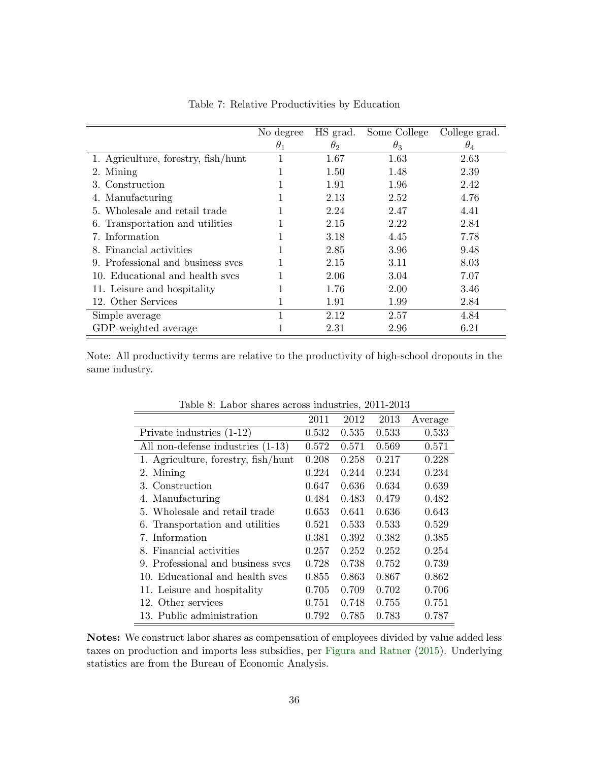Table 7: Relative Productivities by Education

| | No degree<br>$\theta_1$ | HS grad.<br>$\theta_2$ | Some College<br>$\theta_3$ | College grad.<br>$\theta_4$ |
|---|---|---|---|---|
| 1. Agriculture, forestry, fish/hunt | 1 | 1.67 | 1.63 | 2.63 |
| 2. Mining | 1 | 1.50 | 1.48 | 2.39 |
| 3. Construction | 1 | 1.91 | 1.96 | 2.42 |
| 4. Manufacturing | 1 | 2.13 | 2.52 | 4.76 |
| 5. Wholesale and retail trade | 1 | 2.24 | 2.47 | 4.41 |
| 6. Transportation and utilities | 1 | 2.15 | 2.22 | 2.84 |
| 7. Information | 1 | 3.18 | 4.45 | 7.78 |
| 8. Financial activities | 1 | 2.85 | 3.96 | 9.48 |
| 9. Professional and business svcs | 1 | 2.15 | 3.11 | 8.03 |
| 10. Educational and health svcs | 1 | 2.06 | 3.04 | 7.07 |
| 11. Leisure and hospitality | 1 | 1.76 | 2.00 | 3.46 |
| 12. Other Services | 1 | 1.91 | 1.99 | 2.84 |
| Simple average | 1 | 2.12 | 2.57 | 4.84 |
| GDP-weighted average | 1 | 2.31 | 2.96 | 6.21 |

Note: All productivity terms are relative to the productivity of high-school dropouts in the same industry.

Table 8: Labor shares across industries, 2011-2013

| | 2011 | 2012 | 2013 | Average |
|---|---|---|---|---|
| Private industries (1-12) | 0.532 | 0.535 | 0.533 | 0.533 |
| All non-defense industries (1-13) | 0.572 | 0.571 | 0.569 | 0.571 |
| 1. Agriculture, forestry, fish/hunt | 0.208 | 0.258 | 0.217 | 0.228 |
| 2. Mining | 0.224 | 0.244 | 0.234 | 0.234 |
| 3. Construction | 0.647 | 0.636 | 0.634 | 0.639 |
| 4. Manufacturing | 0.484 | 0.483 | 0.479 | 0.482 |
| 5. Wholesale and retail trade | 0.653 | 0.641 | 0.636 | 0.643 |
| 6. Transportation and utilities | 0.521 | 0.533 | 0.533 | 0.529 |
| 7. Information | 0.381 | 0.392 | 0.382 | 0.385 |
| 8. Financial activities | 0.257 | 0.252 | 0.252 | 0.254 |
| 9. Professional and business svcs | 0.728 | 0.738 | 0.752 | 0.739 |
| 10. Educational and health svcs | 0.855 | 0.863 | 0.867 | 0.862 |
| 11. Leisure and hospitality | 0.705 | 0.709 | 0.702 | 0.706 |
| 12. Other services | 0.751 | 0.748 | 0.755 | 0.751 |
| 13. Public administration | 0.792 | 0.785 | 0.783 | 0.787 |

**Notes:** We construct labor shares as compensation of employees divided by value added less taxes on production and imports less subsidies, per Figura and Ratner (2015). Underlying statistics are from the Bureau of Economic Analysis.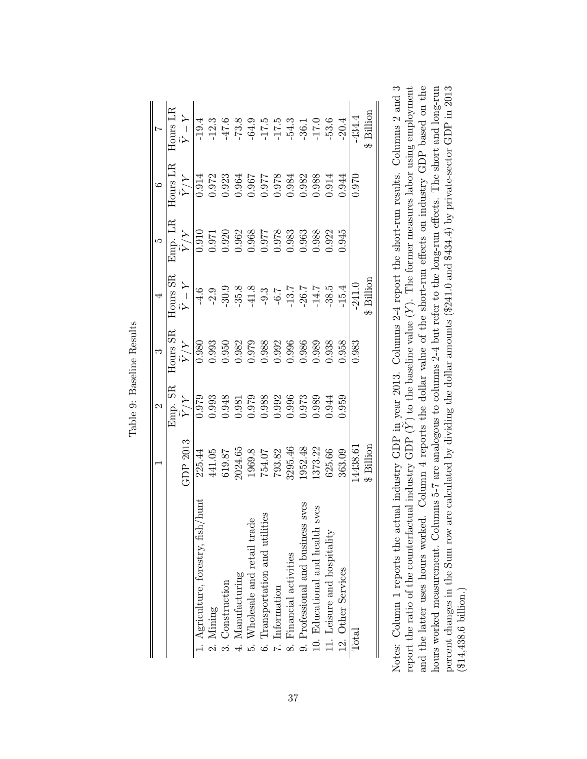Table 9: Baseline Results

| | 1 | 2 | 3 | 4 | 5 | 6 | 7 |
|---|---|---|---|---|---|---|---|
| | GDP 2013 | Emp. SR $\widetilde{Y}/Y$ | Hours SR $\widetilde{Y}/Y$ | Hours SR $\widetilde{Y}-Y$ | Emp. LR $\widetilde{Y}/Y$ | Hours LR $\widetilde{Y}/Y$ | Hours LR $\widetilde{Y}-Y$ |
| 1. Agriculture, forestry, fish/hunt | 225.44 | 0.979 | 0.980 | -4.6 | 0.910 | 0.914 | -19.4 |
| 2. Mining | 441.05 | 0.993 | 0.993 | -2.9 | 0.971 | 0.972 | -12.3 |
| 3. Construction | 619.87 | 0.948 | 0.950 | -30.9 | 0.920 | 0.923 | -47.6 |
| 4. Manufacturing | 2024.65 | 0.981 | 0.982 | -35.8 | 0.962 | 0.964 | -73.8 |
| 5. Wholesale and retail trade | 1969.8 | 0.979 | 0.979 | -41.8 | 0.968 | 0.967 | -64.9 |
| 6. Transportation and utilities | 754.07 | 0.988 | 0.988 | -9.3 | 0.977 | 0.977 | -17.5 |
| 7. Information | 793.82 | 0.992 | 0.992 | -6.7 | 0.978 | 0.978 | -17.5 |
| 8. Financial activities | 3295.46 | 0.996 | 0.996 | -13.7 | 0.983 | 0.984 | -54.3 |
| 9. Professional and business svcs | 1952.48 | 0.973 | 0.986 | -26.7 | 0.963 | 0.982 | -36.1 |
| 10. Educational and health svcs | 1373.22 | 0.989 | 0.989 | -14.7 | 0.988 | 0.988 | -17.0 |
| 11. Leisure and hospitality | 625.66 | 0.944 | 0.938 | -38.5 | 0.922 | 0.914 | -53.6 |
| 12. Other Services | 363.09 | 0.959 | 0.958 | -15.4 | 0.945 | 0.944 | -20.4 |
| Total | 14438.61 | | 0.983 | -241.0 | | 0.970 | -434.4 |
| | \$ Billion | | | \$ Billion | | | \$ Billion |

Notes: Column 1 reports the actual industry GDP in year 2013. Columns 2-4 report the short-run results. Columns 2 and 3 report the ratio of the counterfactual industry GDP ($\widetilde{Y}$) to the baseline value ($Y$). The former measures labor using employment and the latter uses hours worked. Column 4 reports the dollar value of the short-run effects on industry GDP based on the hours worked measurement. Columns 5-7 are analogous to columns 2-4 but refer to the long-run effects. The short and long-run percent changes in the Sum row are calculated by dividing the dollar amounts (\$241.0 and \$434.4) by private-sector GDP in 2013 (\$14,438.6 billion.)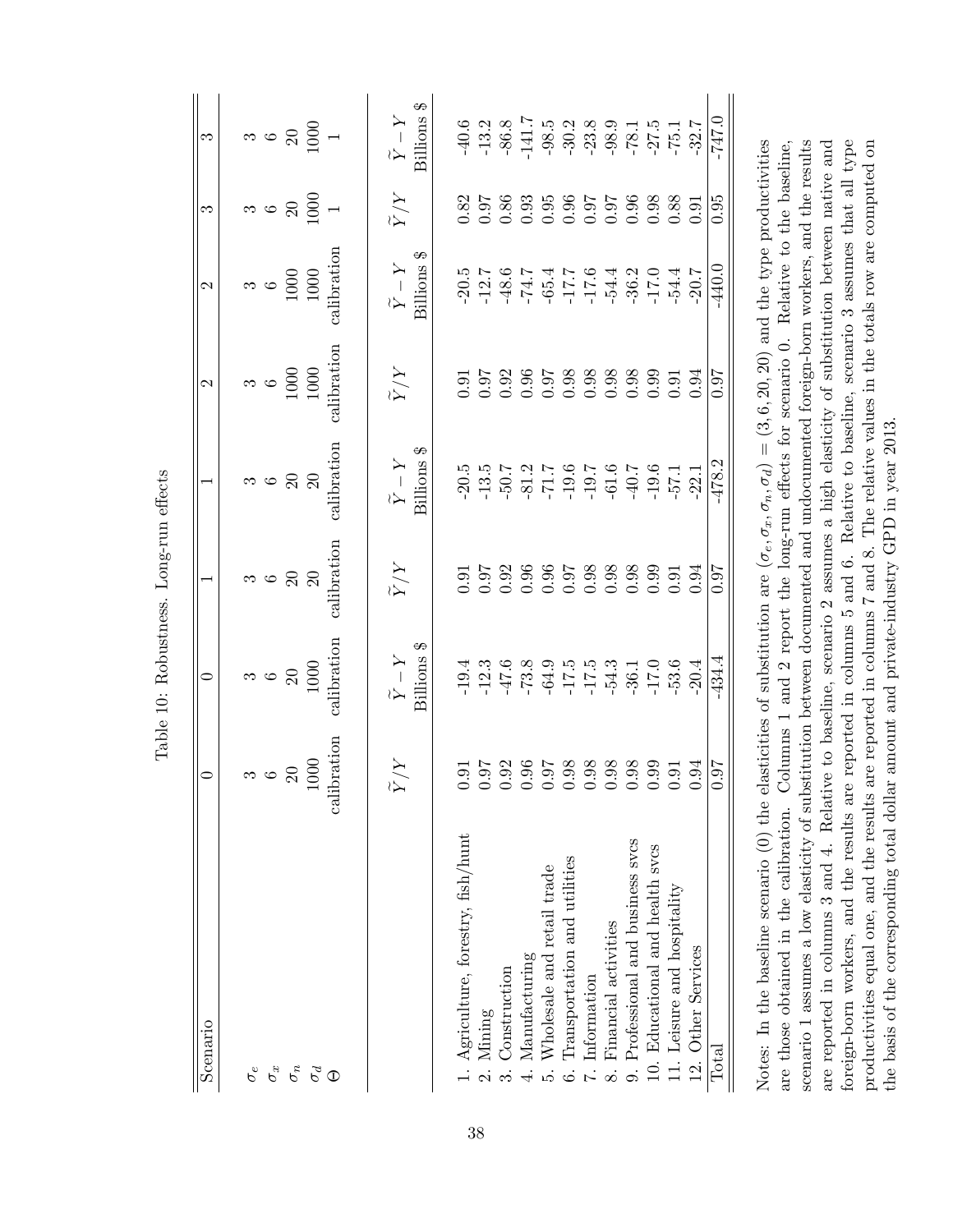Table 10: Robustness. Long-run effects

| Scenario | 0 | 0 | 1 | 1 | 2 | 2 | 3 | 3 |
|---|---|---|---|---|---|---|---|---|
| $\sigma_e$ | 3 | 3 | 3 | 3 | 3 | 3 | 3 | 3 |
| $\sigma_x$ | 6 | 6 | 6 | 6 | 6 | 6 | 6 | 6 |
| $\sigma_n$ | 20 | 20 | 20 | 20 | 1000 | 1000 | 20 | 20 |
| $\sigma_d$ | 1000 | 1000 | 20 | 20 | 1000 | 1000 | 1000 | 1000 |
| $\Theta$ | calibration | calibration | calibration | calibration | calibration | calibration | 1 | 1 |
| | $\widetilde{Y}/Y$ | $\widetilde{Y}-Y$ Billions \$ | $\widetilde{Y}/Y$ | $\widetilde{Y}-Y$ Billions \$ | $\widetilde{Y}/Y$ | $\widetilde{Y}-Y$ Billions \$ | $\widetilde{Y}/Y$ | $\widetilde{Y}-Y$ Billions \$ |
| 1. Agriculture, forestry, fish/hunt | 0.91 | -19.4 | 0.91 | -20.5 | 0.91 | -20.5 | 0.82 | -40.6 |
| 2. Mining | 0.97 | -12.3 | 0.97 | -13.5 | 0.97 | -12.7 | 0.97 | -13.2 |
| 3. Construction | 0.92 | -47.6 | 0.92 | -50.7 | 0.92 | -48.6 | 0.86 | -86.8 |
| 4. Manufacturing | 0.96 | -73.8 | 0.96 | -81.2 | 0.96 | -74.7 | 0.93 | -141.7 |
| 5. Wholesale and retail trade | 0.97 | -64.9 | 0.96 | -71.7 | 0.97 | -65.4 | 0.95 | -98.5 |
| 6. Transportation and utilities | 0.98 | -17.5 | 0.97 | -19.6 | 0.98 | -17.7 | 0.96 | -30.2 |
| 7. Information | 0.98 | -17.5 | 0.98 | -19.7 | 0.98 | -17.6 | 0.97 | -23.8 |
| 8. Financial activities | 0.98 | -54.3 | 0.98 | -61.6 | 0.98 | -54.4 | 0.97 | -98.9 |
| 9. Professional and business svcs | 0.98 | -36.1 | 0.98 | -40.7 | 0.98 | -36.2 | 0.96 | -78.1 |
| 10. Educational and health svcs | 0.99 | -17.0 | 0.99 | -19.6 | 0.99 | -17.0 | 0.98 | -27.5 |
| 11. Leisure and hospitality | 0.91 | -53.6 | 0.91 | -57.1 | 0.91 | -54.4 | 0.88 | -75.1 |
| 12. Other Services | 0.94 | -20.4 | 0.94 | -22.1 | 0.94 | -20.7 | 0.91 | -32.7 |
| Total | 0.97 | -434.4 | 0.97 | -478.2 | 0.97 | -440.0 | 0.95 | -747.0 |

Notes: In the baseline scenario (0) the elasticities of substitution are $(\sigma_e, \sigma_x, \sigma_n, \sigma_d) = (3, 6, 20, 20)$ and the type productivities are those obtained in the calibration. Columns 1 and 2 report the long-run effects for scenario 0. Relative to the baseline, scenario 1 assumes a low elasticity of substitution between documented and undocumented foreign-born workers, and the results are reported in columns 3 and 4. Relative to baseline, scenario 2 assumes a high elasticity of substitution between native and foreign-born workers, and the results are reported in columns 5 and 6. Relative to baseline, scenario 3 assumes that all type productivities equal one, and the results are reported in columns 7 and 8. The relative values in the totals row are computed on the basis of the corresponding total dollar amount and private-industry GPD in year 2013.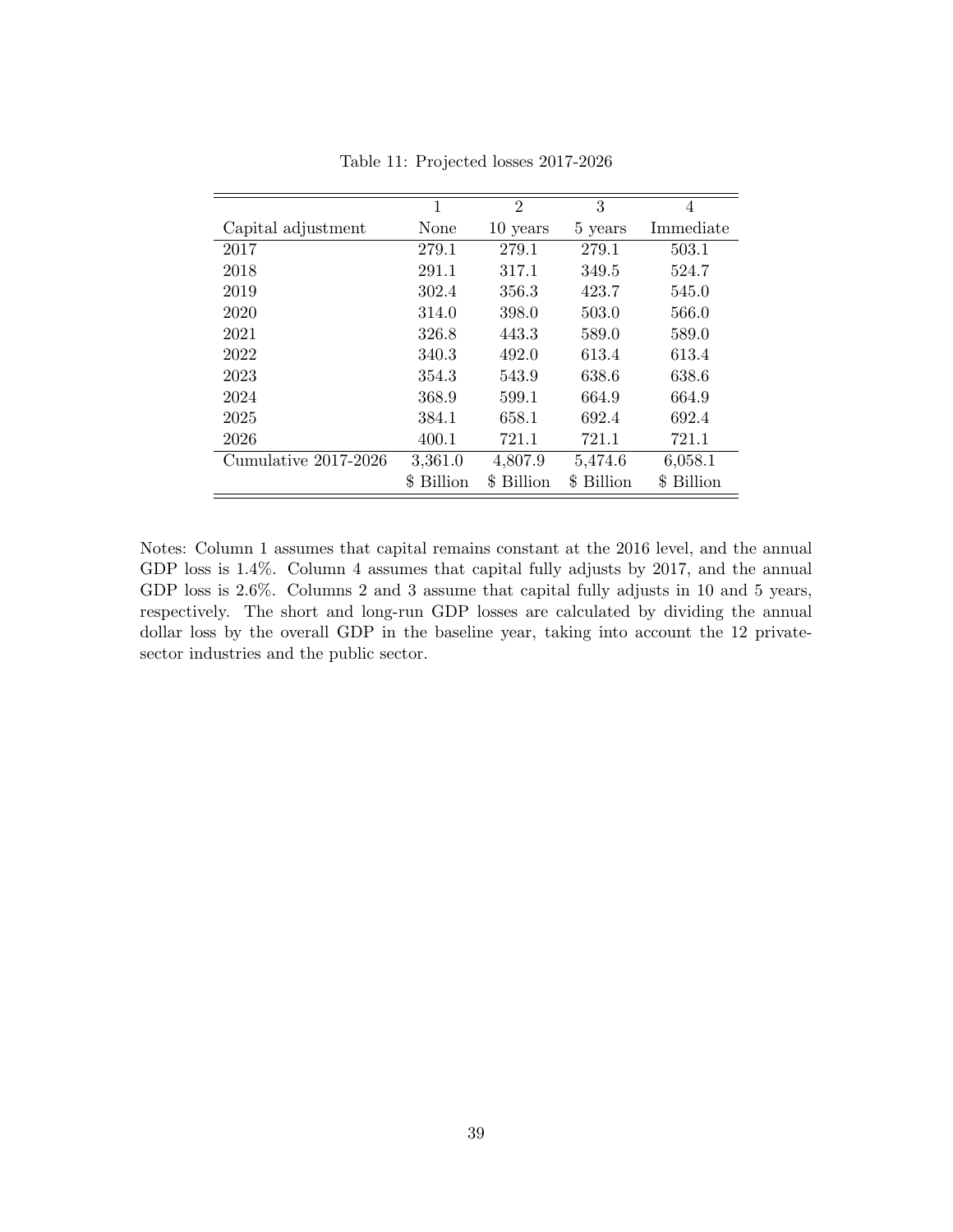Table 11: Projected losses 2017-2026

| | 1 | 2 | 3 | 4 |
|---|---|---|---|---|
| Capital adjustment | None | 10 years | 5 years | Immediate |
| 2017 | 279.1 | 279.1 | 279.1 | 503.1 |
| 2018 | 291.1 | 317.1 | 349.5 | 524.7 |
| 2019 | 302.4 | 356.3 | 423.7 | 545.0 |
| 2020 | 314.0 | 398.0 | 503.0 | 566.0 |
| 2021 | 326.8 | 443.3 | 589.0 | 589.0 |
| 2022 | 340.3 | 492.0 | 613.4 | 613.4 |
| 2023 | 354.3 | 543.9 | 638.6 | 638.6 |
| 2024 | 368.9 | 599.1 | 664.9 | 664.9 |
| 2025 | 384.1 | 658.1 | 692.4 | 692.4 |
| 2026 | 400.1 | 721.1 | 721.1 | 721.1 |
| Cumulative 2017-2026 | 3,361.0 | 4,807.9 | 5,474.6 | 6,058.1 |
| | $ Billion | $ Billion | $ Billion | $ Billion |

Notes: Column 1 assumes that capital remains constant at the 2016 level, and the annual GDP loss is 1.4%. Column 4 assumes that capital fully adjusts by 2017, and the annual GDP loss is 2.6%. Columns 2 and 3 assume that capital fully adjusts in 10 and 5 years, respectively. The short and long-run GDP losses are calculated by dividing the annual dollar loss by the overall GDP in the baseline year, taking into account the 12 private-sector industries and the public sector.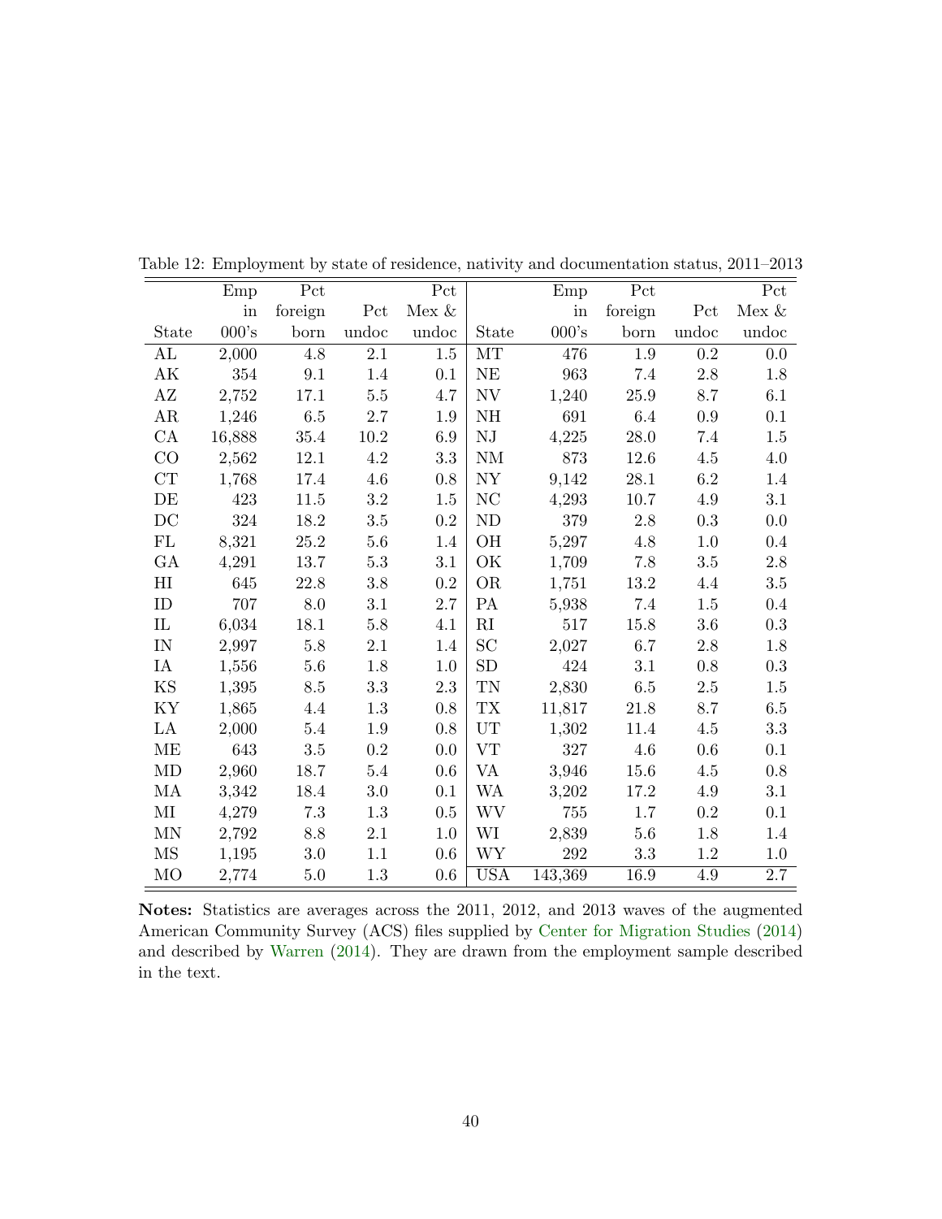Table 12: Employment by state of residence, nativity and documentation status, 2011–2013

| State | Emp in 000's | Pct foreign born | Pct undoc | Pct Mex & undoc | State | Emp in 000's | Pct foreign born | Pct undoc | Pct Mex & undoc |
|---|---|---|---|---|---|---|---|---|---|
| AL | 2,000 | 4.8 | 2.1 | 1.5 | MT | 476 | 1.9 | 0.2 | 0.0 |
| AK | 354 | 9.1 | 1.4 | 0.1 | NE | 963 | 7.4 | 2.8 | 1.8 |
| AZ | 2,752 | 17.1 | 5.5 | 4.7 | NV | 1,240 | 25.9 | 8.7 | 6.1 |
| AR | 1,246 | 6.5 | 2.7 | 1.9 | NH | 691 | 6.4 | 0.9 | 0.1 |
| CA | 16,888 | 35.4 | 10.2 | 6.9 | NJ | 4,225 | 28.0 | 7.4 | 1.5 |
| CO | 2,562 | 12.1 | 4.2 | 3.3 | NM | 873 | 12.6 | 4.5 | 4.0 |
| CT | 1,768 | 17.4 | 4.6 | 0.8 | NY | 9,142 | 28.1 | 6.2 | 1.4 |
| DE | 423 | 11.5 | 3.2 | 1.5 | NC | 4,293 | 10.7 | 4.9 | 3.1 |
| DC | 324 | 18.2 | 3.5 | 0.2 | ND | 379 | 2.8 | 0.3 | 0.0 |
| FL | 8,321 | 25.2 | 5.6 | 1.4 | OH | 5,297 | 4.8 | 1.0 | 0.4 |
| GA | 4,291 | 13.7 | 5.3 | 3.1 | OK | 1,709 | 7.8 | 3.5 | 2.8 |
| HI | 645 | 22.8 | 3.8 | 0.2 | OR | 1,751 | 13.2 | 4.4 | 3.5 |
| ID | 707 | 8.0 | 3.1 | 2.7 | PA | 5,938 | 7.4 | 1.5 | 0.4 |
| IL | 6,034 | 18.1 | 5.8 | 4.1 | RI | 517 | 15.8 | 3.6 | 0.3 |
| IN | 2,997 | 5.8 | 2.1 | 1.4 | SC | 2,027 | 6.7 | 2.8 | 1.8 |
| IA | 1,556 | 5.6 | 1.8 | 1.0 | SD | 424 | 3.1 | 0.8 | 0.3 |
| KS | 1,395 | 8.5 | 3.3 | 2.3 | TN | 2,830 | 6.5 | 2.5 | 1.5 |
| KY | 1,865 | 4.4 | 1.3 | 0.8 | TX | 11,817 | 21.8 | 8.7 | 6.5 |
| LA | 2,000 | 5.4 | 1.9 | 0.8 | UT | 1,302 | 11.4 | 4.5 | 3.3 |
| ME | 643 | 3.5 | 0.2 | 0.0 | VT | 327 | 4.6 | 0.6 | 0.1 |
| MD | 2,960 | 18.7 | 5.4 | 0.6 | VA | 3,946 | 15.6 | 4.5 | 0.8 |
| MA | 3,342 | 18.4 | 3.0 | 0.1 | WA | 3,202 | 17.2 | 4.9 | 3.1 |
| MI | 4,279 | 7.3 | 1.3 | 0.5 | WV | 755 | 1.7 | 0.2 | 0.1 |
| MN | 2,792 | 8.8 | 2.1 | 1.0 | WI | 2,839 | 5.6 | 1.8 | 1.4 |
| MS | 1,195 | 3.0 | 1.1 | 0.6 | WY | 292 | 3.3 | 1.2 | 1.0 |
| MO | 2,774 | 5.0 | 1.3 | 0.6 | USA | 143,369 | 16.9 | 4.9 | 2.7 |

**Notes:** Statistics are averages across the 2011, 2012, and 2013 waves of the augmented American Community Survey (ACS) files supplied by Center for Migration Studies (2014) and described by Warren (2014). They are drawn from the employment sample described in the text.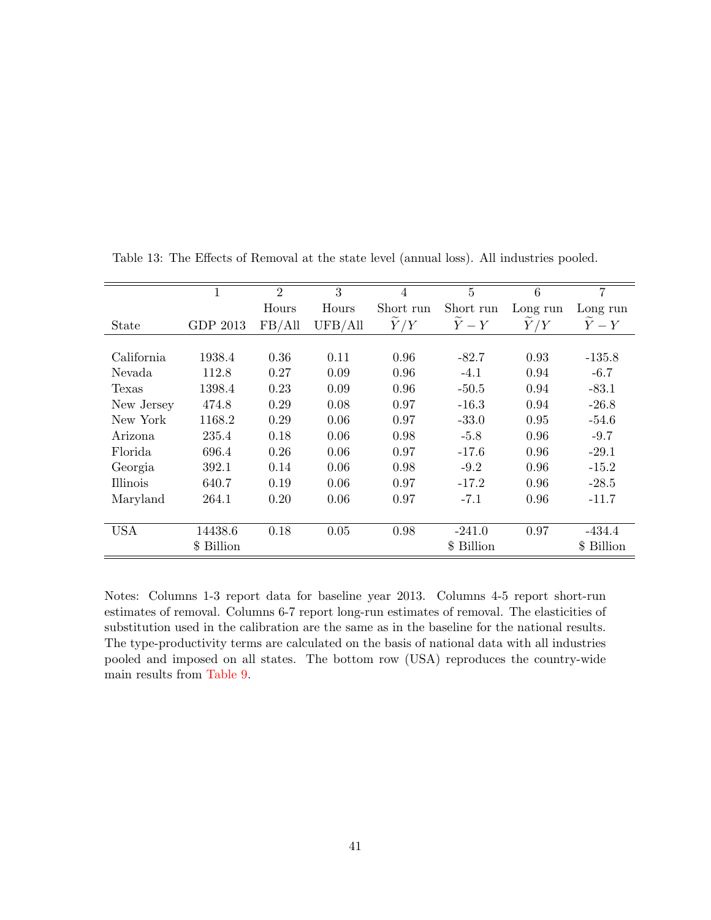Table 13: The Effects of Removal at the state level (annual loss). All industries pooled.

| | 1 | 2 | 3 | 4 | 5 | 6 | 7 |
|---|---|---|---|---|---|---|---|
| | | Hours | Hours | Short run | Short run | Long run | Long run |
| State | GDP 2013 | FB/All | UFB/All | $\widetilde{Y}/Y$ | $\widetilde{Y}-Y$ | $\widetilde{Y}/Y$ | $\widetilde{Y}-Y$ |
| California | 1938.4 | 0.36 | 0.11 | 0.96 | -82.7 | 0.93 | -135.8 |
| Nevada | 112.8 | 0.27 | 0.09 | 0.96 | -4.1 | 0.94 | -6.7 |
| Texas | 1398.4 | 0.23 | 0.09 | 0.96 | -50.5 | 0.94 | -83.1 |
| New Jersey | 474.8 | 0.29 | 0.08 | 0.97 | -16.3 | 0.94 | -26.8 |
| New York | 1168.2 | 0.29 | 0.06 | 0.97 | -33.0 | 0.95 | -54.6 |
| Arizona | 235.4 | 0.18 | 0.06 | 0.98 | -5.8 | 0.96 | -9.7 |
| Florida | 696.4 | 0.26 | 0.06 | 0.97 | -17.6 | 0.96 | -29.1 |
| Georgia | 392.1 | 0.14 | 0.06 | 0.98 | -9.2 | 0.96 | -15.2 |
| Illinois | 640.7 | 0.19 | 0.06 | 0.97 | -17.2 | 0.96 | -28.5 |
| Maryland | 264.1 | 0.20 | 0.06 | 0.97 | -7.1 | 0.96 | -11.7 |
| USA | 14438.6 | 0.18 | 0.05 | 0.98 | -241.0 | 0.97 | -434.4 |
| | $ Billion | | | | $ Billion | | $ Billion |

Notes: Columns 1-3 report data for baseline year 2013. Columns 4-5 report short-run estimates of removal. Columns 6-7 report long-run estimates of removal. The elasticities of substitution used in the calibration are the same as in the baseline for the national results. The type-productivity terms are calculated on the basis of national data with all industries pooled and imposed on all states. The bottom row (USA) reproduces the country-wide main results from Table 9.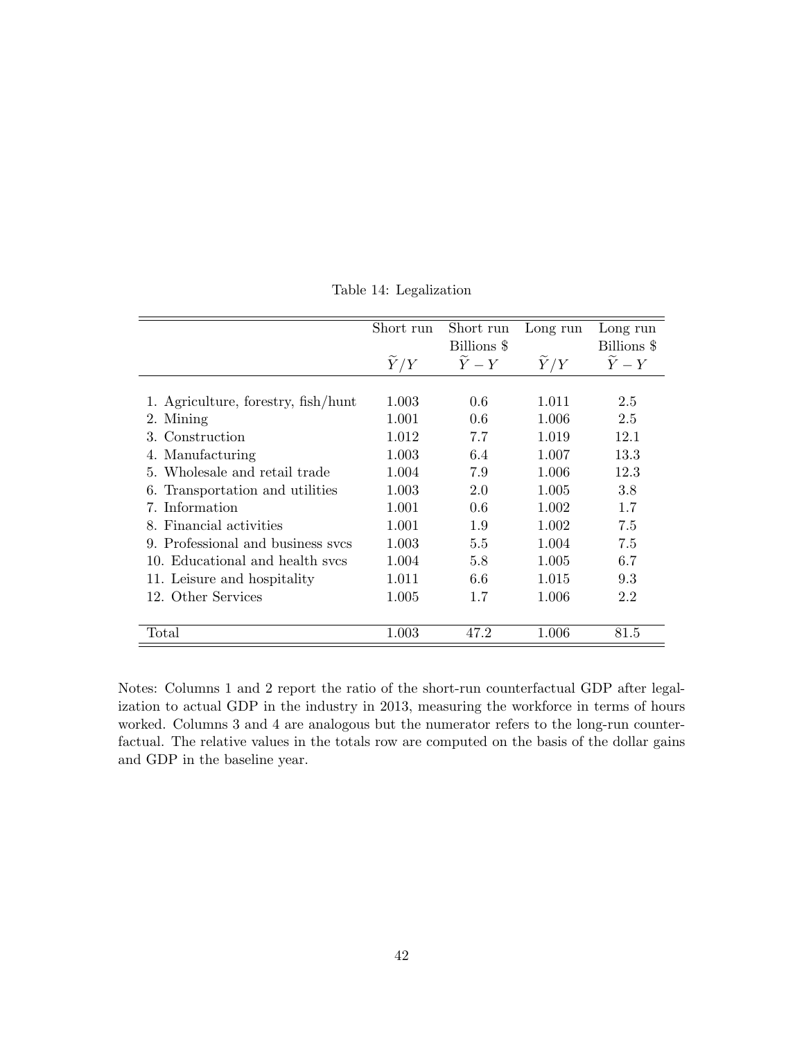Table 14: Legalization

| | Short run<br>$\widetilde{Y}/Y$ | Short run<br>Billions \$<br>$\widetilde{Y} - Y$ | Long run<br>$\widetilde{Y}/Y$ | Long run<br>Billions \$<br>$\widetilde{Y} - Y$ |
|---|---|---|---|---|
| 1. Agriculture, forestry, fish/hunt | 1.003 | 0.6 | 1.011 | 2.5 |
| 2. Mining | 1.001 | 0.6 | 1.006 | 2.5 |
| 3. Construction | 1.012 | 7.7 | 1.019 | 12.1 |
| 4. Manufacturing | 1.003 | 6.4 | 1.007 | 13.3 |
| 5. Wholesale and retail trade | 1.004 | 7.9 | 1.006 | 12.3 |
| 6. Transportation and utilities | 1.003 | 2.0 | 1.005 | 3.8 |
| 7. Information | 1.001 | 0.6 | 1.002 | 1.7 |
| 8. Financial activities | 1.001 | 1.9 | 1.002 | 7.5 |
| 9. Professional and business svcs | 1.003 | 5.5 | 1.004 | 7.5 |
| 10. Educational and health svcs | 1.004 | 5.8 | 1.005 | 6.7 |
| 11. Leisure and hospitality | 1.011 | 6.6 | 1.015 | 9.3 |
| 12. Other Services | 1.005 | 1.7 | 1.006 | 2.2 |
| Total | 1.003 | 47.2 | 1.006 | 81.5 |

Notes: Columns 1 and 2 report the ratio of the short-run counterfactual GDP after legalization to actual GDP in the industry in 2013, measuring the workforce in terms of hours worked. Columns 3 and 4 are analogous but the numerator refers to the long-run counterfactual. The relative values in the totals row are computed on the basis of the dollar gains and GDP in the baseline year.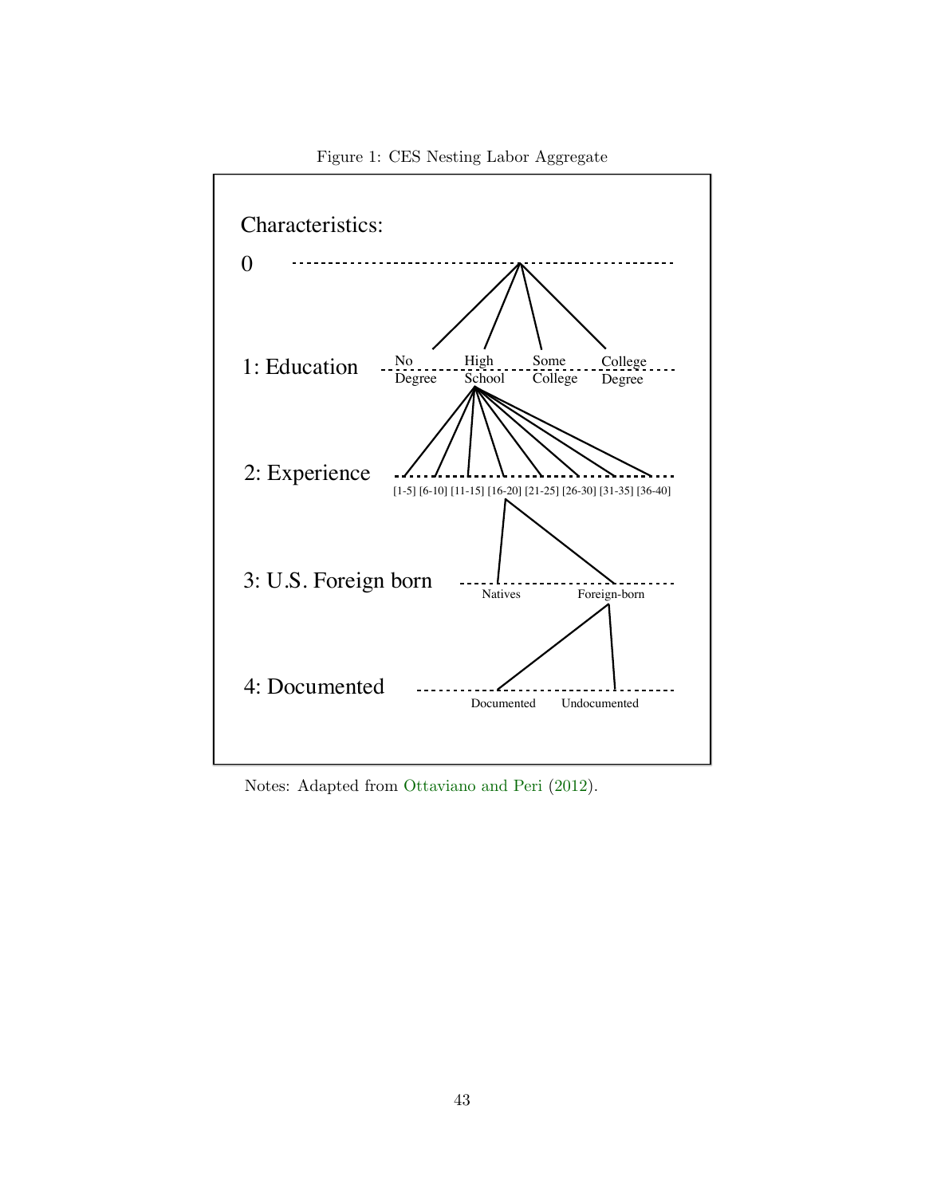Figure 1: CES Nesting Labor Aggregate

Characteristics:

0

1: Education

No Degree

High School

Some College

College Degree

2: Experience

[1-5] [6-10] [11-15] [16-20] [21-25] [26-30] [31-35] [36-40]

3: U.S. Foreign born

Natives

Foreign-born

4: Documented

Documented

Undocumented

Notes: Adapted from Ottaviano and Peri (2012).